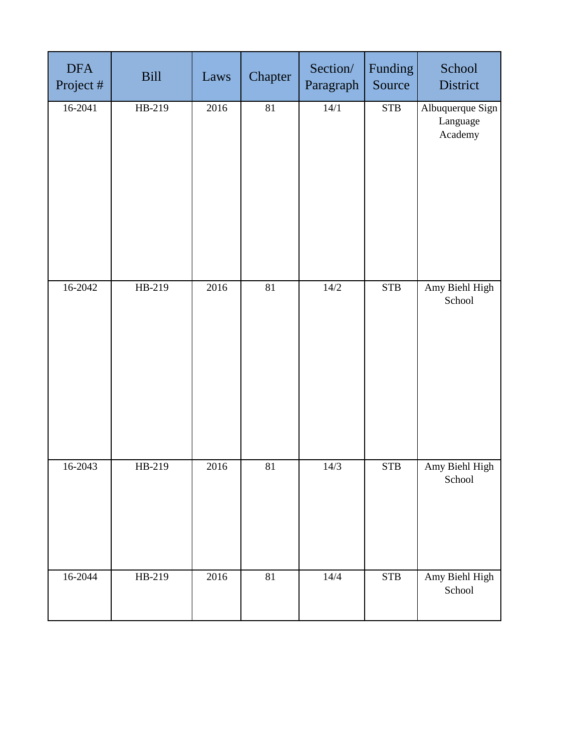| DFA Project # | Bill | Laws | Chapter | Section/ Paragraph | Funding Source | School District |
|---|---|---|---|---|---|---|
| 16-2041 | HB-219 | 2016 | 81 | 14/1 | STB | Albuquerque Sign Language Academy |
| 16-2042 | HB-219 | 2016 | 81 | 14/2 | STB | Amy Biehl High School |
| 16-2043 | HB-219 | 2016 | 81 | 14/3 | STB | Amy Biehl High School |
| 16-2044 | HB-219 | 2016 | 81 | 14/4 | STB | Amy Biehl High School |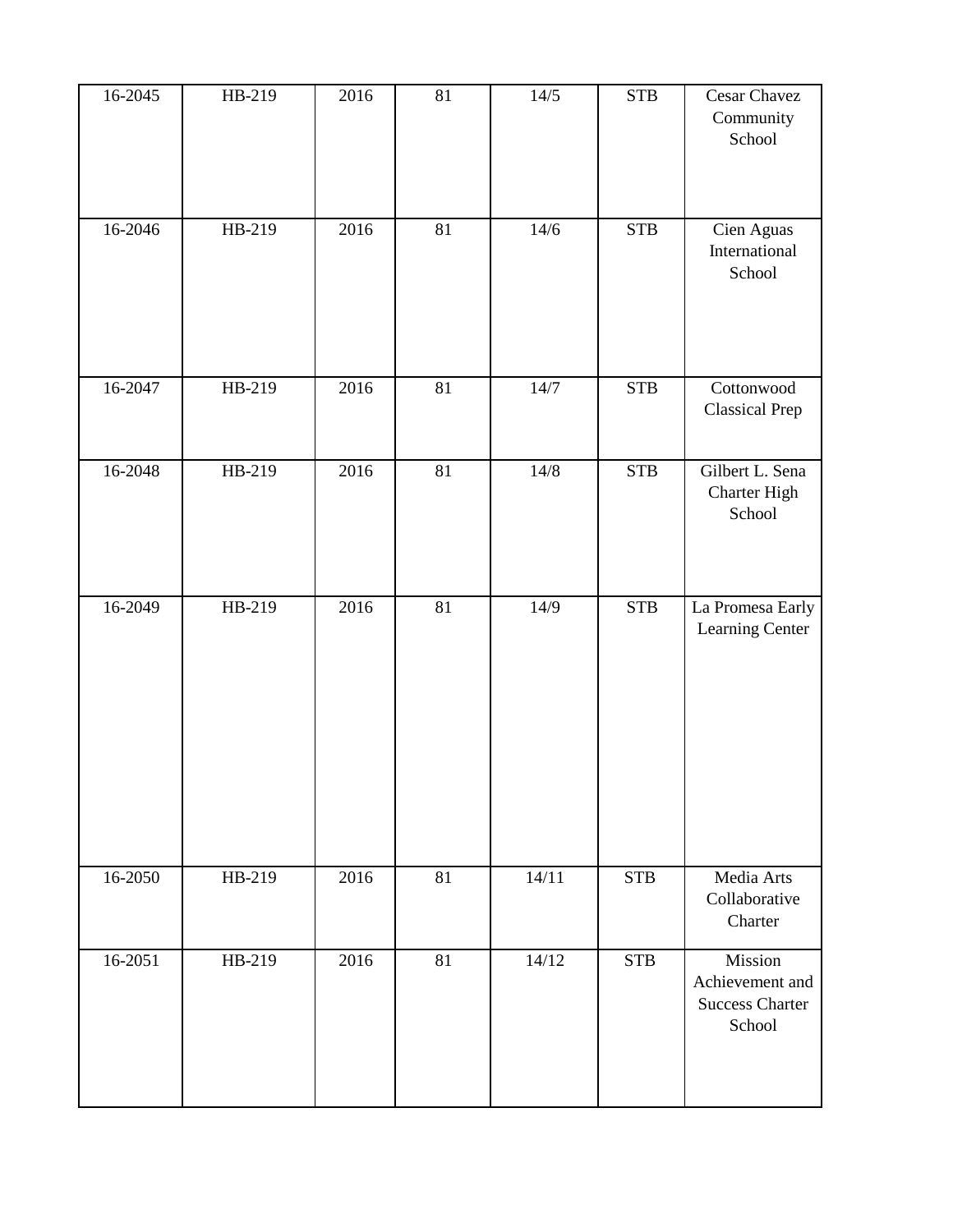| 16-2045 | HB-219 | 2016 | 81 | 14/5 | STB | Cesar Chavez Community School |
|---|---|---|---|---|---|---|
| 16-2046 | HB-219 | 2016 | 81 | 14/6 | STB | Cien Aguas International School |
| 16-2047 | HB-219 | 2016 | 81 | 14/7 | STB | Cottonwood Classical Prep |
| 16-2048 | HB-219 | 2016 | 81 | 14/8 | STB | Gilbert L. Sena Charter High School |
| 16-2049 | HB-219 | 2016 | 81 | 14/9 | STB | La Promesa Early Learning Center |
| 16-2050 | HB-219 | 2016 | 81 | 14/11 | STB | Media Arts Collaborative Charter |
| 16-2051 | HB-219 | 2016 | 81 | 14/12 | STB | Mission Achievement and Success Charter School |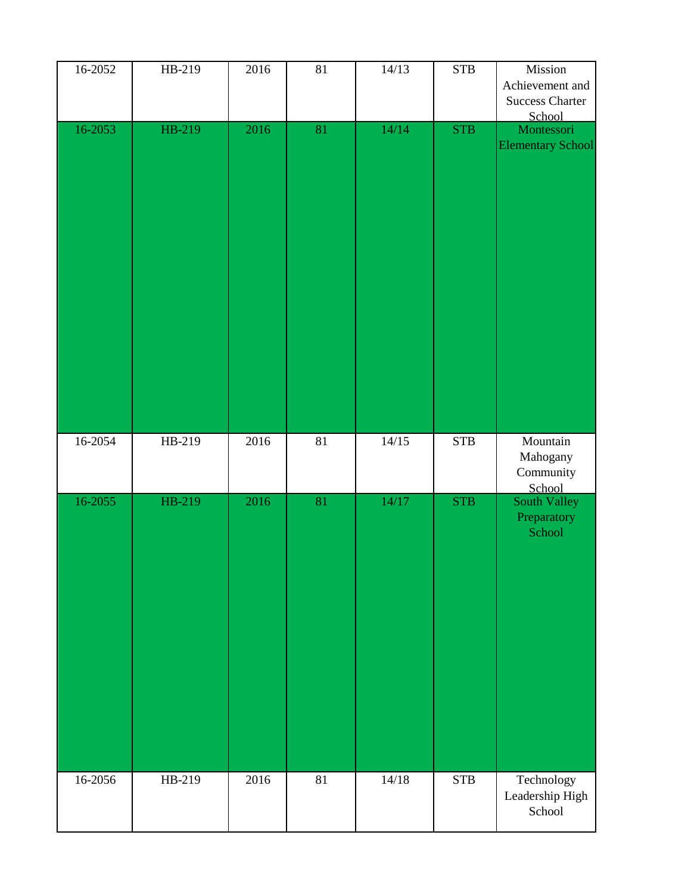| 16-2052 | HB-219 | 2016 | 81 | 14/13 | STB | Mission Achievement and Success Charter School |
|---|---|---|---|---|---|---|
| 16-2053 | HB-219 | 2016 | 81 | 14/14 | STB | Montessori Elementary School |
| 16-2054 | HB-219 | 2016 | 81 | 14/15 | STB | Mountain Mahogany Community School |
| 16-2055 | HB-219 | 2016 | 81 | 14/17 | STB | South Valley Preparatory School |
| 16-2056 | HB-219 | 2016 | 81 | 14/18 | STB | Technology Leadership High School |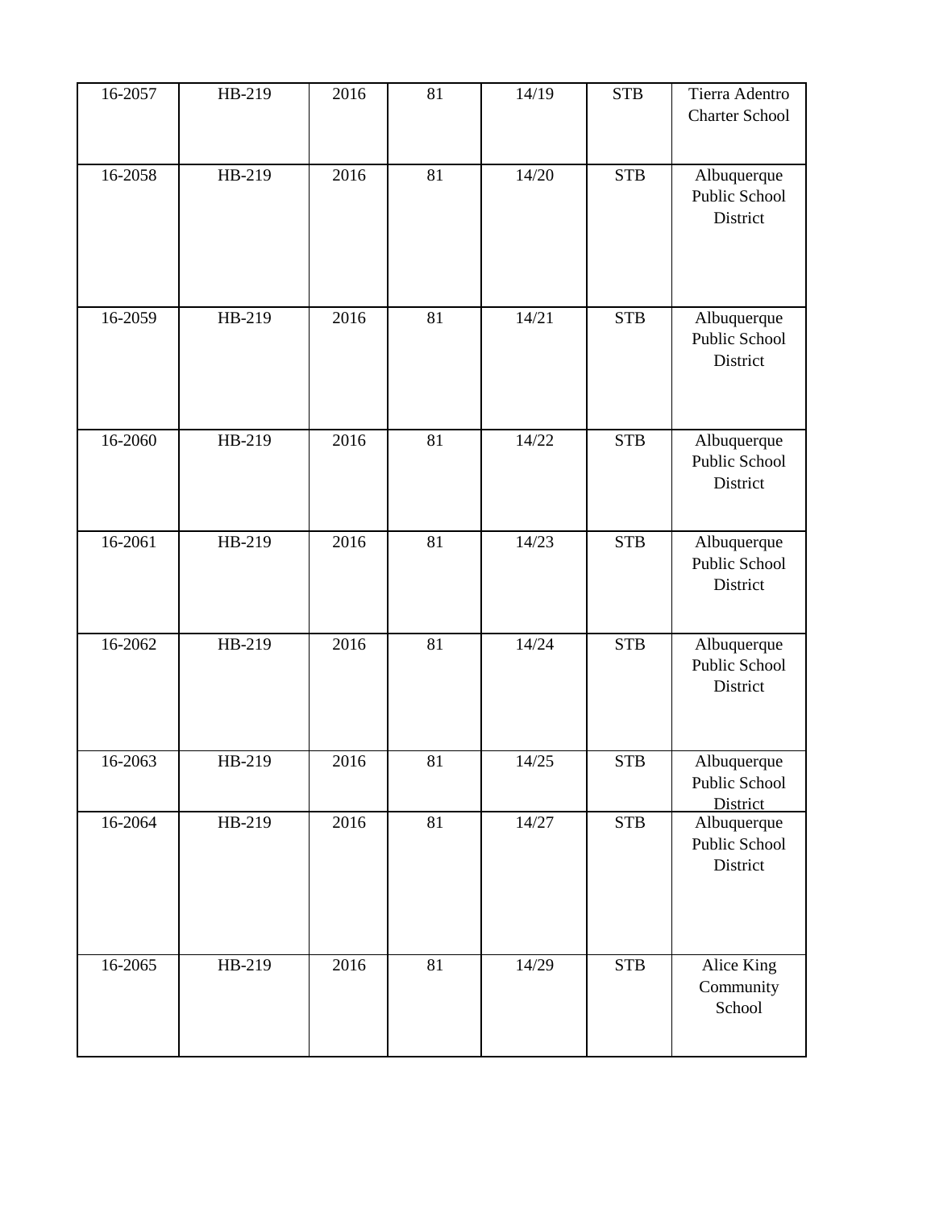| 16-2057 | HB-219 | 2016 | 81 | 14/19 | STB | Tierra Adentro Charter School |
|---|---|---|---|---|---|---|
| 16-2058 | HB-219 | 2016 | 81 | 14/20 | STB | Albuquerque Public School District |
| 16-2059 | HB-219 | 2016 | 81 | 14/21 | STB | Albuquerque Public School District |
| 16-2060 | HB-219 | 2016 | 81 | 14/22 | STB | Albuquerque Public School District |
| 16-2061 | HB-219 | 2016 | 81 | 14/23 | STB | Albuquerque Public School District |
| 16-2062 | HB-219 | 2016 | 81 | 14/24 | STB | Albuquerque Public School District |
| 16-2063 | HB-219 | 2016 | 81 | 14/25 | STB | Albuquerque Public School District |
| 16-2064 | HB-219 | 2016 | 81 | 14/27 | STB | Albuquerque Public School District |
| 16-2065 | HB-219 | 2016 | 81 | 14/29 | STB | Alice King Community School |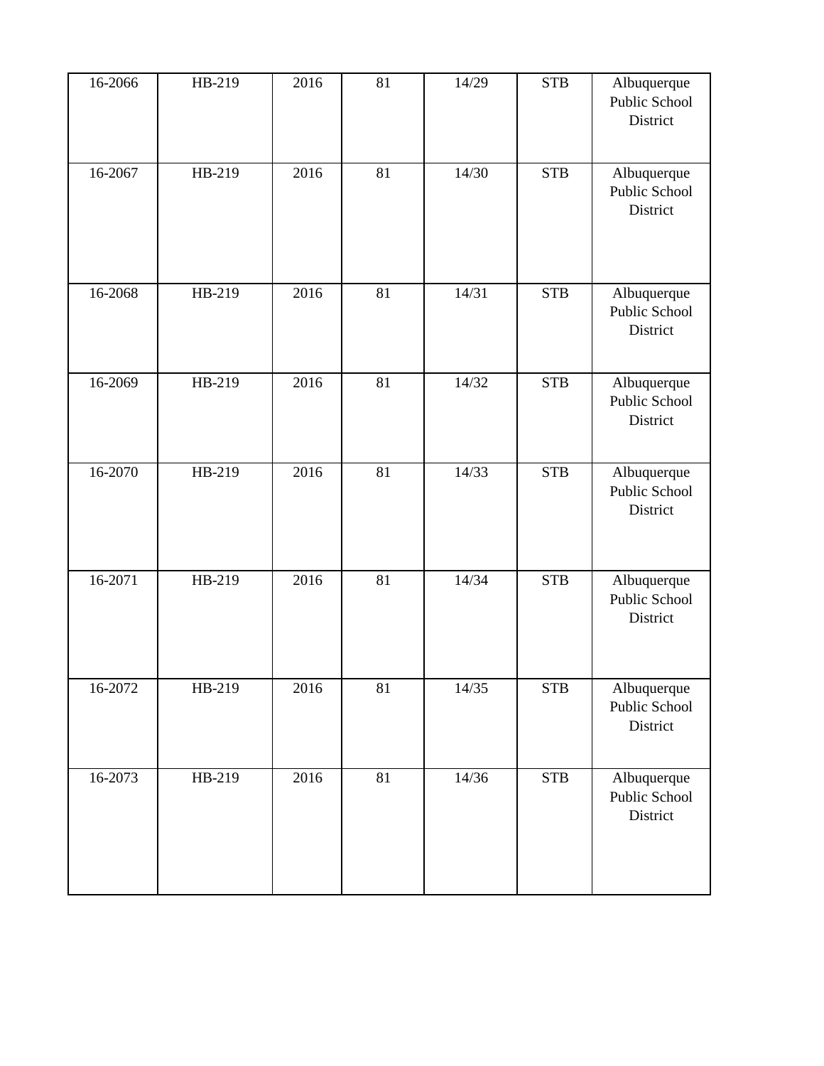| | | | | | | |
|---|---|---|---|---|---|---|
| 16-2066 | HB-219 | 2016 | 81 | 14/29 | STB | Albuquerque Public School District |
| 16-2067 | HB-219 | 2016 | 81 | 14/30 | STB | Albuquerque Public School District |
| 16-2068 | HB-219 | 2016 | 81 | 14/31 | STB | Albuquerque Public School District |
| 16-2069 | HB-219 | 2016 | 81 | 14/32 | STB | Albuquerque Public School District |
| 16-2070 | HB-219 | 2016 | 81 | 14/33 | STB | Albuquerque Public School District |
| 16-2071 | HB-219 | 2016 | 81 | 14/34 | STB | Albuquerque Public School District |
| 16-2072 | HB-219 | 2016 | 81 | 14/35 | STB | Albuquerque Public School District |
| 16-2073 | HB-219 | 2016 | 81 | 14/36 | STB | Albuquerque Public School District |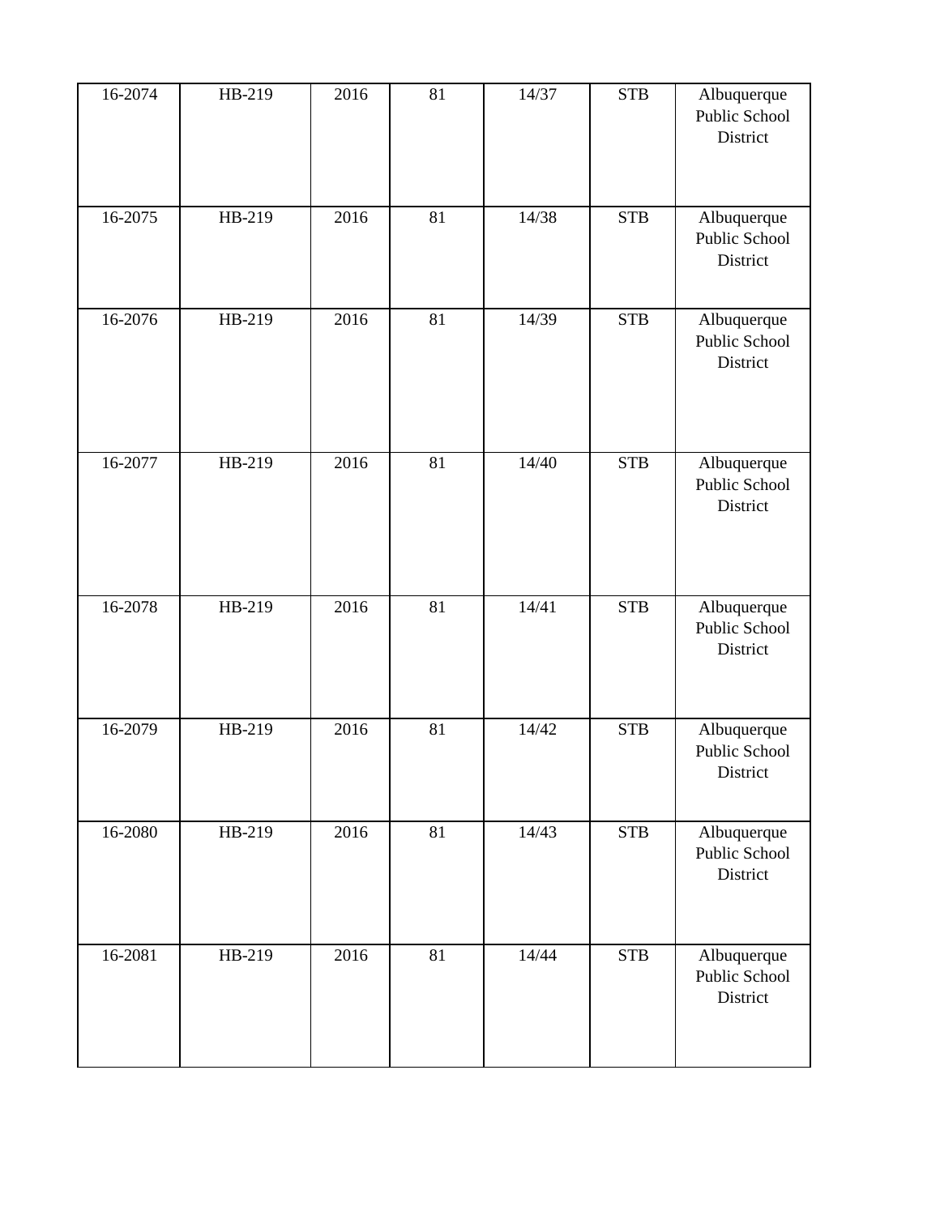| | | | | | | |
|---|---|---|---|---|---|---|
| 16-2074 | HB-219 | 2016 | 81 | 14/37 | STB | Albuquerque Public School District |
| 16-2075 | HB-219 | 2016 | 81 | 14/38 | STB | Albuquerque Public School District |
| 16-2076 | HB-219 | 2016 | 81 | 14/39 | STB | Albuquerque Public School District |
| 16-2077 | HB-219 | 2016 | 81 | 14/40 | STB | Albuquerque Public School District |
| 16-2078 | HB-219 | 2016 | 81 | 14/41 | STB | Albuquerque Public School District |
| 16-2079 | HB-219 | 2016 | 81 | 14/42 | STB | Albuquerque Public School District |
| 16-2080 | HB-219 | 2016 | 81 | 14/43 | STB | Albuquerque Public School District |
| 16-2081 | HB-219 | 2016 | 81 | 14/44 | STB | Albuquerque Public School District |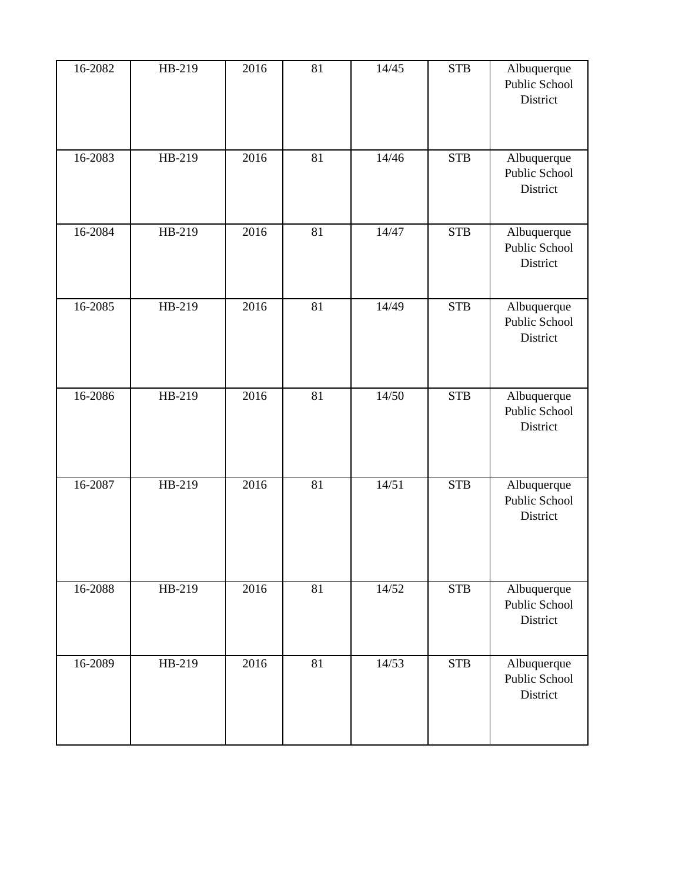| 16-2082 | HB-219 | 2016 | 81 | 14/45 | STB | Albuquerque Public School District |
|---|---|---|---|---|---|---|
| 16-2083 | HB-219 | 2016 | 81 | 14/46 | STB | Albuquerque Public School District |
| 16-2084 | HB-219 | 2016 | 81 | 14/47 | STB | Albuquerque Public School District |
| 16-2085 | HB-219 | 2016 | 81 | 14/49 | STB | Albuquerque Public School District |
| 16-2086 | HB-219 | 2016 | 81 | 14/50 | STB | Albuquerque Public School District |
| 16-2087 | HB-219 | 2016 | 81 | 14/51 | STB | Albuquerque Public School District |
| 16-2088 | HB-219 | 2016 | 81 | 14/52 | STB | Albuquerque Public School District |
| 16-2089 | HB-219 | 2016 | 81 | 14/53 | STB | Albuquerque Public School District |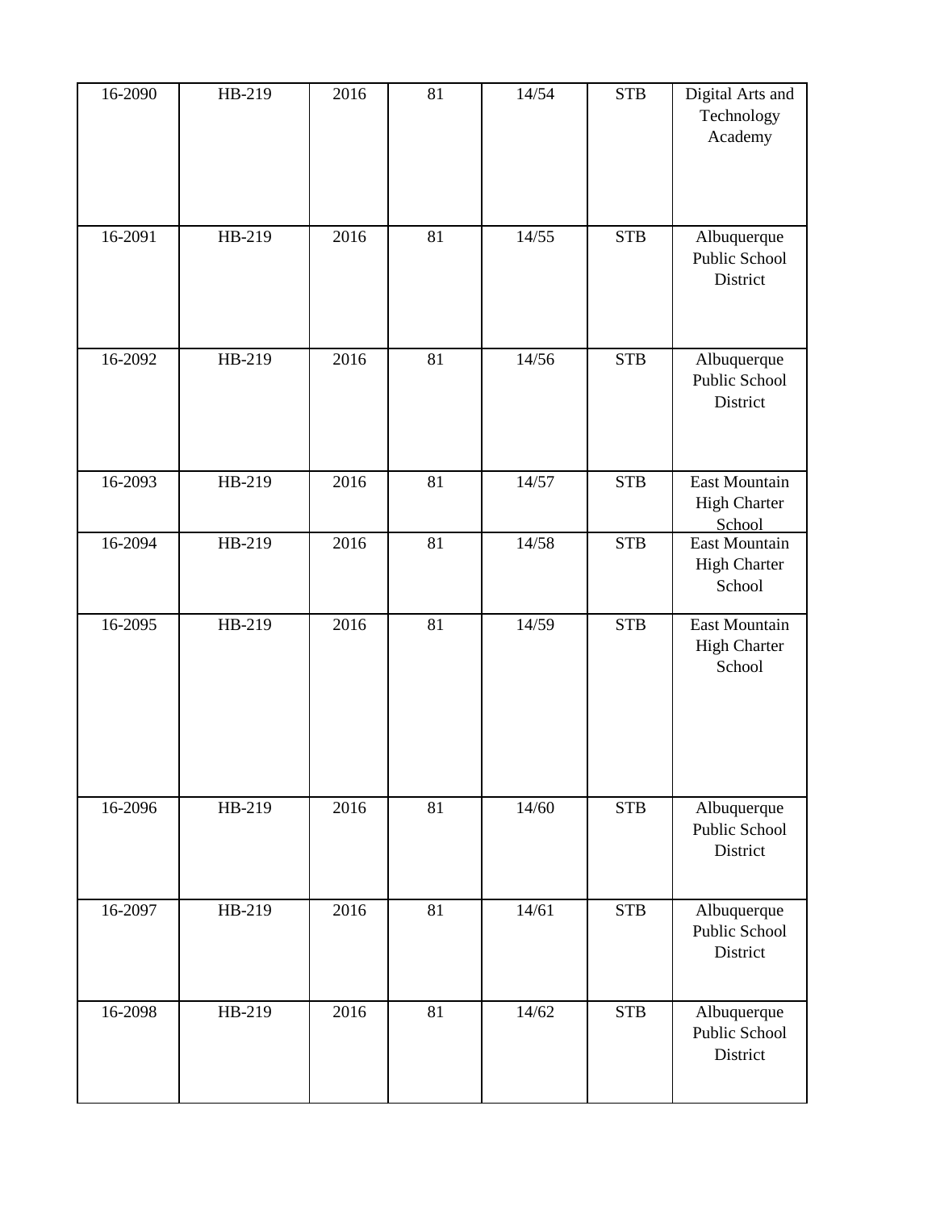| | | | | | | |
|---|---|---|---|---|---|---|
| 16-2090 | HB-219 | 2016 | 81 | 14/54 | STB | Digital Arts and Technology Academy |
| 16-2091 | HB-219 | 2016 | 81 | 14/55 | STB | Albuquerque Public School District |
| 16-2092 | HB-219 | 2016 | 81 | 14/56 | STB | Albuquerque Public School District |
| 16-2093 | HB-219 | 2016 | 81 | 14/57 | STB | East Mountain High Charter School |
| 16-2094 | HB-219 | 2016 | 81 | 14/58 | STB | East Mountain High Charter School |
| 16-2095 | HB-219 | 2016 | 81 | 14/59 | STB | East Mountain High Charter School |
| 16-2096 | HB-219 | 2016 | 81 | 14/60 | STB | Albuquerque Public School District |
| 16-2097 | HB-219 | 2016 | 81 | 14/61 | STB | Albuquerque Public School District |
| 16-2098 | HB-219 | 2016 | 81 | 14/62 | STB | Albuquerque Public School District |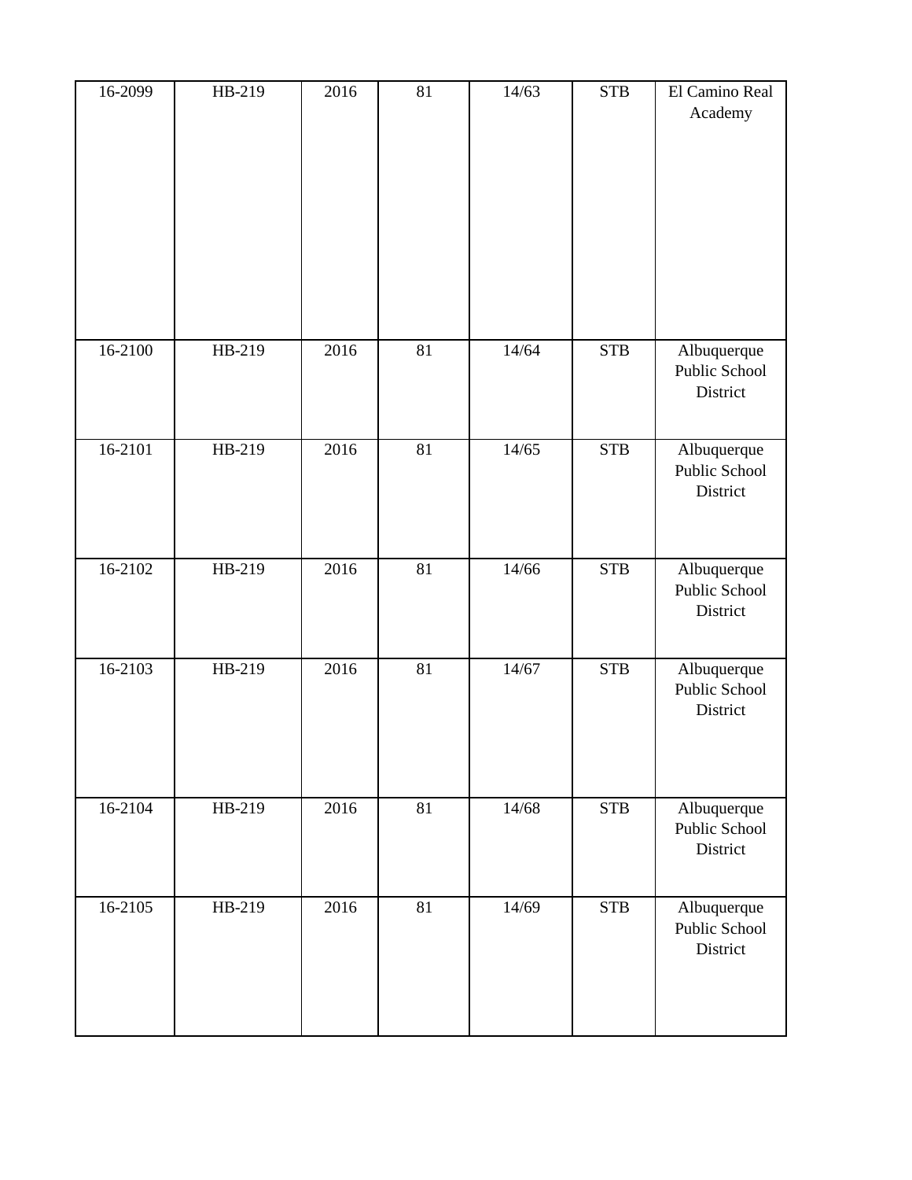| | | | | | | |
|---|---|---|---|---|---|---|
| 16-2099 | HB-219 | 2016 | 81 | 14/63 | STB | El Camino Real Academy |
| 16-2100 | HB-219 | 2016 | 81 | 14/64 | STB | Albuquerque Public School District |
| 16-2101 | HB-219 | 2016 | 81 | 14/65 | STB | Albuquerque Public School District |
| 16-2102 | HB-219 | 2016 | 81 | 14/66 | STB | Albuquerque Public School District |
| 16-2103 | HB-219 | 2016 | 81 | 14/67 | STB | Albuquerque Public School District |
| 16-2104 | HB-219 | 2016 | 81 | 14/68 | STB | Albuquerque Public School District |
| 16-2105 | HB-219 | 2016 | 81 | 14/69 | STB | Albuquerque Public School District |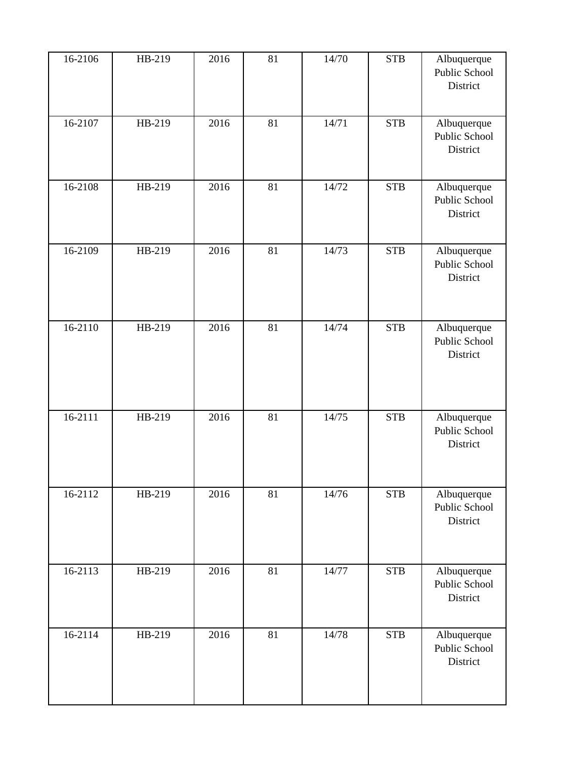| 16-2106 | HB-219 | 2016 | 81 | 14/70 | STB | Albuquerque Public School District |
|---|---|---|---|---|---|---|
| 16-2107 | HB-219 | 2016 | 81 | 14/71 | STB | Albuquerque Public School District |
| 16-2108 | HB-219 | 2016 | 81 | 14/72 | STB | Albuquerque Public School District |
| 16-2109 | HB-219 | 2016 | 81 | 14/73 | STB | Albuquerque Public School District |
| 16-2110 | HB-219 | 2016 | 81 | 14/74 | STB | Albuquerque Public School District |
| 16-2111 | HB-219 | 2016 | 81 | 14/75 | STB | Albuquerque Public School District |
| 16-2112 | HB-219 | 2016 | 81 | 14/76 | STB | Albuquerque Public School District |
| 16-2113 | HB-219 | 2016 | 81 | 14/77 | STB | Albuquerque Public School District |
| 16-2114 | HB-219 | 2016 | 81 | 14/78 | STB | Albuquerque Public School District |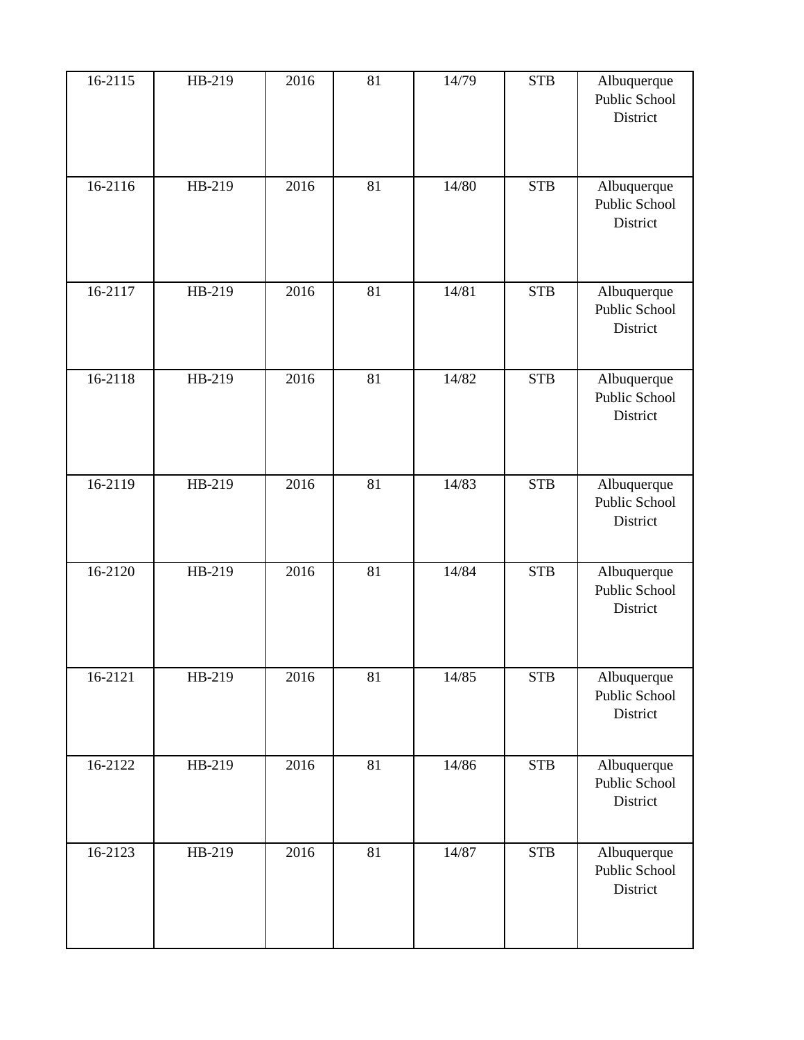| 16-2115 | HB-219 | 2016 | 81 | 14/79 | STB | Albuquerque Public School District |
|---|---|---|---|---|---|---|
| 16-2116 | HB-219 | 2016 | 81 | 14/80 | STB | Albuquerque Public School District |
| 16-2117 | HB-219 | 2016 | 81 | 14/81 | STB | Albuquerque Public School District |
| 16-2118 | HB-219 | 2016 | 81 | 14/82 | STB | Albuquerque Public School District |
| 16-2119 | HB-219 | 2016 | 81 | 14/83 | STB | Albuquerque Public School District |
| 16-2120 | HB-219 | 2016 | 81 | 14/84 | STB | Albuquerque Public School District |
| 16-2121 | HB-219 | 2016 | 81 | 14/85 | STB | Albuquerque Public School District |
| 16-2122 | HB-219 | 2016 | 81 | 14/86 | STB | Albuquerque Public School District |
| 16-2123 | HB-219 | 2016 | 81 | 14/87 | STB | Albuquerque Public School District |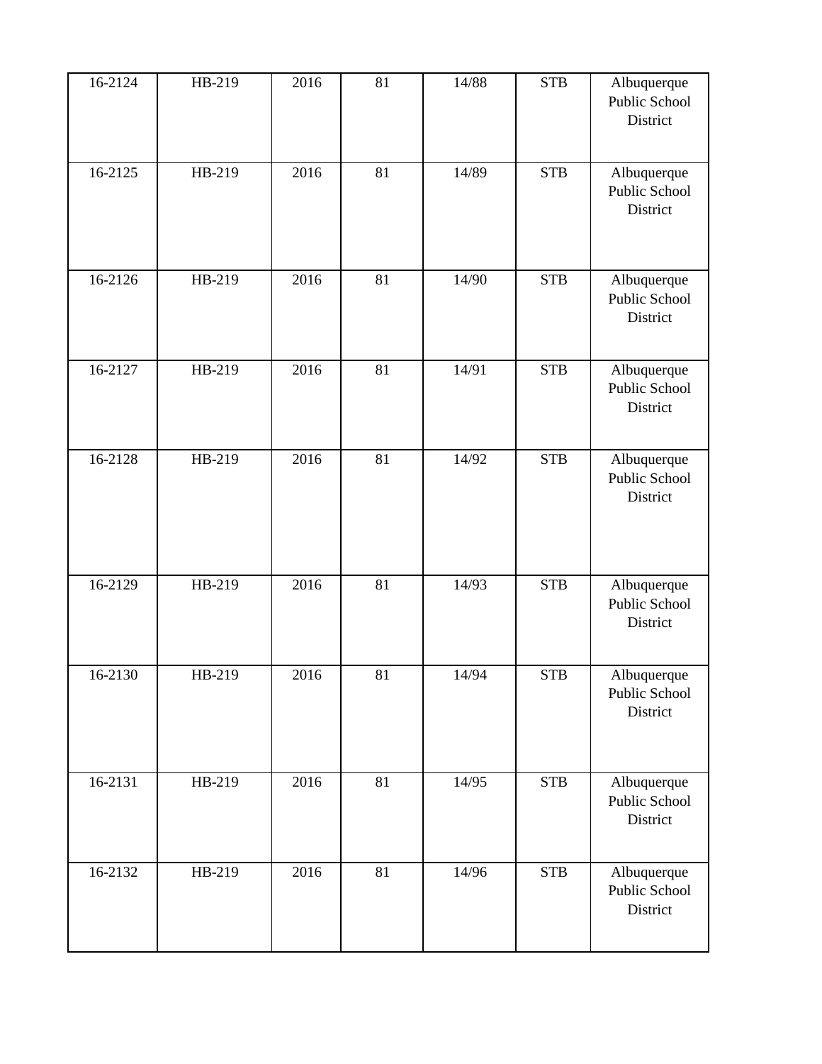| | | | | | | |
|---|---|---|---|---|---|---|
| 16-2124 | HB-219 | 2016 | 81 | 14/88 | STB | Albuquerque Public School District |
| 16-2125 | HB-219 | 2016 | 81 | 14/89 | STB | Albuquerque Public School District |
| 16-2126 | HB-219 | 2016 | 81 | 14/90 | STB | Albuquerque Public School District |
| 16-2127 | HB-219 | 2016 | 81 | 14/91 | STB | Albuquerque Public School District |
| 16-2128 | HB-219 | 2016 | 81 | 14/92 | STB | Albuquerque Public School District |
| 16-2129 | HB-219 | 2016 | 81 | 14/93 | STB | Albuquerque Public School District |
| 16-2130 | HB-219 | 2016 | 81 | 14/94 | STB | Albuquerque Public School District |
| 16-2131 | HB-219 | 2016 | 81 | 14/95 | STB | Albuquerque Public School District |
| 16-2132 | HB-219 | 2016 | 81 | 14/96 | STB | Albuquerque Public School District |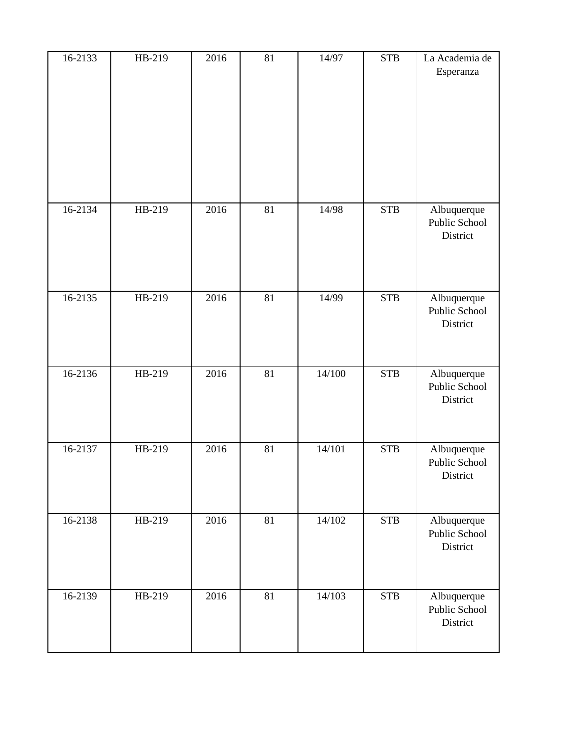| 16-2133 | HB-219 | 2016 | 81 | 14/97 | STB | La Academia de Esperanza |
|---|---|---|---|---|---|---|
| 16-2134 | HB-219 | 2016 | 81 | 14/98 | STB | Albuquerque Public School District |
| 16-2135 | HB-219 | 2016 | 81 | 14/99 | STB | Albuquerque Public School District |
| 16-2136 | HB-219 | 2016 | 81 | 14/100 | STB | Albuquerque Public School District |
| 16-2137 | HB-219 | 2016 | 81 | 14/101 | STB | Albuquerque Public School District |
| 16-2138 | HB-219 | 2016 | 81 | 14/102 | STB | Albuquerque Public School District |
| 16-2139 | HB-219 | 2016 | 81 | 14/103 | STB | Albuquerque Public School District |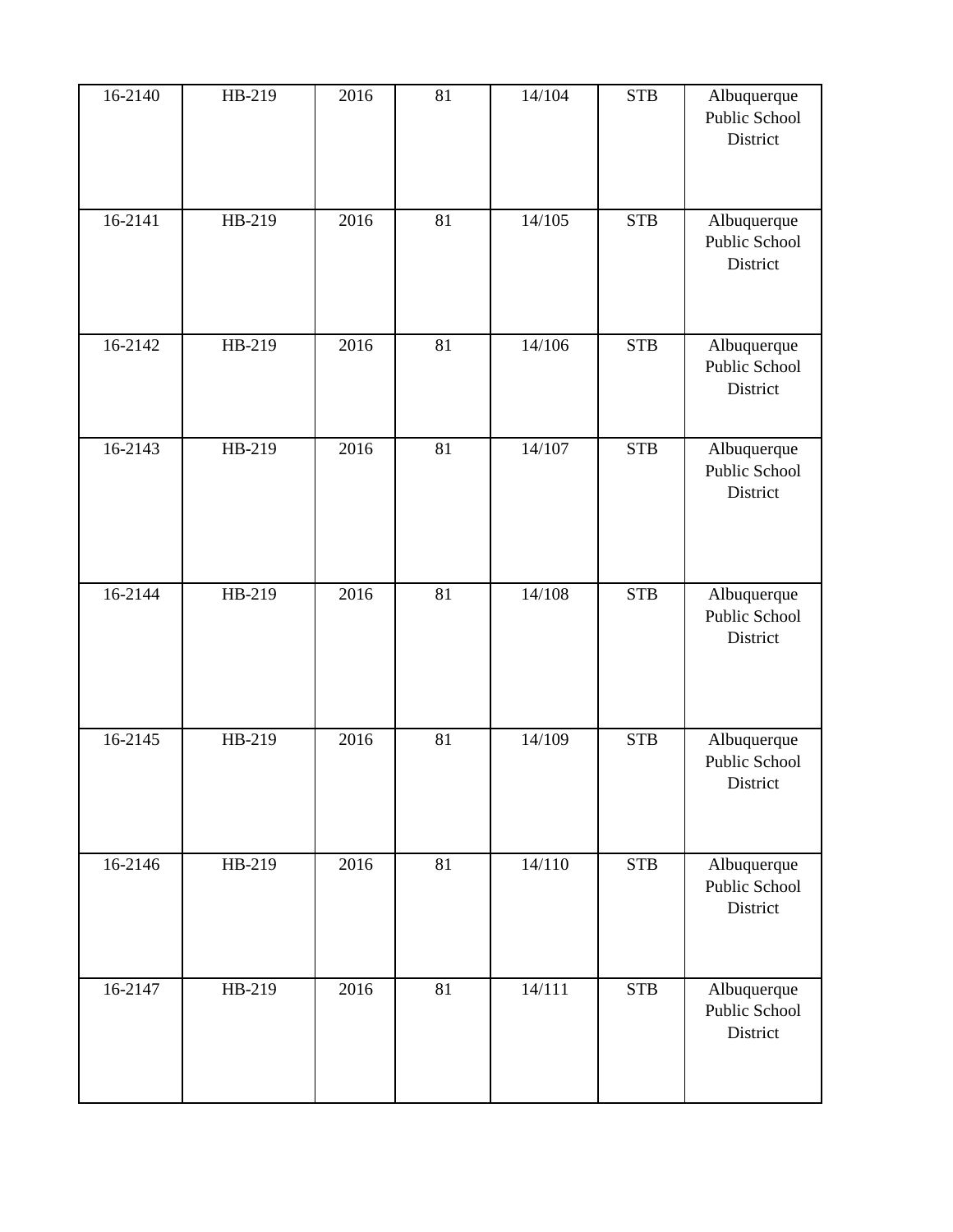| 16-2140 | HB-219 | 2016 | 81 | 14/104 | STB | Albuquerque Public School District |
|---|---|---|---|---|---|---|
| 16-2141 | HB-219 | 2016 | 81 | 14/105 | STB | Albuquerque Public School District |
| 16-2142 | HB-219 | 2016 | 81 | 14/106 | STB | Albuquerque Public School District |
| 16-2143 | HB-219 | 2016 | 81 | 14/107 | STB | Albuquerque Public School District |
| 16-2144 | HB-219 | 2016 | 81 | 14/108 | STB | Albuquerque Public School District |
| 16-2145 | HB-219 | 2016 | 81 | 14/109 | STB | Albuquerque Public School District |
| 16-2146 | HB-219 | 2016 | 81 | 14/110 | STB | Albuquerque Public School District |
| 16-2147 | HB-219 | 2016 | 81 | 14/111 | STB | Albuquerque Public School District |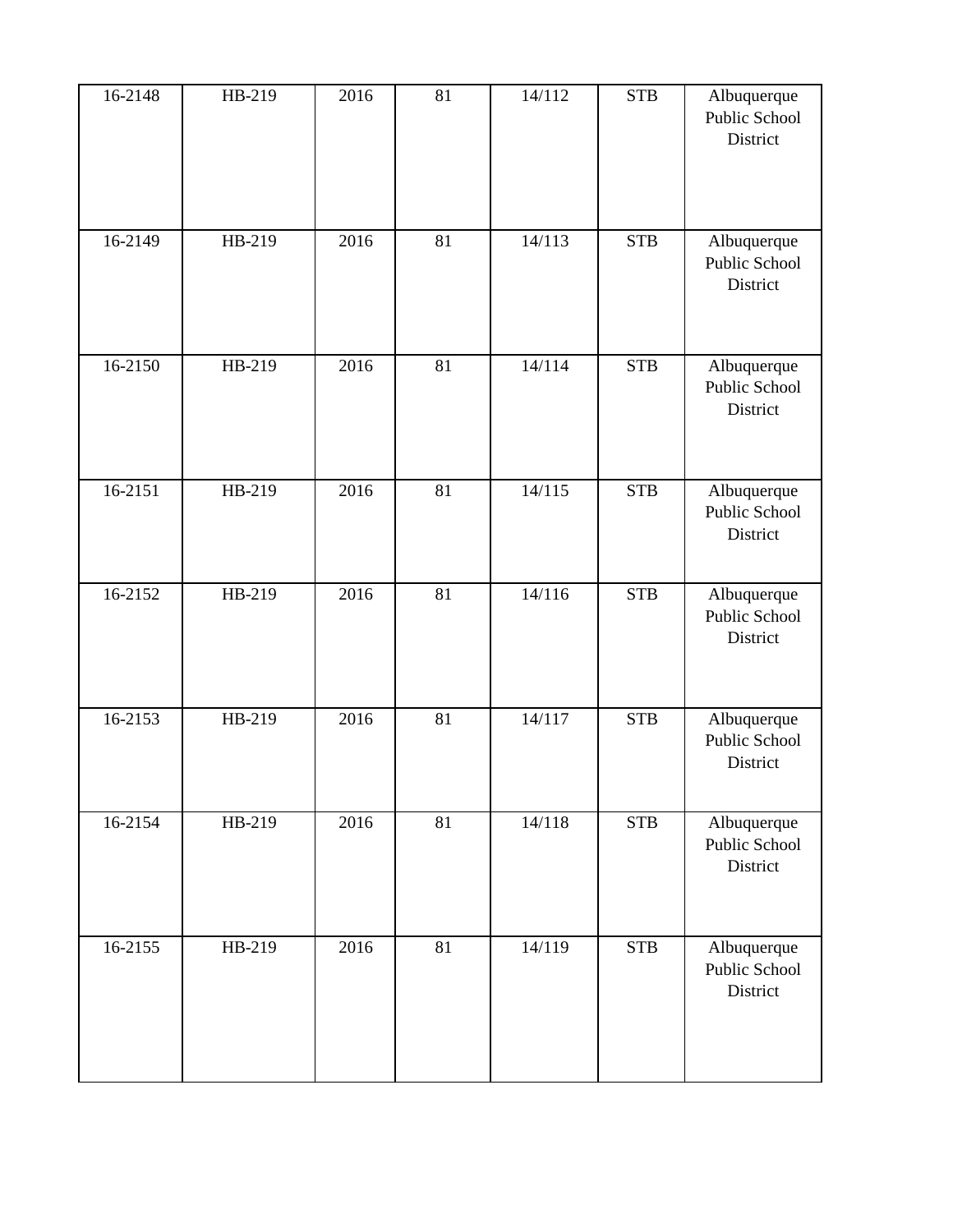| 16-2148 | HB-219 | 2016 | 81 | 14/112 | STB | Albuquerque Public School District |
|---|---|---|---|---|---|---|
| 16-2149 | HB-219 | 2016 | 81 | 14/113 | STB | Albuquerque Public School District |
| 16-2150 | HB-219 | 2016 | 81 | 14/114 | STB | Albuquerque Public School District |
| 16-2151 | HB-219 | 2016 | 81 | 14/115 | STB | Albuquerque Public School District |
| 16-2152 | HB-219 | 2016 | 81 | 14/116 | STB | Albuquerque Public School District |
| 16-2153 | HB-219 | 2016 | 81 | 14/117 | STB | Albuquerque Public School District |
| 16-2154 | HB-219 | 2016 | 81 | 14/118 | STB | Albuquerque Public School District |
| 16-2155 | HB-219 | 2016 | 81 | 14/119 | STB | Albuquerque Public School District |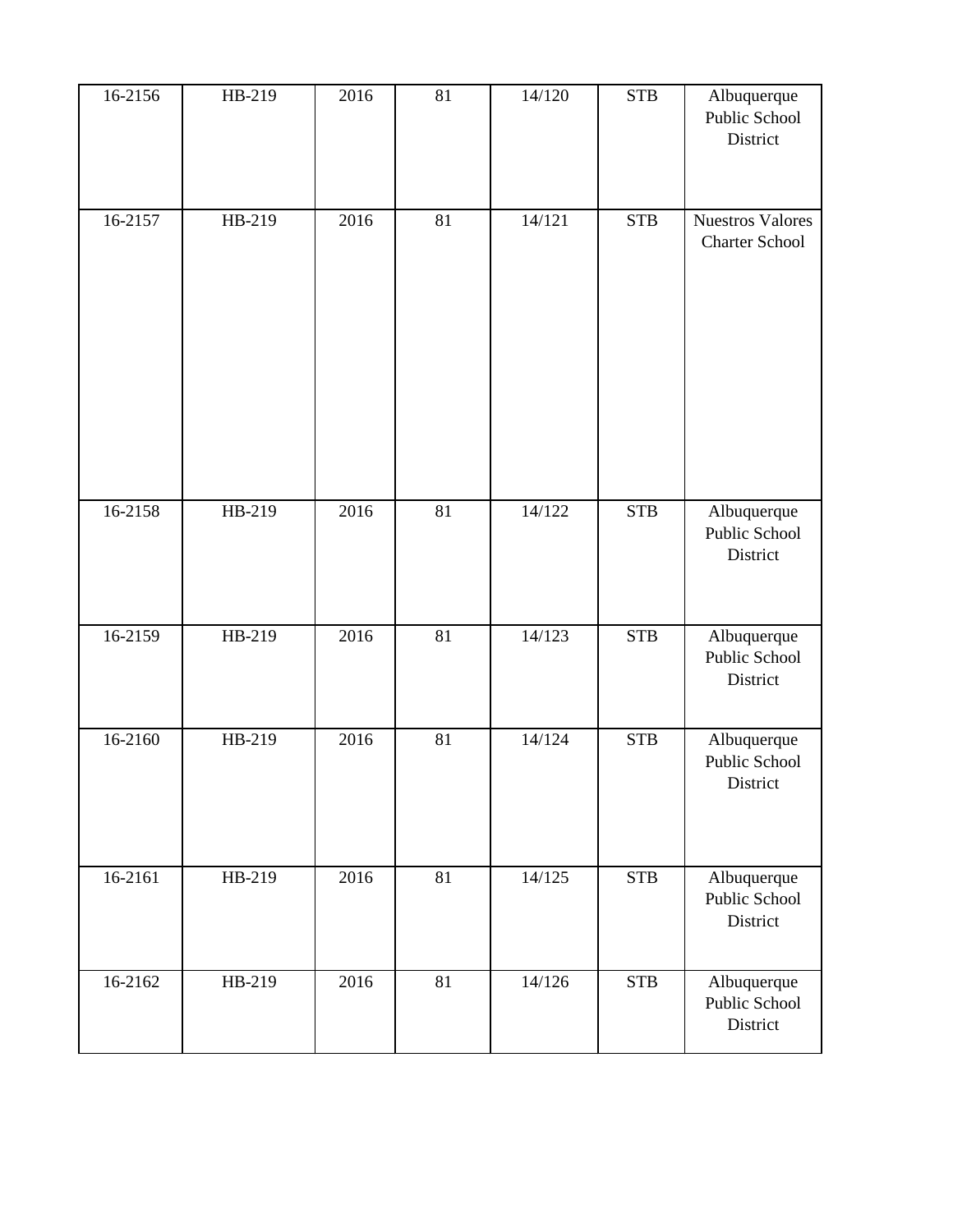| | | | | | | |
|---|---|---|---|---|---|---|
| 16-2156 | HB-219 | 2016 | 81 | 14/120 | STB | Albuquerque Public School District |
| 16-2157 | HB-219 | 2016 | 81 | 14/121 | STB | Nuestros Valores Charter School |
| 16-2158 | HB-219 | 2016 | 81 | 14/122 | STB | Albuquerque Public School District |
| 16-2159 | HB-219 | 2016 | 81 | 14/123 | STB | Albuquerque Public School District |
| 16-2160 | HB-219 | 2016 | 81 | 14/124 | STB | Albuquerque Public School District |
| 16-2161 | HB-219 | 2016 | 81 | 14/125 | STB | Albuquerque Public School District |
| 16-2162 | HB-219 | 2016 | 81 | 14/126 | STB | Albuquerque Public School District |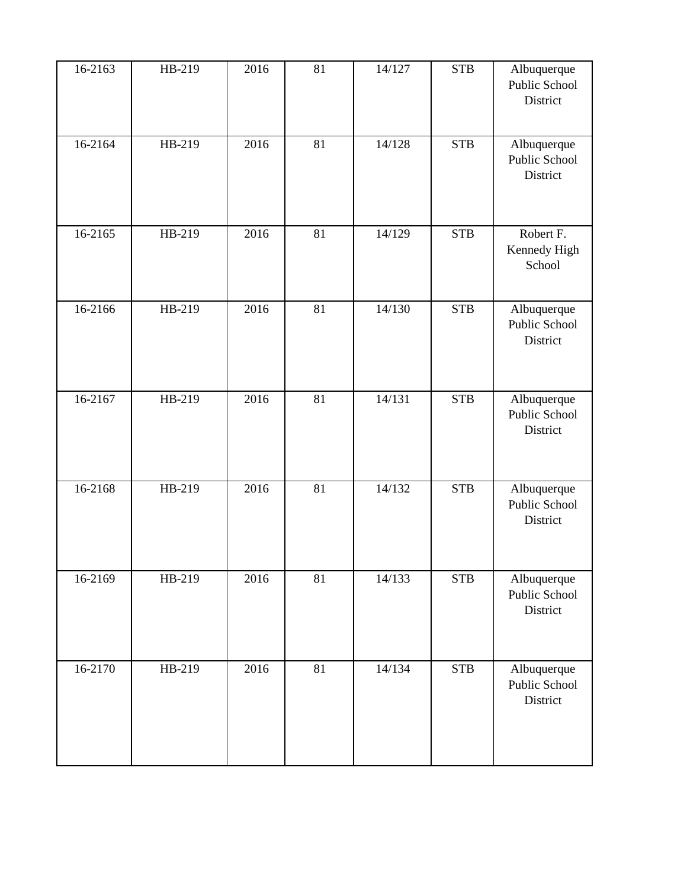| | | | | | | |
|---|---|---|---|---|---|---|
| 16-2163 | HB-219 | 2016 | 81 | 14/127 | STB | Albuquerque Public School District |
| 16-2164 | HB-219 | 2016 | 81 | 14/128 | STB | Albuquerque Public School District |
| 16-2165 | HB-219 | 2016 | 81 | 14/129 | STB | Robert F. Kennedy High School |
| 16-2166 | HB-219 | 2016 | 81 | 14/130 | STB | Albuquerque Public School District |
| 16-2167 | HB-219 | 2016 | 81 | 14/131 | STB | Albuquerque Public School District |
| 16-2168 | HB-219 | 2016 | 81 | 14/132 | STB | Albuquerque Public School District |
| 16-2169 | HB-219 | 2016 | 81 | 14/133 | STB | Albuquerque Public School District |
| 16-2170 | HB-219 | 2016 | 81 | 14/134 | STB | Albuquerque Public School District |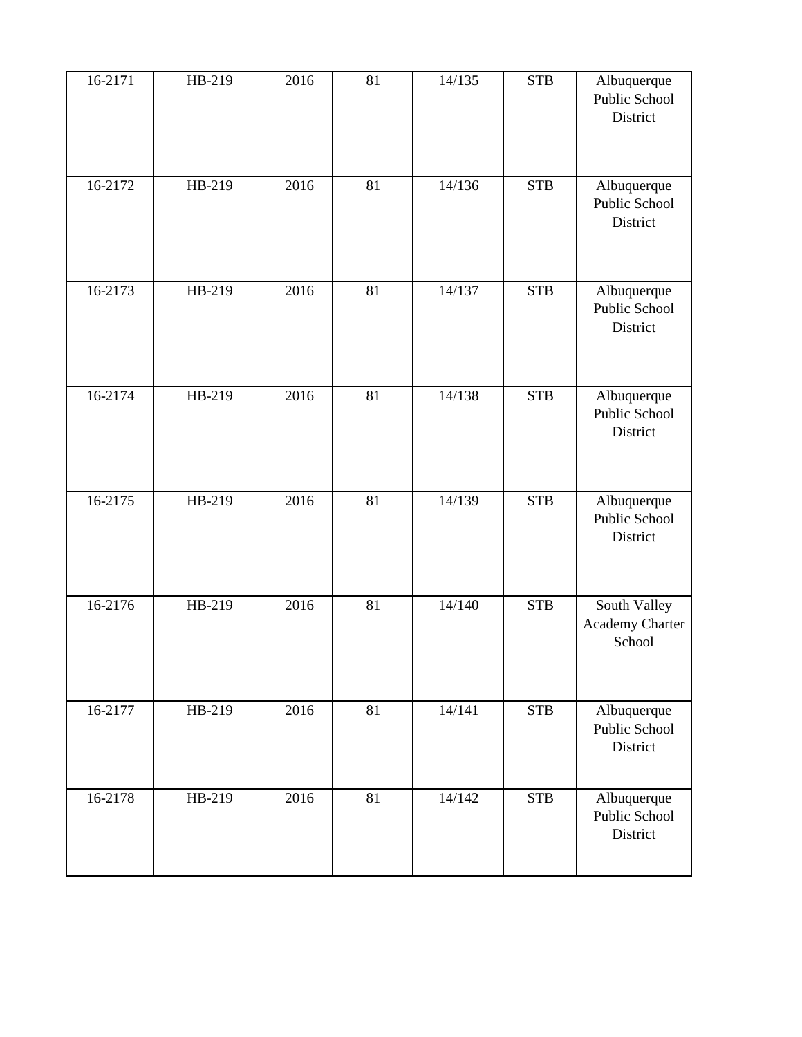| | | | | | | |
|---|---|---|---|---|---|---|
| 16-2171 | HB-219 | 2016 | 81 | 14/135 | STB | Albuquerque Public School District |
| 16-2172 | HB-219 | 2016 | 81 | 14/136 | STB | Albuquerque Public School District |
| 16-2173 | HB-219 | 2016 | 81 | 14/137 | STB | Albuquerque Public School District |
| 16-2174 | HB-219 | 2016 | 81 | 14/138 | STB | Albuquerque Public School District |
| 16-2175 | HB-219 | 2016 | 81 | 14/139 | STB | Albuquerque Public School District |
| 16-2176 | HB-219 | 2016 | 81 | 14/140 | STB | South Valley Academy Charter School |
| 16-2177 | HB-219 | 2016 | 81 | 14/141 | STB | Albuquerque Public School District |
| 16-2178 | HB-219 | 2016 | 81 | 14/142 | STB | Albuquerque Public School District |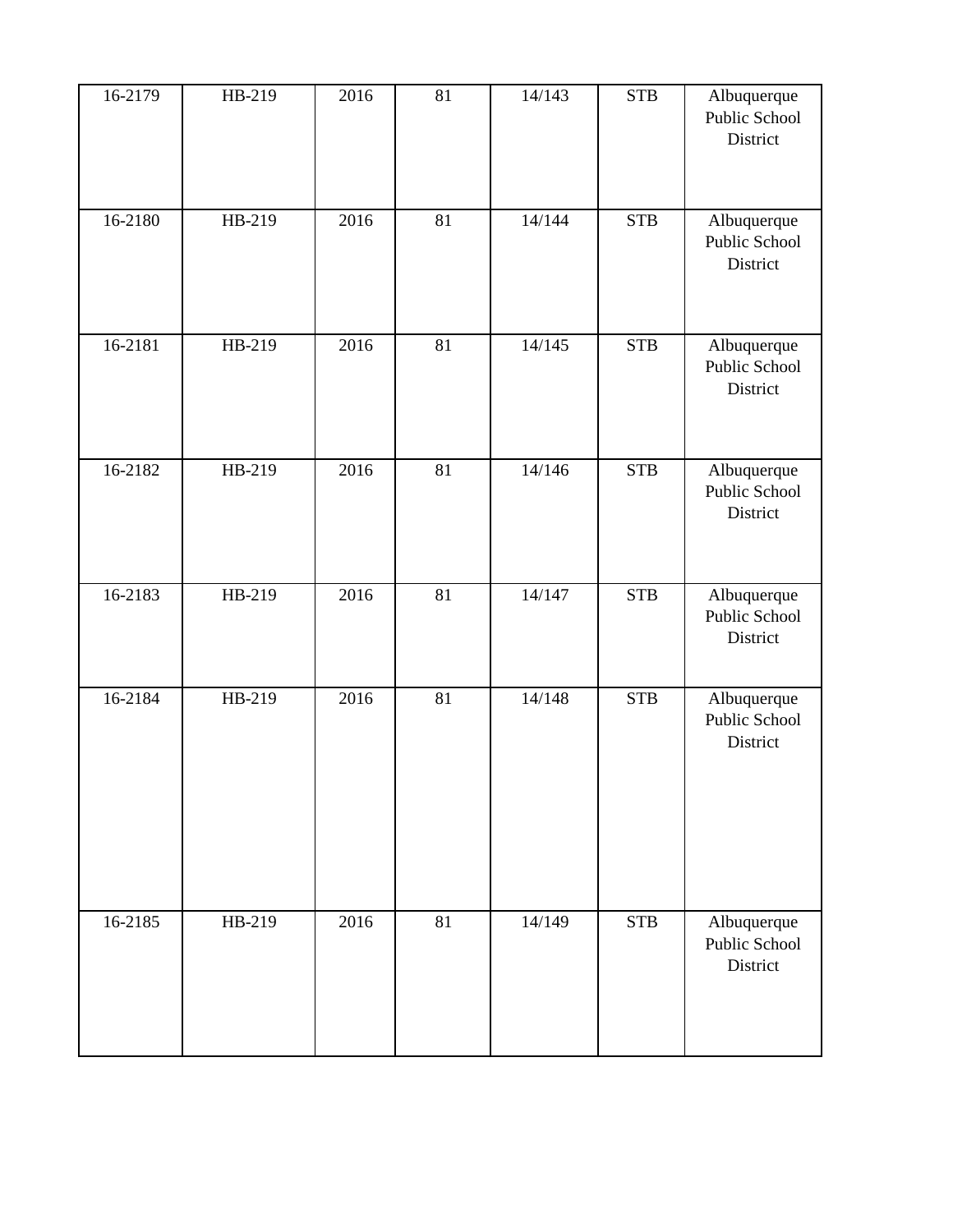| | | | | | | |
|---|---|---|---|---|---|---|
| 16-2179 | HB-219 | 2016 | 81 | 14/143 | STB | Albuquerque Public School District |
| 16-2180 | HB-219 | 2016 | 81 | 14/144 | STB | Albuquerque Public School District |
| 16-2181 | HB-219 | 2016 | 81 | 14/145 | STB | Albuquerque Public School District |
| 16-2182 | HB-219 | 2016 | 81 | 14/146 | STB | Albuquerque Public School District |
| 16-2183 | HB-219 | 2016 | 81 | 14/147 | STB | Albuquerque Public School District |
| 16-2184 | HB-219 | 2016 | 81 | 14/148 | STB | Albuquerque Public School District |
| 16-2185 | HB-219 | 2016 | 81 | 14/149 | STB | Albuquerque Public School District |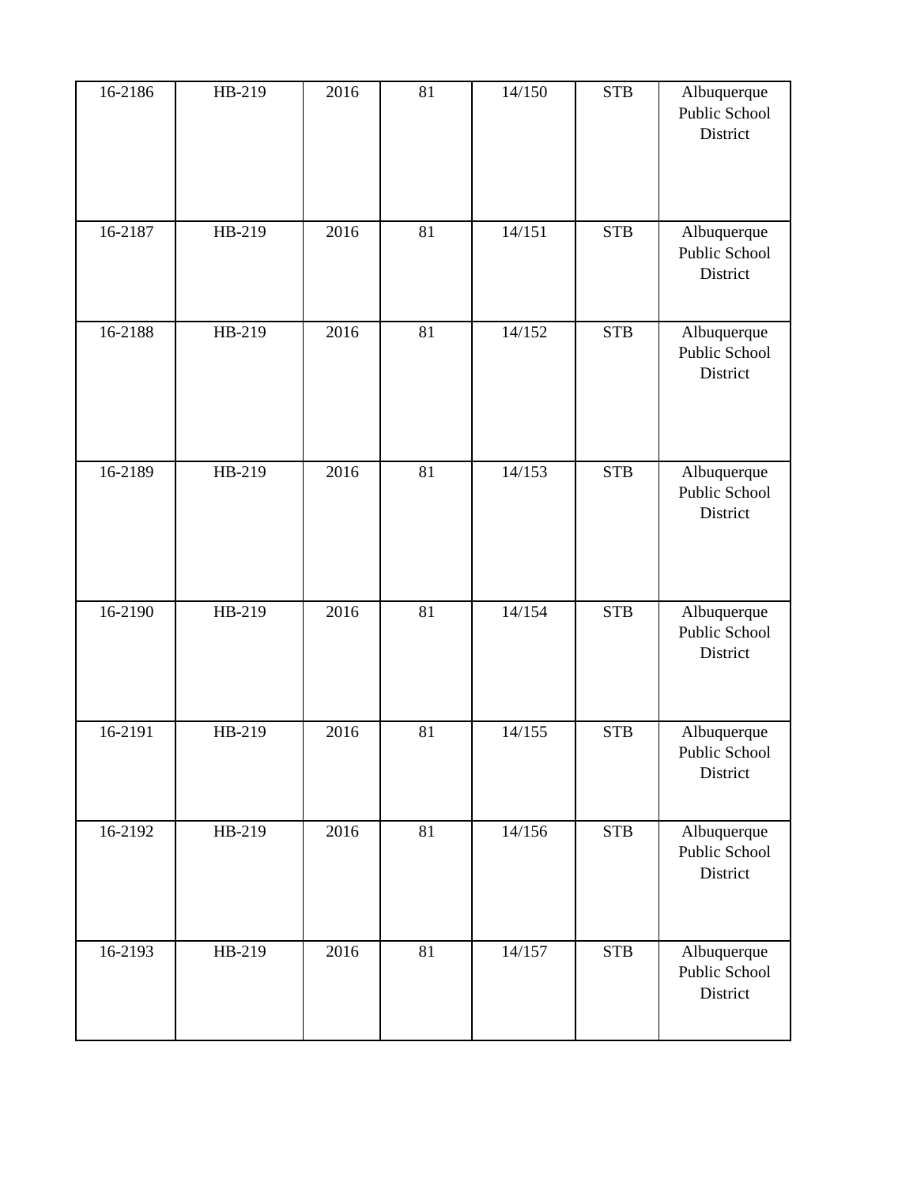| | | | | | | |
|---|---|---|---|---|---|---|
| 16-2186 | HB-219 | 2016 | 81 | 14/150 | STB | Albuquerque Public School District |
| 16-2187 | HB-219 | 2016 | 81 | 14/151 | STB | Albuquerque Public School District |
| 16-2188 | HB-219 | 2016 | 81 | 14/152 | STB | Albuquerque Public School District |
| 16-2189 | HB-219 | 2016 | 81 | 14/153 | STB | Albuquerque Public School District |
| 16-2190 | HB-219 | 2016 | 81 | 14/154 | STB | Albuquerque Public School District |
| 16-2191 | HB-219 | 2016 | 81 | 14/155 | STB | Albuquerque Public School District |
| 16-2192 | HB-219 | 2016 | 81 | 14/156 | STB | Albuquerque Public School District |
| 16-2193 | HB-219 | 2016 | 81 | 14/157 | STB | Albuquerque Public School District |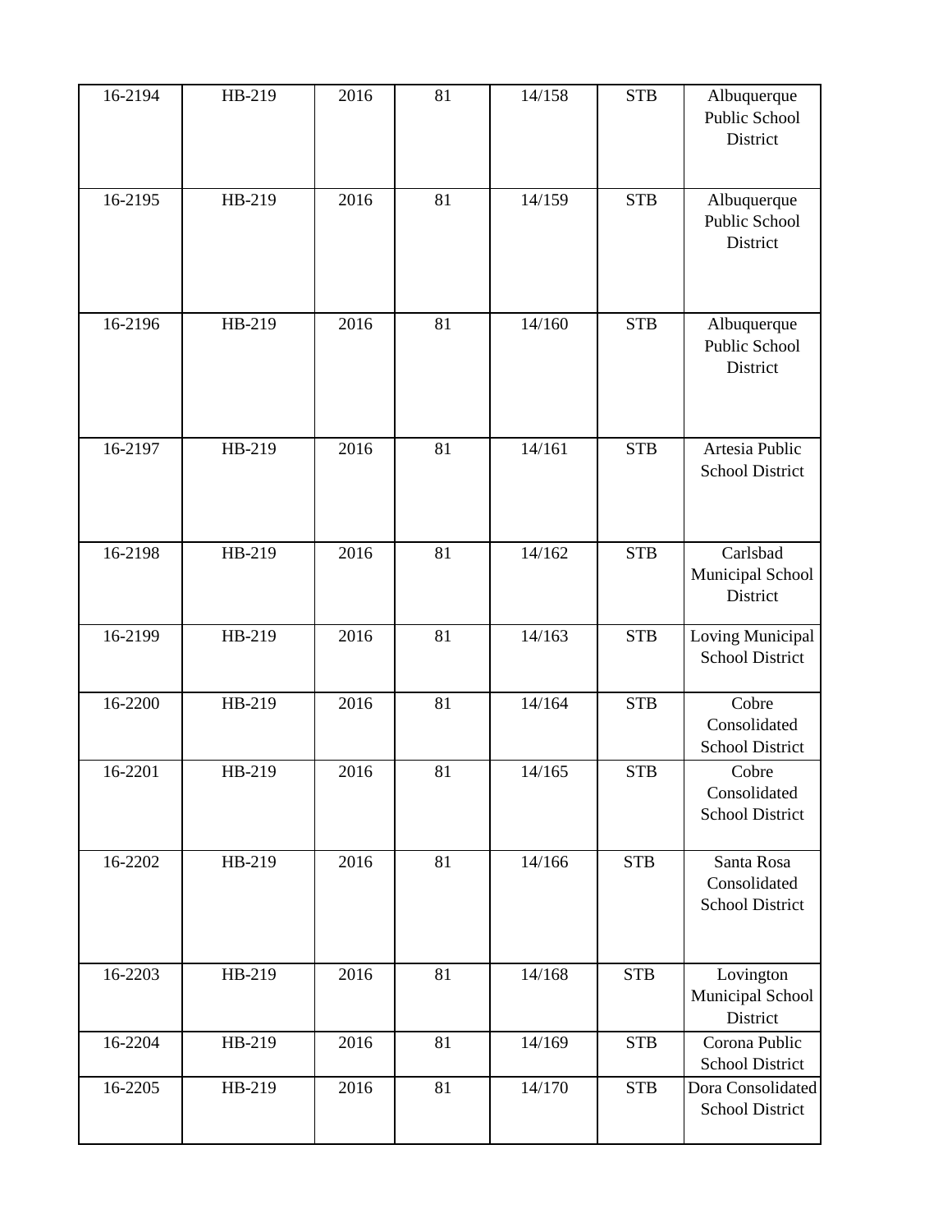| 16-2194 | HB-219 | 2016 | 81 | 14/158 | STB | Albuquerque Public School District |
|---|---|---|---|---|---|---|
| 16-2195 | HB-219 | 2016 | 81 | 14/159 | STB | Albuquerque Public School District |
| 16-2196 | HB-219 | 2016 | 81 | 14/160 | STB | Albuquerque Public School District |
| 16-2197 | HB-219 | 2016 | 81 | 14/161 | STB | Artesia Public School District |
| 16-2198 | HB-219 | 2016 | 81 | 14/162 | STB | Carlsbad Municipal School District |
| 16-2199 | HB-219 | 2016 | 81 | 14/163 | STB | Loving Municipal School District |
| 16-2200 | HB-219 | 2016 | 81 | 14/164 | STB | Cobre Consolidated School District |
| 16-2201 | HB-219 | 2016 | 81 | 14/165 | STB | Cobre Consolidated School District |
| 16-2202 | HB-219 | 2016 | 81 | 14/166 | STB | Santa Rosa Consolidated School District |
| 16-2203 | HB-219 | 2016 | 81 | 14/168 | STB | Lovington Municipal School District |
| 16-2204 | HB-219 | 2016 | 81 | 14/169 | STB | Corona Public School District |
| 16-2205 | HB-219 | 2016 | 81 | 14/170 | STB | Dora Consolidated School District |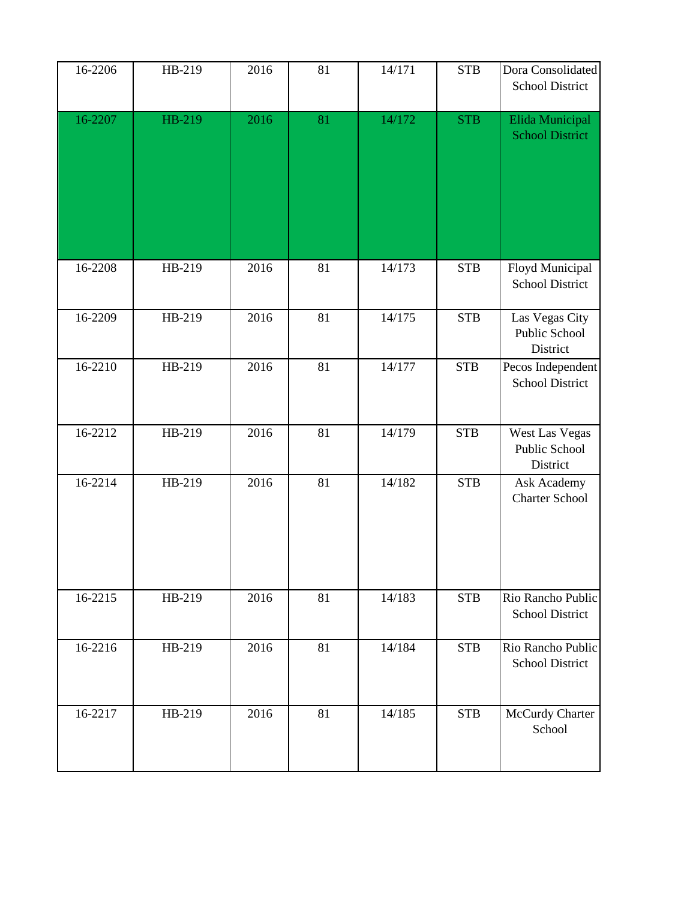| 16-2206 | HB-219 | 2016 | 81 | 14/171 | STB | Dora Consolidated School District |
|---|---|---|---|---|---|---|
| 16-2207 | HB-219 | 2016 | 81 | 14/172 | STB | Elida Municipal School District |
| 16-2208 | HB-219 | 2016 | 81 | 14/173 | STB | Floyd Municipal School District |
| 16-2209 | HB-219 | 2016 | 81 | 14/175 | STB | Las Vegas City Public School District |
| 16-2210 | HB-219 | 2016 | 81 | 14/177 | STB | Pecos Independent School District |
| 16-2212 | HB-219 | 2016 | 81 | 14/179 | STB | West Las Vegas Public School District |
| 16-2214 | HB-219 | 2016 | 81 | 14/182 | STB | Ask Academy Charter School |
| 16-2215 | HB-219 | 2016 | 81 | 14/183 | STB | Rio Rancho Public School District |
| 16-2216 | HB-219 | 2016 | 81 | 14/184 | STB | Rio Rancho Public School District |
| 16-2217 | HB-219 | 2016 | 81 | 14/185 | STB | McCurdy Charter School |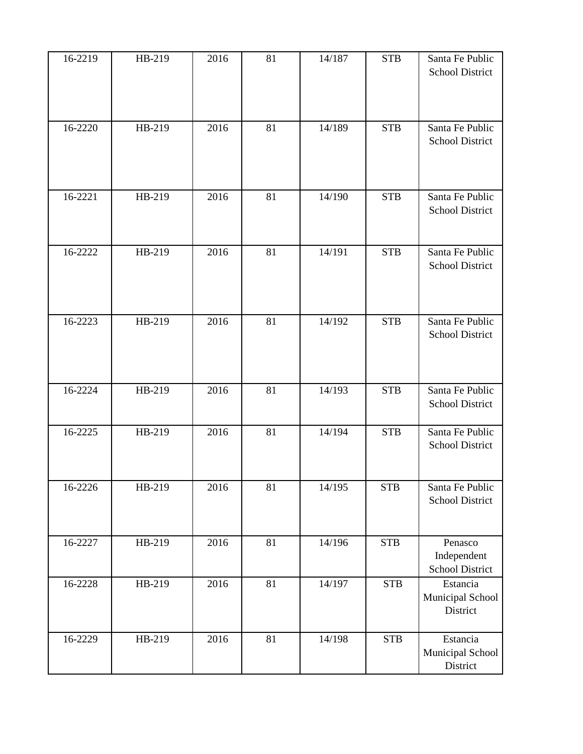| 16-2219 | HB-219 | 2016 | 81 | 14/187 | STB | Santa Fe Public School District |
|---|---|---|---|---|---|---|
| 16-2220 | HB-219 | 2016 | 81 | 14/189 | STB | Santa Fe Public School District |
| 16-2221 | HB-219 | 2016 | 81 | 14/190 | STB | Santa Fe Public School District |
| 16-2222 | HB-219 | 2016 | 81 | 14/191 | STB | Santa Fe Public School District |
| 16-2223 | HB-219 | 2016 | 81 | 14/192 | STB | Santa Fe Public School District |
| 16-2224 | HB-219 | 2016 | 81 | 14/193 | STB | Santa Fe Public School District |
| 16-2225 | HB-219 | 2016 | 81 | 14/194 | STB | Santa Fe Public School District |
| 16-2226 | HB-219 | 2016 | 81 | 14/195 | STB | Santa Fe Public School District |
| 16-2227 | HB-219 | 2016 | 81 | 14/196 | STB | Penasco Independent School District |
| 16-2228 | HB-219 | 2016 | 81 | 14/197 | STB | Estancia Municipal School District |
| 16-2229 | HB-219 | 2016 | 81 | 14/198 | STB | Estancia Municipal School District |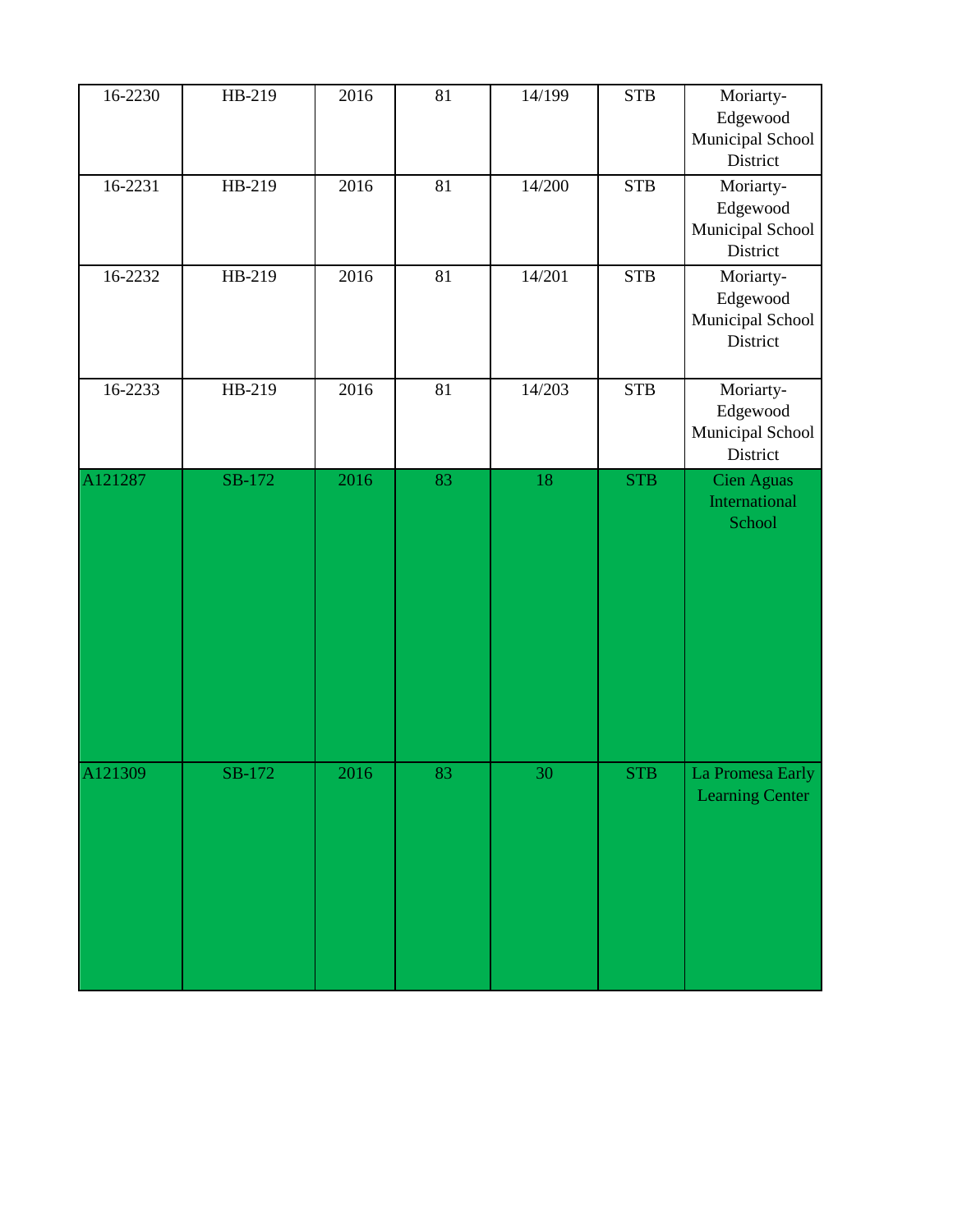| | | | | | | |
|---|---|---|---|---|---|---|
| 16-2230 | HB-219 | 2016 | 81 | 14/199 | STB | Moriarty-Edgewood Municipal School District |
| 16-2231 | HB-219 | 2016 | 81 | 14/200 | STB | Moriarty-Edgewood Municipal School District |
| 16-2232 | HB-219 | 2016 | 81 | 14/201 | STB | Moriarty-Edgewood Municipal School District |
| 16-2233 | HB-219 | 2016 | 81 | 14/203 | STB | Moriarty-Edgewood Municipal School District |
| A121287 | SB-172 | 2016 | 83 | 18 | STB | Cien Aguas International School |
| A121309 | SB-172 | 2016 | 83 | 30 | STB | La Promesa Early Learning Center |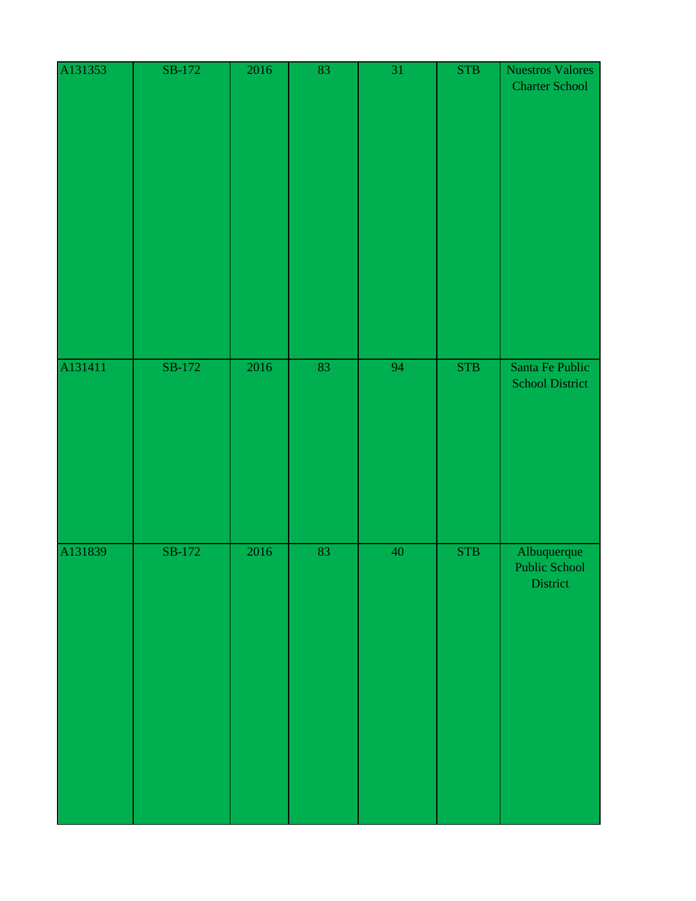| | | | | | | |
|---|---|---|---|---|---|---|
| A131353 | SB-172 | 2016 | 83 | 31 | STB | Nuestros Valores Charter School |
| A131411 | SB-172 | 2016 | 83 | 94 | STB | Santa Fe Public School District |
| A131839 | SB-172 | 2016 | 83 | 40 | STB | Albuquerque Public School District |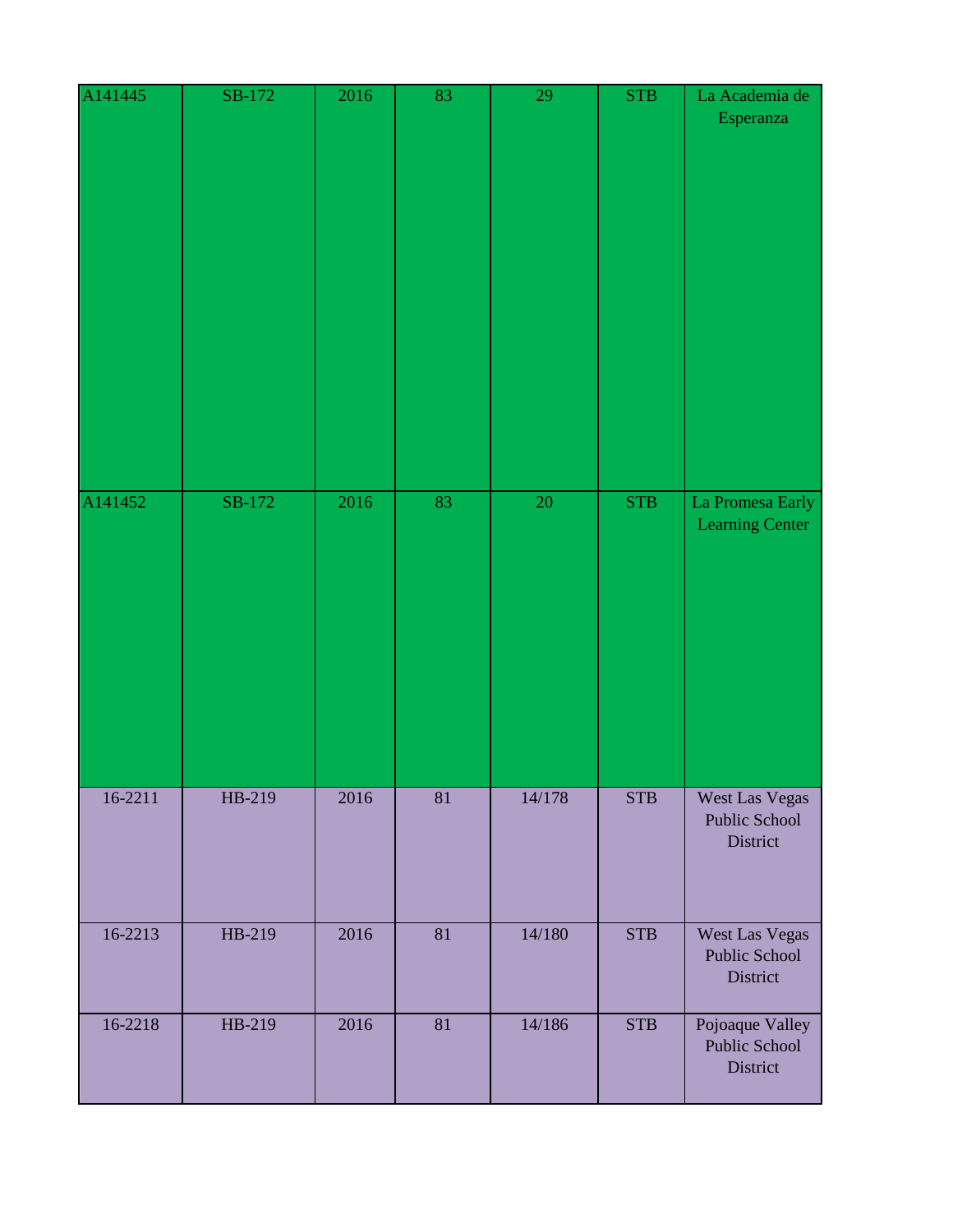| | | | | | | |
|---|---|---|---|---|---|---|
| A141445 | SB-172 | 2016 | 83 | 29 | STB | La Academia de Esperanza |
| A141452 | SB-172 | 2016 | 83 | 20 | STB | La Promesa Early Learning Center |
| 16-2211 | HB-219 | 2016 | 81 | 14/178 | STB | West Las Vegas Public School District |
| 16-2213 | HB-219 | 2016 | 81 | 14/180 | STB | West Las Vegas Public School District |
| 16-2218 | HB-219 | 2016 | 81 | 14/186 | STB | Pojoaque Valley Public School District |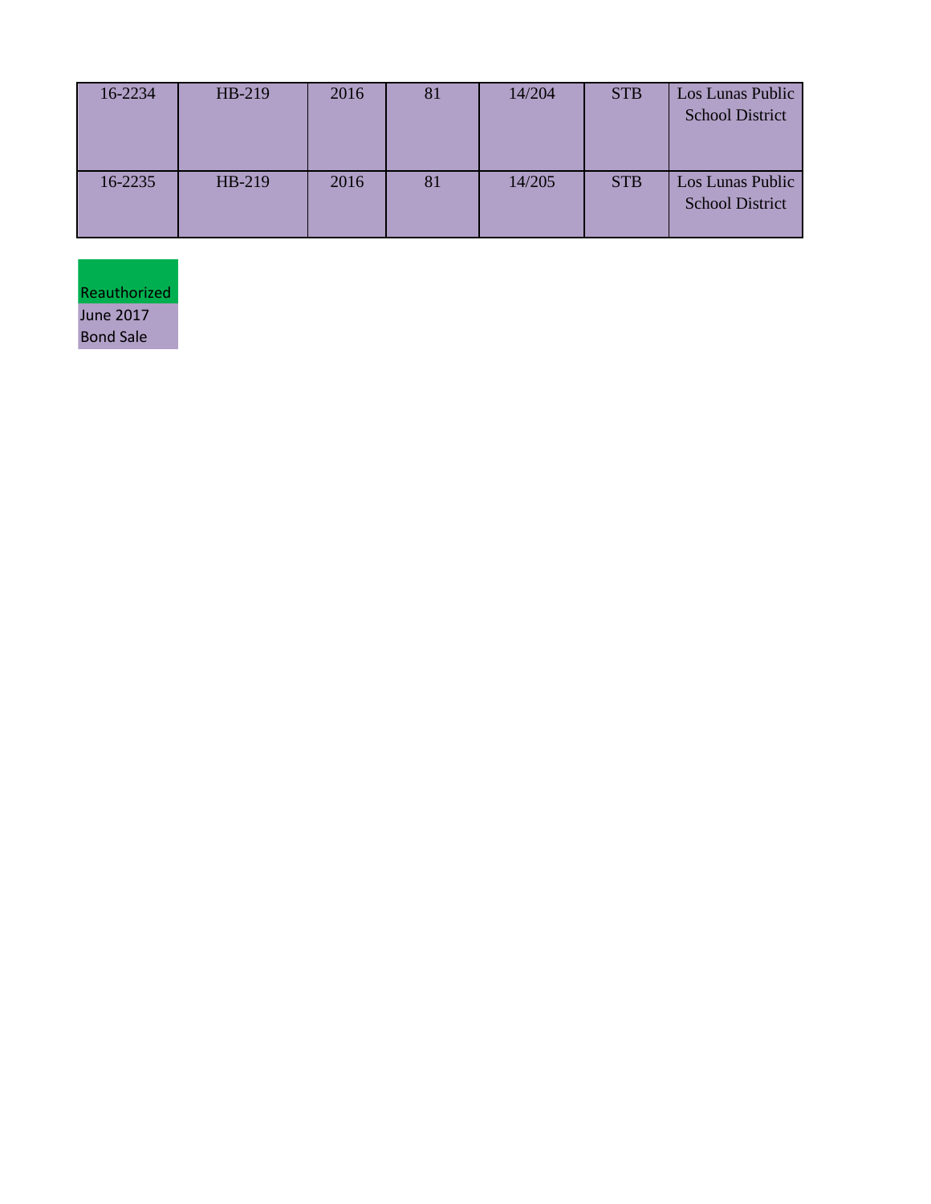| | | | | | | |
|---|---|---|---|---|---|---|
| 16-2234 | HB-219 | 2016 | 81 | 14/204 | STB | Los Lunas Public School District |
| 16-2235 | HB-219 | 2016 | 81 | 14/205 | STB | Los Lunas Public School District |

Reauthorized

June 2017 Bond Sale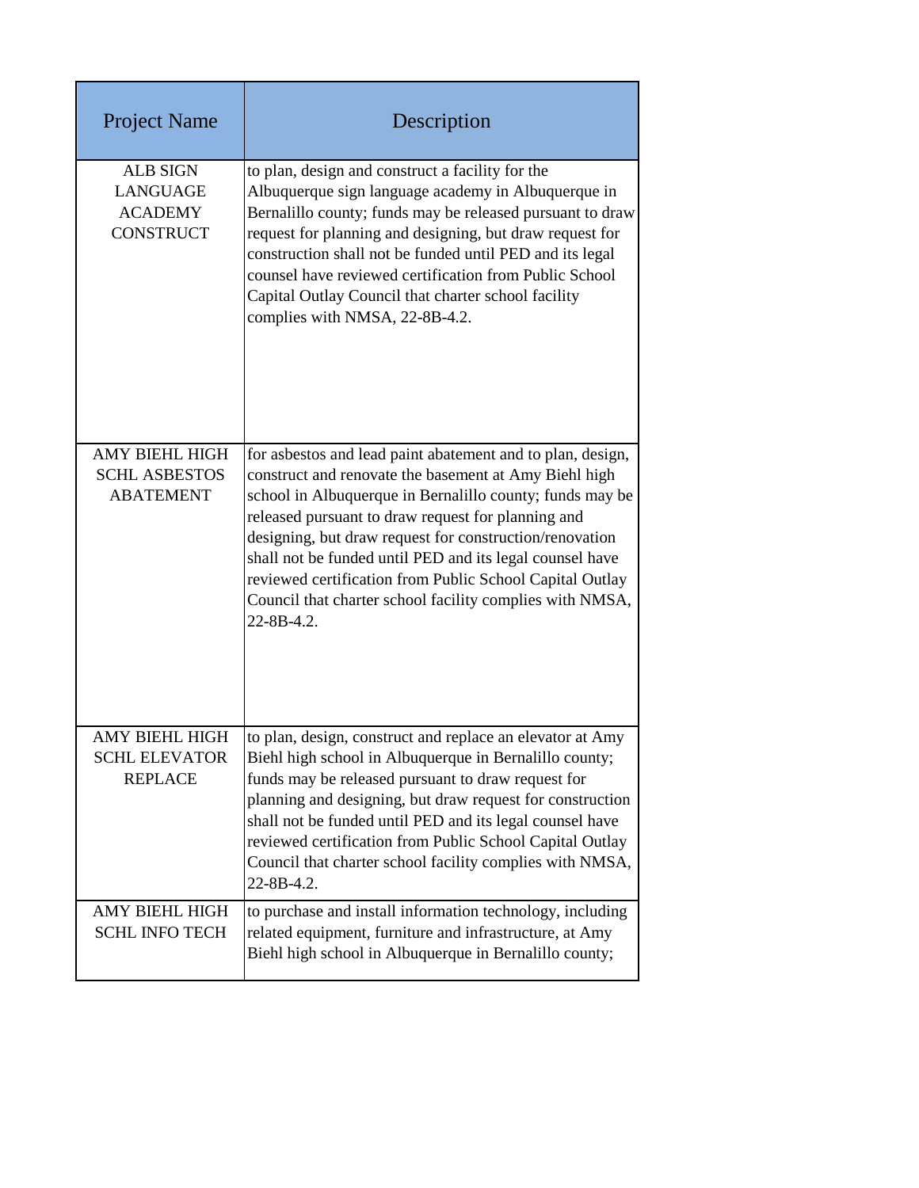| Project Name | Description |
| --- | --- |
| ALB SIGN LANGUAGE ACADEMY CONSTRUCT | to plan, design and construct a facility for the Albuquerque sign language academy in Albuquerque in Bernalillo county; funds may be released pursuant to draw request for planning and designing, but draw request for construction shall not be funded until PED and its legal counsel have reviewed certification from Public School Capital Outlay Council that charter school facility complies with NMSA, 22-8B-4.2. |
| AMY BIEHL HIGH SCHL ASBESTOS ABATEMENT | for asbestos and lead paint abatement and to plan, design, construct and renovate the basement at Amy Biehl high school in Albuquerque in Bernalillo county; funds may be released pursuant to draw request for planning and designing, but draw request for construction/renovation shall not be funded until PED and its legal counsel have reviewed certification from Public School Capital Outlay Council that charter school facility complies with NMSA, 22-8B-4.2. |
| AMY BIEHL HIGH SCHL ELEVATOR REPLACE | to plan, design, construct and replace an elevator at Amy Biehl high school in Albuquerque in Bernalillo county; funds may be released pursuant to draw request for planning and designing, but draw request for construction shall not be funded until PED and its legal counsel have reviewed certification from Public School Capital Outlay Council that charter school facility complies with NMSA, 22-8B-4.2. |
| AMY BIEHL HIGH SCHL INFO TECH | to purchase and install information technology, including related equipment, furniture and infrastructure, at Amy Biehl high school in Albuquerque in Bernalillo county; |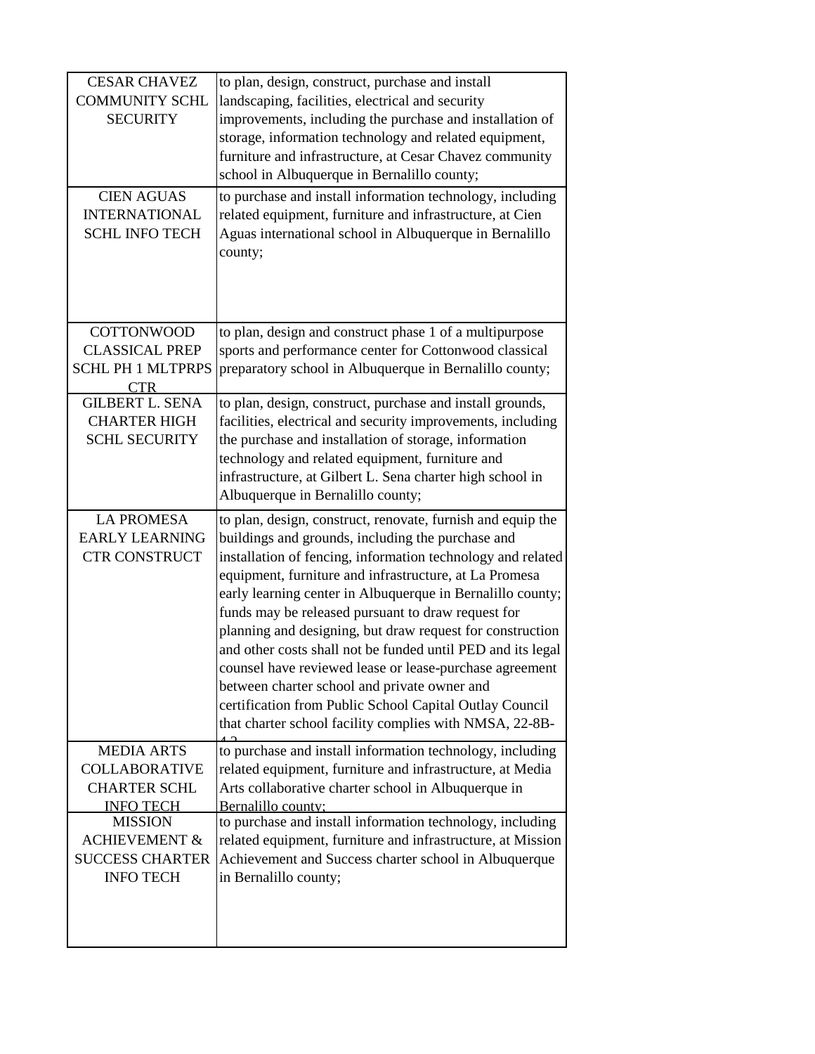| | |
|---|---|
| CESAR CHAVEZ COMMUNITY SCHL SECURITY | to plan, design, construct, purchase and install landscaping, facilities, electrical and security improvements, including the purchase and installation of storage, information technology and related equipment, furniture and infrastructure, at Cesar Chavez community school in Albuquerque in Bernalillo county; |
| CIEN AGUAS INTERNATIONAL SCHL INFO TECH | to purchase and install information technology, including related equipment, furniture and infrastructure, at Cien Aguas international school in Albuquerque in Bernalillo county; |
| COTTONWOOD CLASSICAL PREP SCHL PH 1 MLTPRPS CTR | to plan, design and construct phase 1 of a multipurpose sports and performance center for Cottonwood classical preparatory school in Albuquerque in Bernalillo county; |
| GILBERT L. SENA CHARTER HIGH SCHL SECURITY | to plan, design, construct, purchase and install grounds, facilities, electrical and security improvements, including the purchase and installation of storage, information technology and related equipment, furniture and infrastructure, at Gilbert L. Sena charter high school in Albuquerque in Bernalillo county; |
| LA PROMESA EARLY LEARNING CTR CONSTRUCT | to plan, design, construct, renovate, furnish and equip the buildings and grounds, including the purchase and installation of fencing, information technology and related equipment, furniture and infrastructure, at La Promesa early learning center in Albuquerque in Bernalillo county; funds may be released pursuant to draw request for planning and designing, but draw request for construction and other costs shall not be funded until PED and its legal counsel have reviewed lease or lease-purchase agreement between charter school and private owner and certification from Public School Capital Outlay Council that charter school facility complies with NMSA, 22-8B-4.2 |
| MEDIA ARTS COLLABORATIVE CHARTER SCHL INFO TECH | to purchase and install information technology, including related equipment, furniture and infrastructure, at Media Arts collaborative charter school in Albuquerque in Bernalillo county; |
| MISSION ACHIEVEMENT & SUCCESS CHARTER INFO TECH | to purchase and install information technology, including related equipment, furniture and infrastructure, at Mission Achievement and Success charter school in Albuquerque in Bernalillo county; |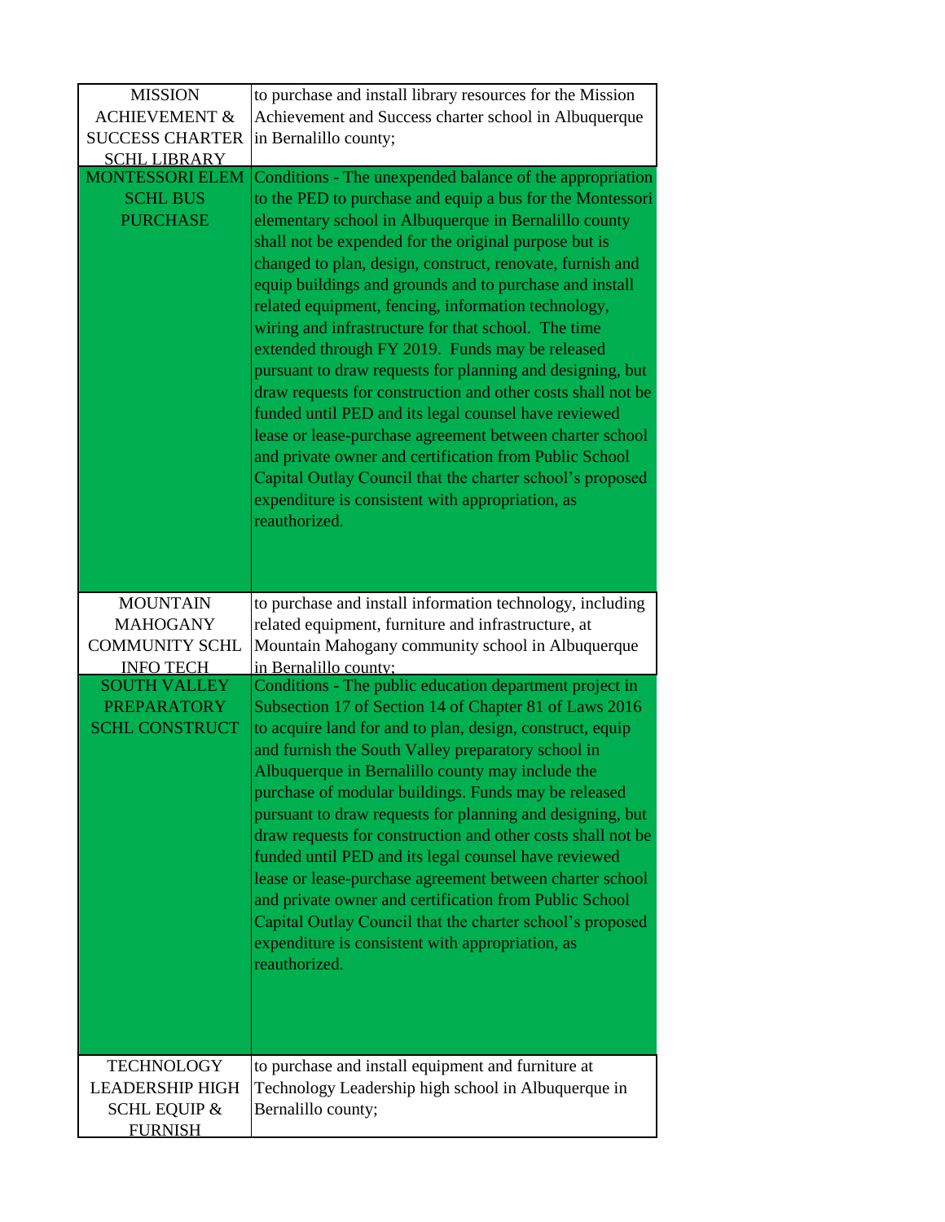| | |
|---|---|
| MISSION ACHIEVEMENT & SUCCESS CHARTER SCHL LIBRARY | to purchase and install library resources for the Mission Achievement and Success charter school in Albuquerque in Bernalillo county; |
| MONTESSORI ELEM SCHL BUS PURCHASE | Conditions - The unexpended balance of the appropriation to the PED to purchase and equip a bus for the Montessori elementary school in Albuquerque in Bernalillo county shall not be expended for the original purpose but is changed to plan, design, construct, renovate, furnish and equip buildings and grounds and to purchase and install related equipment, fencing, information technology, wiring and infrastructure for that school. The time extended through FY 2019. Funds may be released pursuant to draw requests for planning and designing, but draw requests for construction and other costs shall not be funded until PED and its legal counsel have reviewed lease or lease-purchase agreement between charter school and private owner and certification from Public School Capital Outlay Council that the charter school's proposed expenditure is consistent with appropriation, as reauthorized. |
| MOUNTAIN MAHOGANY COMMUNITY SCHL INFO TECH | to purchase and install information technology, including related equipment, furniture and infrastructure, at Mountain Mahogany community school in Albuquerque in Bernalillo county; |
| SOUTH VALLEY PREPARATORY SCHL CONSTRUCT | Conditions - The public education department project in Subsection 17 of Section 14 of Chapter 81 of Laws 2016 to acquire land for and to plan, design, construct, equip and furnish the South Valley preparatory school in Albuquerque in Bernalillo county may include the purchase of modular buildings. Funds may be released pursuant to draw requests for planning and designing, but draw requests for construction and other costs shall not be funded until PED and its legal counsel have reviewed lease or lease-purchase agreement between charter school and private owner and certification from Public School Capital Outlay Council that the charter school's proposed expenditure is consistent with appropriation, as reauthorized. |
| TECHNOLOGY LEADERSHIP HIGH SCHL EQUIP & FURNISH | to purchase and install equipment and furniture at Technology Leadership high school in Albuquerque in Bernalillo county; |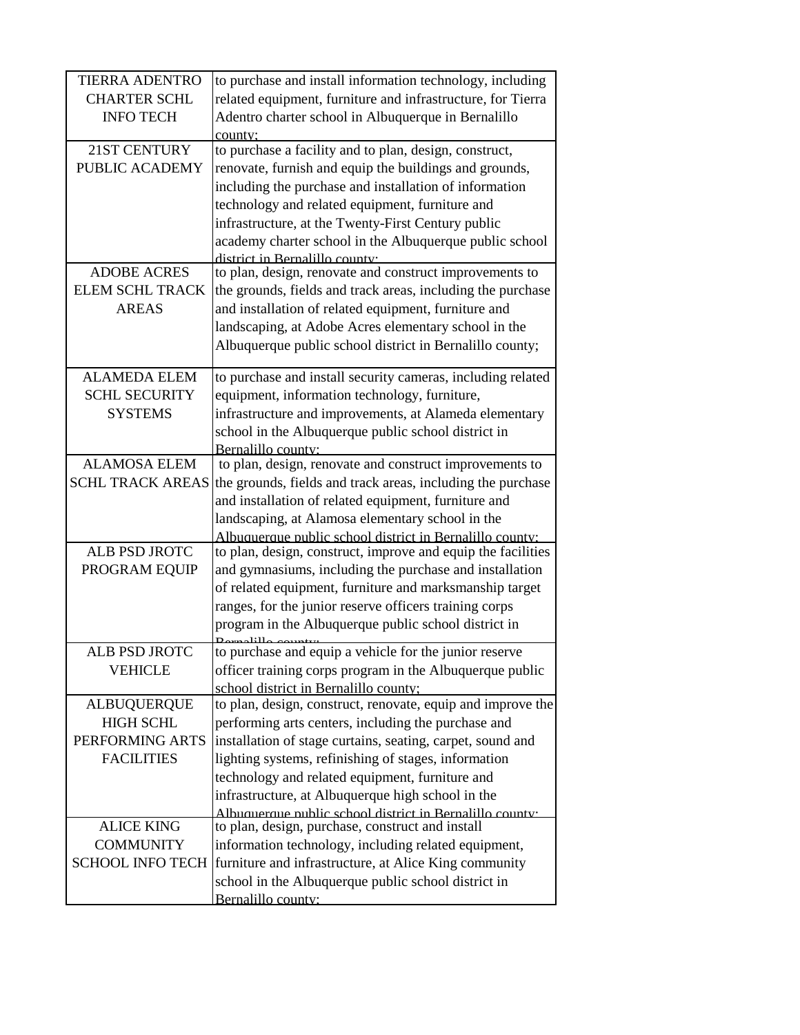| | |
|---|---|
| TIERRA ADENTRO CHARTER SCHL INFO TECH | to purchase and install information technology, including related equipment, furniture and infrastructure, for Tierra Adentro charter school in Albuquerque in Bernalillo county; |
| 21ST CENTURY PUBLIC ACADEMY | to purchase a facility and to plan, design, construct, renovate, furnish and equip the buildings and grounds, including the purchase and installation of information technology and related equipment, furniture and infrastructure, at the Twenty-First Century public academy charter school in the Albuquerque public school district in Bernalillo county; |
| ADOBE ACRES ELEM SCHL TRACK AREAS | to plan, design, renovate and construct improvements to the grounds, fields and track areas, including the purchase and installation of related equipment, furniture and landscaping, at Adobe Acres elementary school in the Albuquerque public school district in Bernalillo county; |
| ALAMEDA ELEM SCHL SECURITY SYSTEMS | to purchase and install security cameras, including related equipment, information technology, furniture, infrastructure and improvements, at Alameda elementary school in the Albuquerque public school district in Bernalillo county; |
| ALAMOSA ELEM SCHL TRACK AREAS | to plan, design, renovate and construct improvements to the grounds, fields and track areas, including the purchase and installation of related equipment, furniture and landscaping, at Alamosa elementary school in the Albuquerque public school district in Bernalillo county; |
| ALB PSD JROTC PROGRAM EQUIP | to plan, design, construct, improve and equip the facilities and gymnasiums, including the purchase and installation of related equipment, furniture and marksmanship target ranges, for the junior reserve officers training corps program in the Albuquerque public school district in Bernalillo county; |
| ALB PSD JROTC VEHICLE | to purchase and equip a vehicle for the junior reserve officer training corps program in the Albuquerque public school district in Bernalillo county; |
| ALBUQUERQUE HIGH SCHL PERFORMING ARTS FACILITIES | to plan, design, construct, renovate, equip and improve the performing arts centers, including the purchase and installation of stage curtains, seating, carpet, sound and lighting systems, refinishing of stages, information technology and related equipment, furniture and infrastructure, at Albuquerque high school in the Albuquerque public school district in Bernalillo county; |
| ALICE KING COMMUNITY SCHOOL INFO TECH | to plan, design, purchase, construct and install information technology, including related equipment, furniture and infrastructure, at Alice King community school in the Albuquerque public school district in Bernalillo county; |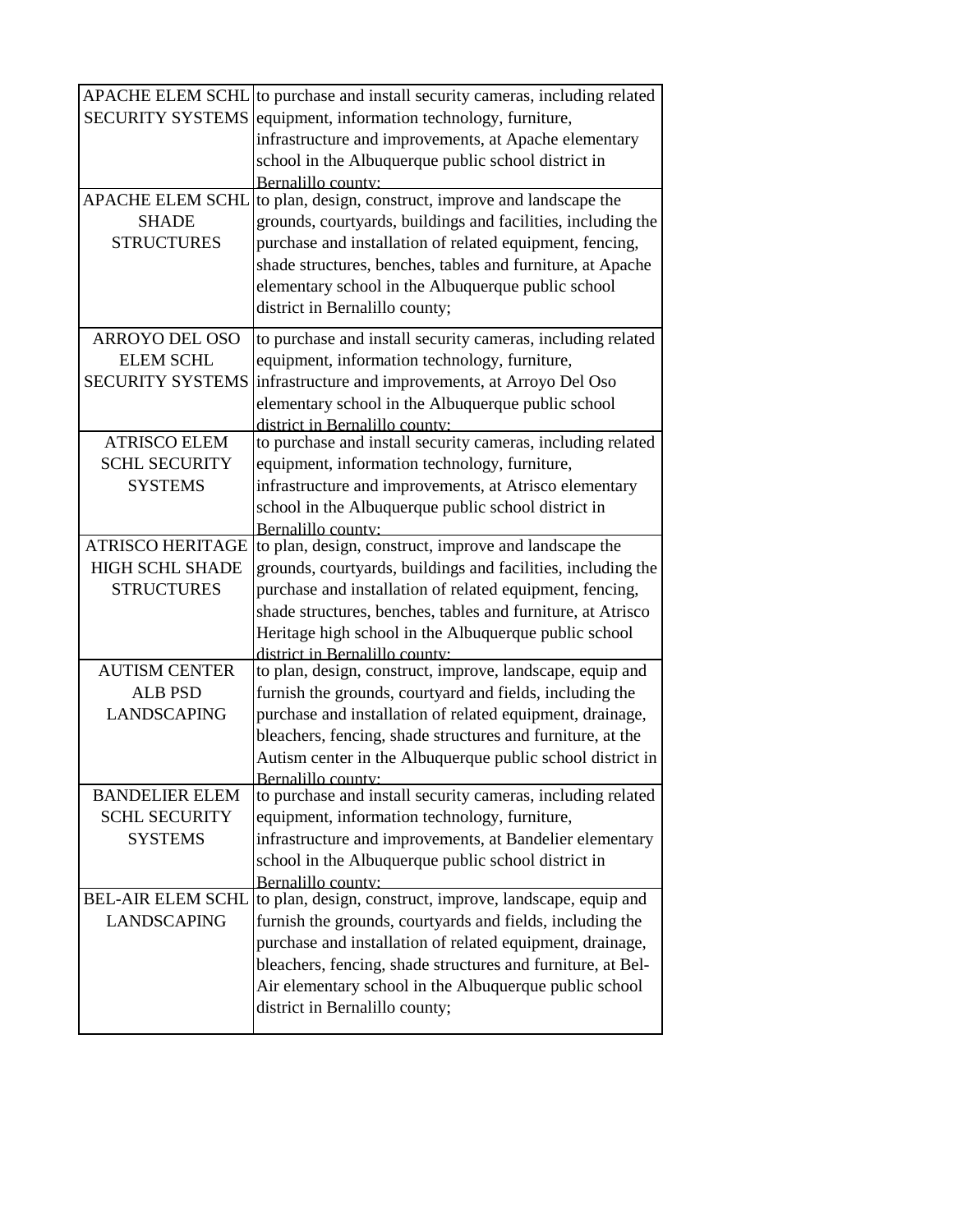| | |
|---|---|
| APACHE ELEM SCHL SECURITY SYSTEMS | to purchase and install security cameras, including related equipment, information technology, furniture, infrastructure and improvements, at Apache elementary school in the Albuquerque public school district in Bernalillo county; |
| APACHE ELEM SCHL SHADE STRUCTURES | to plan, design, construct, improve and landscape the grounds, courtyards, buildings and facilities, including the purchase and installation of related equipment, fencing, shade structures, benches, tables and furniture, at Apache elementary school in the Albuquerque public school district in Bernalillo county; |
| ARROYO DEL OSO ELEM SCHL SECURITY SYSTEMS | to purchase and install security cameras, including related equipment, information technology, furniture, infrastructure and improvements, at Arroyo Del Oso elementary school in the Albuquerque public school district in Bernalillo county; |
| ATRISCO ELEM SCHL SECURITY SYSTEMS | to purchase and install security cameras, including related equipment, information technology, furniture, infrastructure and improvements, at Atrisco elementary school in the Albuquerque public school district in Bernalillo county; |
| ATRISCO HERITAGE HIGH SCHL SHADE STRUCTURES | to plan, design, construct, improve and landscape the grounds, courtyards, buildings and facilities, including the purchase and installation of related equipment, fencing, shade structures, benches, tables and furniture, at Atrisco Heritage high school in the Albuquerque public school district in Bernalillo county; |
| AUTISM CENTER ALB PSD LANDSCAPING | to plan, design, construct, improve, landscape, equip and furnish the grounds, courtyard and fields, including the purchase and installation of related equipment, drainage, bleachers, fencing, shade structures and furniture, at the Autism center in the Albuquerque public school district in Bernalillo county; |
| BANDELIER ELEM SCHL SECURITY SYSTEMS | to purchase and install security cameras, including related equipment, information technology, furniture, infrastructure and improvements, at Bandelier elementary school in the Albuquerque public school district in Bernalillo county; |
| BEL-AIR ELEM SCHL LANDSCAPING | to plan, design, construct, improve, landscape, equip and furnish the grounds, courtyards and fields, including the purchase and installation of related equipment, drainage, bleachers, fencing, shade structures and furniture, at Bel-Air elementary school in the Albuquerque public school district in Bernalillo county; |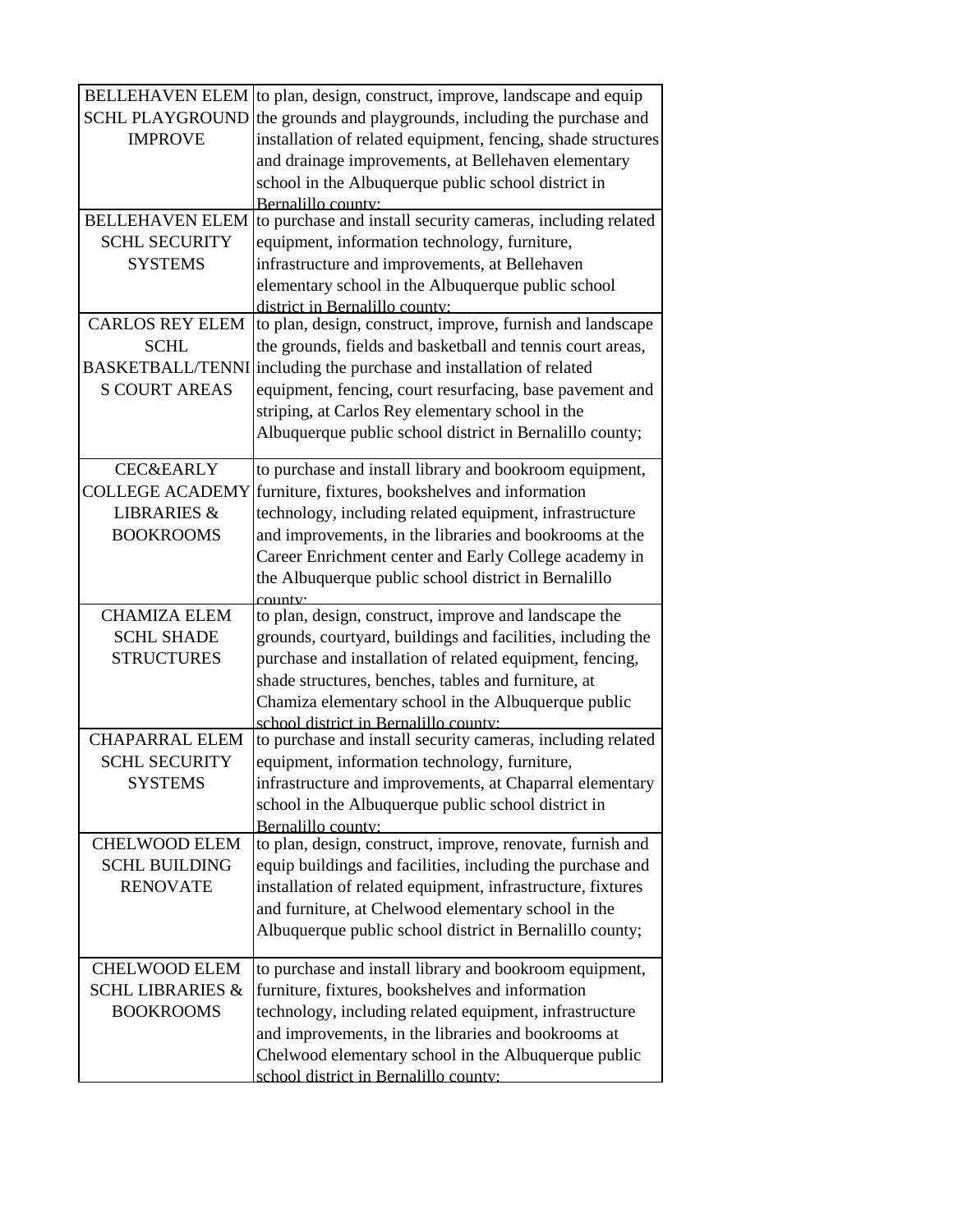| | |
|---|---|
| BELLEHAVEN ELEM SCHL PLAYGROUND IMPROVE | to plan, design, construct, improve, landscape and equip the grounds and playgrounds, including the purchase and installation of related equipment, fencing, shade structures and drainage improvements, at Bellehaven elementary school in the Albuquerque public school district in Bernalillo county; |
| BELLEHAVEN ELEM SCHL SECURITY SYSTEMS | to purchase and install security cameras, including related equipment, information technology, furniture, infrastructure and improvements, at Bellehaven elementary school in the Albuquerque public school district in Bernalillo county; |
| CARLOS REY ELEM SCHL BASKETBALL/TENNIS COURT AREAS | to plan, design, construct, improve, furnish and landscape the grounds, fields and basketball and tennis court areas, including the purchase and installation of related equipment, fencing, court resurfacing, base pavement and striping, at Carlos Rey elementary school in the Albuquerque public school district in Bernalillo county; |
| CEC&EARLY COLLEGE ACADEMY LIBRARIES & BOOKROOMS | to purchase and install library and bookroom equipment, furniture, fixtures, bookshelves and information technology, including related equipment, infrastructure and improvements, in the libraries and bookrooms at the Career Enrichment center and Early College academy in the Albuquerque public school district in Bernalillo county; |
| CHAMIZA ELEM SCHL SHADE STRUCTURES | to plan, design, construct, improve and landscape the grounds, courtyard, buildings and facilities, including the purchase and installation of related equipment, fencing, shade structures, benches, tables and furniture, at Chamiza elementary school in the Albuquerque public school district in Bernalillo county; |
| CHAPARRAL ELEM SCHL SECURITY SYSTEMS | to purchase and install security cameras, including related equipment, information technology, furniture, infrastructure and improvements, at Chaparral elementary school in the Albuquerque public school district in Bernalillo county; |
| CHELWOOD ELEM SCHL BUILDING RENOVATE | to plan, design, construct, improve, renovate, furnish and equip buildings and facilities, including the purchase and installation of related equipment, infrastructure, fixtures and furniture, at Chelwood elementary school in the Albuquerque public school district in Bernalillo county; |
| CHELWOOD ELEM SCHL LIBRARIES & BOOKROOMS | to purchase and install library and bookroom equipment, furniture, fixtures, bookshelves and information technology, including related equipment, infrastructure and improvements, in the libraries and bookrooms at Chelwood elementary school in the Albuquerque public school district in Bernalillo county; |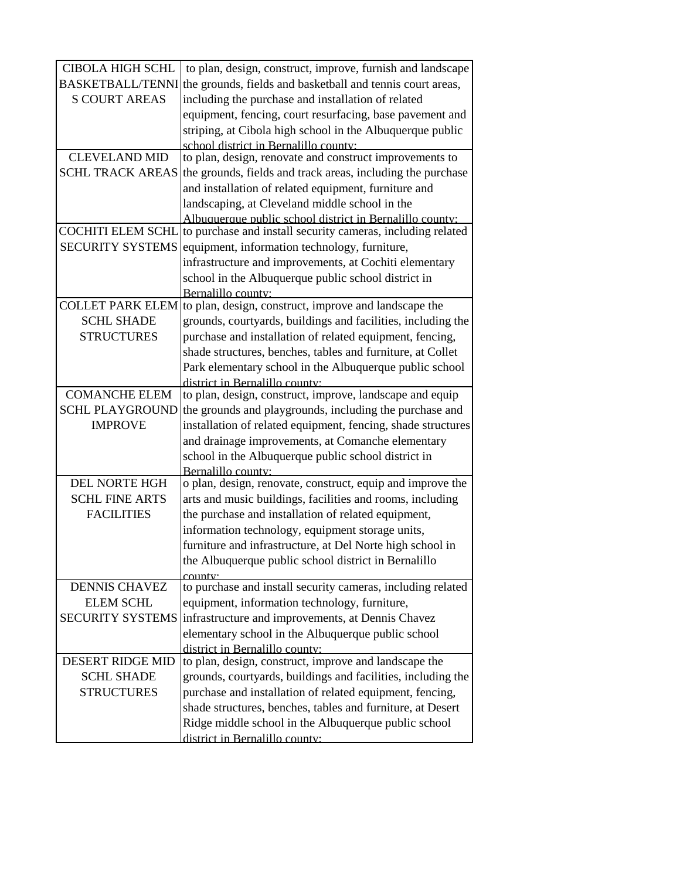| | |
|---|---|
| CIBOLA HIGH SCHL BASKETBALL/TENNIS COURT AREAS | to plan, design, construct, improve, furnish and landscape the grounds, fields and basketball and tennis court areas, including the purchase and installation of related equipment, fencing, court resurfacing, base pavement and striping, at Cibola high school in the Albuquerque public school district in Bernalillo county; |
| CLEVELAND MID SCHL TRACK AREAS | to plan, design, renovate and construct improvements to the grounds, fields and track areas, including the purchase and installation of related equipment, furniture and landscaping, at Cleveland middle school in the Albuquerque public school district in Bernalillo county; |
| COCHITI ELEM SCHL SECURITY SYSTEMS | to purchase and install security cameras, including related equipment, information technology, furniture, infrastructure and improvements, at Cochiti elementary school in the Albuquerque public school district in Bernalillo county; |
| COLLET PARK ELEM SCHL SHADE STRUCTURES | to plan, design, construct, improve and landscape the grounds, courtyards, buildings and facilities, including the purchase and installation of related equipment, fencing, shade structures, benches, tables and furniture, at Collet Park elementary school in the Albuquerque public school district in Bernalillo county; |
| COMANCHE ELEM SCHL PLAYGROUND IMPROVE | to plan, design, construct, improve, landscape and equip the grounds and playgrounds, including the purchase and installation of related equipment, fencing, shade structures and drainage improvements, at Comanche elementary school in the Albuquerque public school district in Bernalillo county; |
| DEL NORTE HGH SCHL FINE ARTS FACILITIES | o plan, design, renovate, construct, equip and improve the arts and music buildings, facilities and rooms, including the purchase and installation of related equipment, information technology, equipment storage units, furniture and infrastructure, at Del Norte high school in the Albuquerque public school district in Bernalillo county; |
| DENNIS CHAVEZ ELEM SCHL SECURITY SYSTEMS | to purchase and install security cameras, including related equipment, information technology, furniture, infrastructure and improvements, at Dennis Chavez elementary school in the Albuquerque public school district in Bernalillo county; |
| DESERT RIDGE MID SCHL SHADE STRUCTURES | to plan, design, construct, improve and landscape the grounds, courtyards, buildings and facilities, including the purchase and installation of related equipment, fencing, shade structures, benches, tables and furniture, at Desert Ridge middle school in the Albuquerque public school district in Bernalillo county; |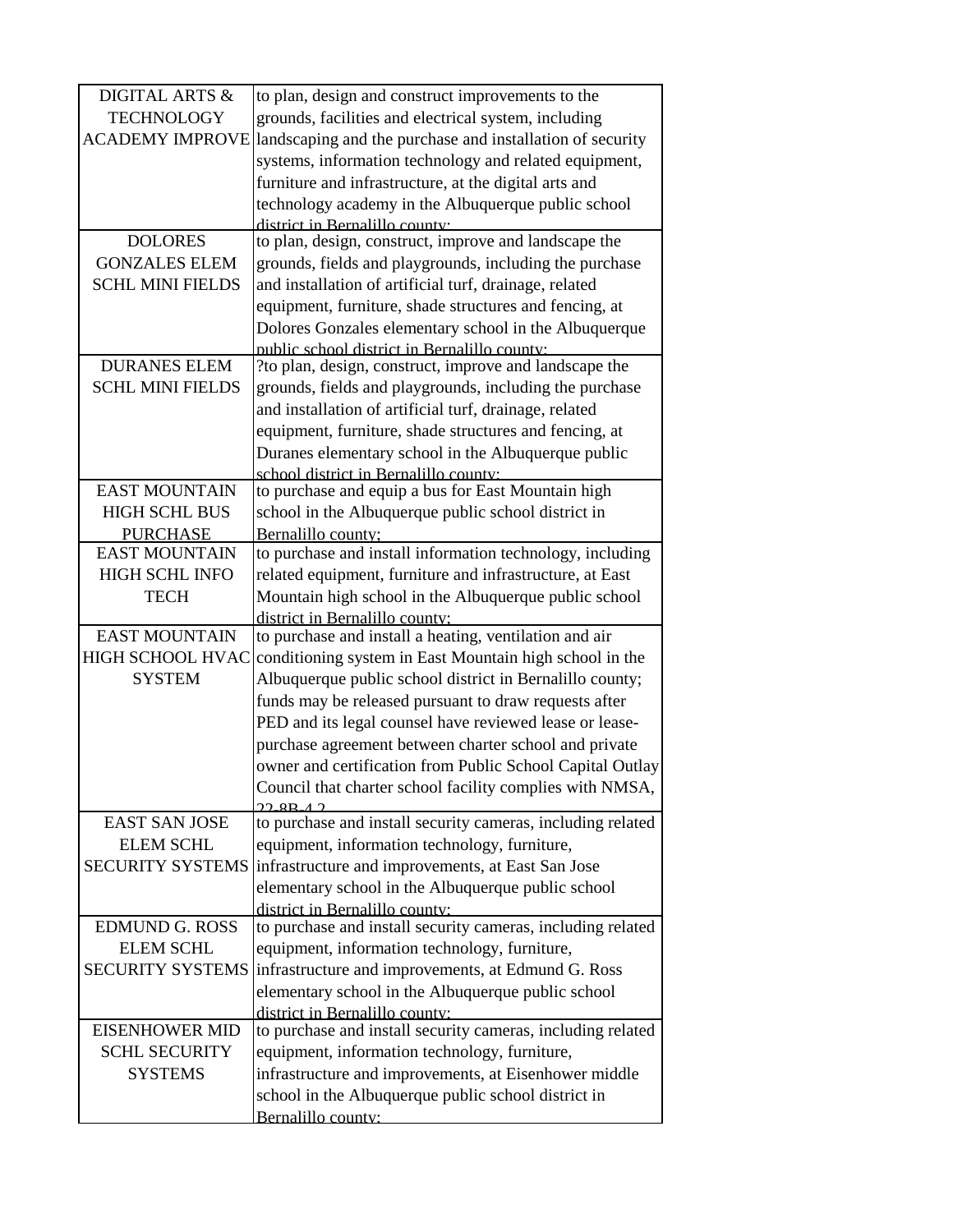| | |
|---|---|
| DIGITAL ARTS & TECHNOLOGY ACADEMY IMPROVE | to plan, design and construct improvements to the grounds, facilities and electrical system, including landscaping and the purchase and installation of security systems, information technology and related equipment, furniture and infrastructure, at the digital arts and technology academy in the Albuquerque public school district in Bernalillo county; |
| DOLORES GONZALES ELEM SCHL MINI FIELDS | to plan, design, construct, improve and landscape the grounds, fields and playgrounds, including the purchase and installation of artificial turf, drainage, related equipment, furniture, shade structures and fencing, at Dolores Gonzales elementary school in the Albuquerque public school district in Bernalillo county; |
| DURANES ELEM SCHL MINI FIELDS | ?to plan, design, construct, improve and landscape the grounds, fields and playgrounds, including the purchase and installation of artificial turf, drainage, related equipment, furniture, shade structures and fencing, at Duranes elementary school in the Albuquerque public school district in Bernalillo county; |
| EAST MOUNTAIN HIGH SCHL BUS PURCHASE | to purchase and equip a bus for East Mountain high school in the Albuquerque public school district in Bernalillo county; |
| EAST MOUNTAIN HIGH SCHL INFO TECH | to purchase and install information technology, including related equipment, furniture and infrastructure, at East Mountain high school in the Albuquerque public school district in Bernalillo county; |
| EAST MOUNTAIN HIGH SCHOOL HVAC SYSTEM | to purchase and install a heating, ventilation and air conditioning system in East Mountain high school in the Albuquerque public school district in Bernalillo county; funds may be released pursuant to draw requests after PED and its legal counsel have reviewed lease or lease-purchase agreement between charter school and private owner and certification from Public School Capital Outlay Council that charter school facility complies with NMSA, 22-8B-4.2 |
| EAST SAN JOSE ELEM SCHL SECURITY SYSTEMS | to purchase and install security cameras, including related equipment, information technology, furniture, infrastructure and improvements, at East San Jose elementary school in the Albuquerque public school district in Bernalillo county; |
| EDMUND G. ROSS ELEM SCHL SECURITY SYSTEMS | to purchase and install security cameras, including related equipment, information technology, furniture, infrastructure and improvements, at Edmund G. Ross elementary school in the Albuquerque public school district in Bernalillo county; |
| EISENHOWER MID SCHL SECURITY SYSTEMS | to purchase and install security cameras, including related equipment, information technology, furniture, infrastructure and improvements, at Eisenhower middle school in the Albuquerque public school district in Bernalillo county; |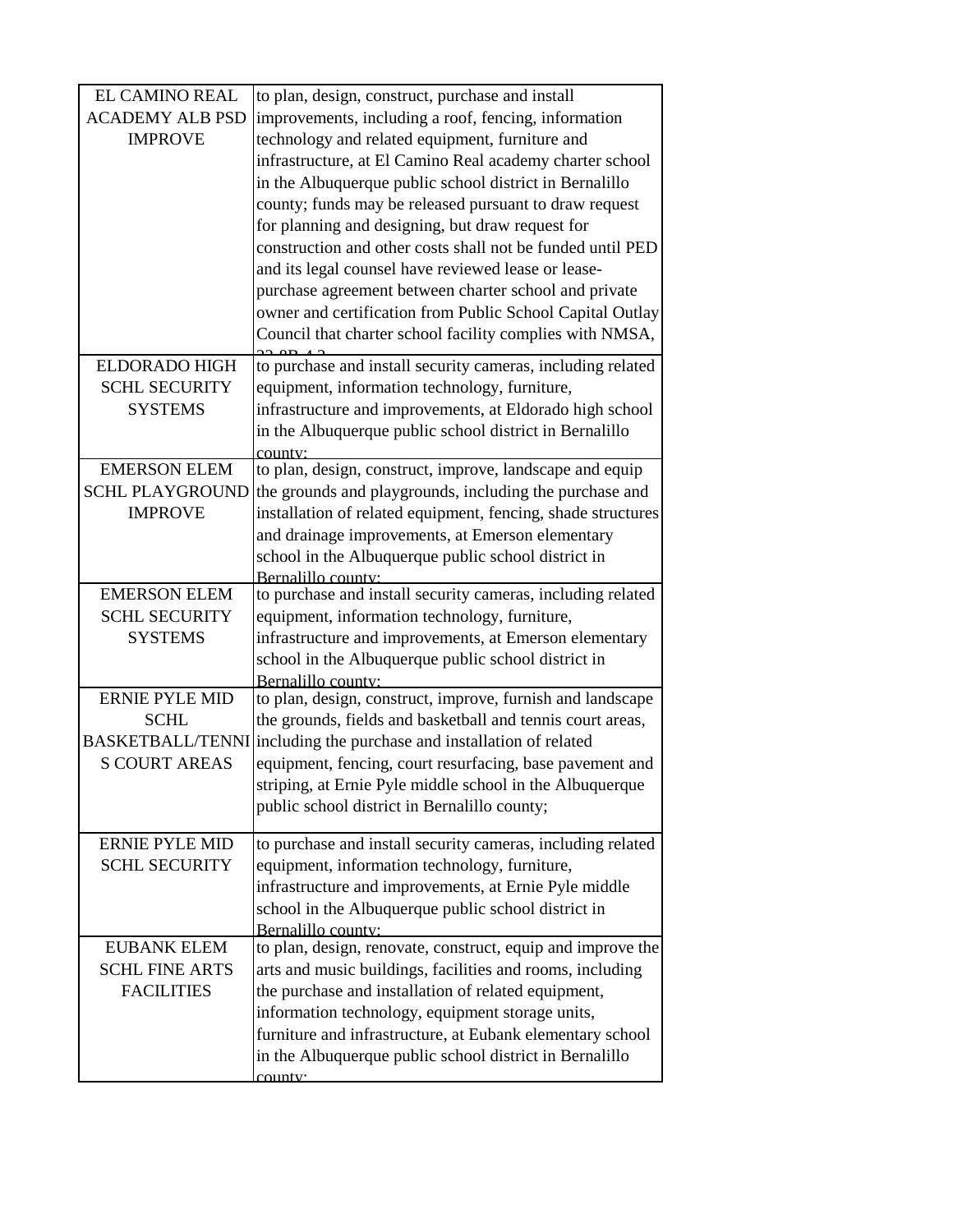| | |
|---|---|
| EL CAMINO REAL ACADEMY ALB PSD IMPROVE | to plan, design, construct, purchase and install improvements, including a roof, fencing, information technology and related equipment, furniture and infrastructure, at El Camino Real academy charter school in the Albuquerque public school district in Bernalillo county; funds may be released pursuant to draw request for planning and designing, but draw request for construction and other costs shall not be funded until PED and its legal counsel have reviewed lease or lease-purchase agreement between charter school and private owner and certification from Public School Capital Outlay Council that charter school facility complies with NMSA, 22-8B-4.2 |
| ELDORADO HIGH SCHL SECURITY SYSTEMS | to purchase and install security cameras, including related equipment, information technology, furniture, infrastructure and improvements, at Eldorado high school in the Albuquerque public school district in Bernalillo county; |
| EMERSON ELEM SCHL PLAYGROUND IMPROVE | to plan, design, construct, improve, landscape and equip the grounds and playgrounds, including the purchase and installation of related equipment, fencing, shade structures and drainage improvements, at Emerson elementary school in the Albuquerque public school district in Bernalillo county; |
| EMERSON ELEM SCHL SECURITY SYSTEMS | to purchase and install security cameras, including related equipment, information technology, furniture, infrastructure and improvements, at Emerson elementary school in the Albuquerque public school district in Bernalillo county; |
| ERNIE PYLE MID SCHL BASKETBALL/TENNIS COURT AREAS | to plan, design, construct, improve, furnish and landscape the grounds, fields and basketball and tennis court areas, including the purchase and installation of related equipment, fencing, court resurfacing, base pavement and striping, at Ernie Pyle middle school in the Albuquerque public school district in Bernalillo county; |
| ERNIE PYLE MID SCHL SECURITY | to purchase and install security cameras, including related equipment, information technology, furniture, infrastructure and improvements, at Ernie Pyle middle school in the Albuquerque public school district in Bernalillo county; |
| EUBANK ELEM SCHL FINE ARTS FACILITIES | to plan, design, renovate, construct, equip and improve the arts and music buildings, facilities and rooms, including the purchase and installation of related equipment, information technology, equipment storage units, furniture and infrastructure, at Eubank elementary school in the Albuquerque public school district in Bernalillo county; |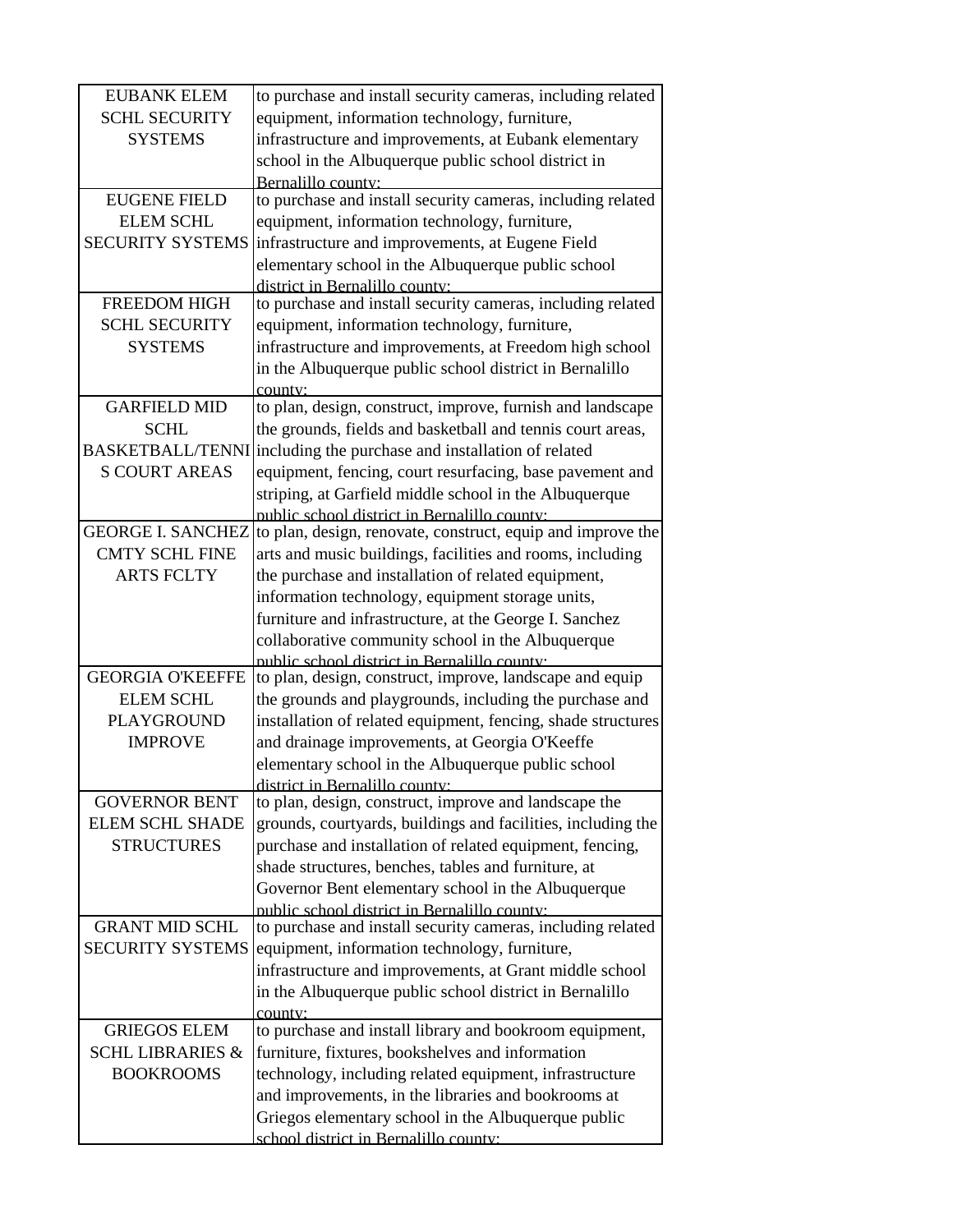| | |
|---|---|
| EUBANK ELEM SCHL SECURITY SYSTEMS | to purchase and install security cameras, including related equipment, information technology, furniture, infrastructure and improvements, at Eubank elementary school in the Albuquerque public school district in Bernalillo county; |
| EUGENE FIELD ELEM SCHL SECURITY SYSTEMS | to purchase and install security cameras, including related equipment, information technology, furniture, infrastructure and improvements, at Eugene Field elementary school in the Albuquerque public school district in Bernalillo county; |
| FREEDOM HIGH SCHL SECURITY SYSTEMS | to purchase and install security cameras, including related equipment, information technology, furniture, infrastructure and improvements, at Freedom high school in the Albuquerque public school district in Bernalillo county; |
| GARFIELD MID SCHL BASKETBALL/TENNIS COURT AREAS | to plan, design, construct, improve, furnish and landscape the grounds, fields and basketball and tennis court areas, including the purchase and installation of related equipment, fencing, court resurfacing, base pavement and striping, at Garfield middle school in the Albuquerque public school district in Bernalillo county; |
| GEORGE I. SANCHEZ CMTY SCHL FINE ARTS FCLTY | to plan, design, renovate, construct, equip and improve the arts and music buildings, facilities and rooms, including the purchase and installation of related equipment, information technology, equipment storage units, furniture and infrastructure, at the George I. Sanchez collaborative community school in the Albuquerque public school district in Bernalillo county; |
| GEORGIA O'KEEFFE ELEM SCHL PLAYGROUND IMPROVE | to plan, design, construct, improve, landscape and equip the grounds and playgrounds, including the purchase and installation of related equipment, fencing, shade structures and drainage improvements, at Georgia O'Keeffe elementary school in the Albuquerque public school district in Bernalillo county; |
| GOVERNOR BENT ELEM SCHL SHADE STRUCTURES | to plan, design, construct, improve and landscape the grounds, courtyards, buildings and facilities, including the purchase and installation of related equipment, fencing, shade structures, benches, tables and furniture, at Governor Bent elementary school in the Albuquerque public school district in Bernalillo county; |
| GRANT MID SCHL SECURITY SYSTEMS | to purchase and install security cameras, including related equipment, information technology, furniture, infrastructure and improvements, at Grant middle school in the Albuquerque public school district in Bernalillo county; |
| GRIEGOS ELEM SCHL LIBRARIES & BOOKROOMS | to purchase and install library and bookroom equipment, furniture, fixtures, bookshelves and information technology, including related equipment, infrastructure and improvements, in the libraries and bookrooms at Griegos elementary school in the Albuquerque public school district in Bernalillo county; |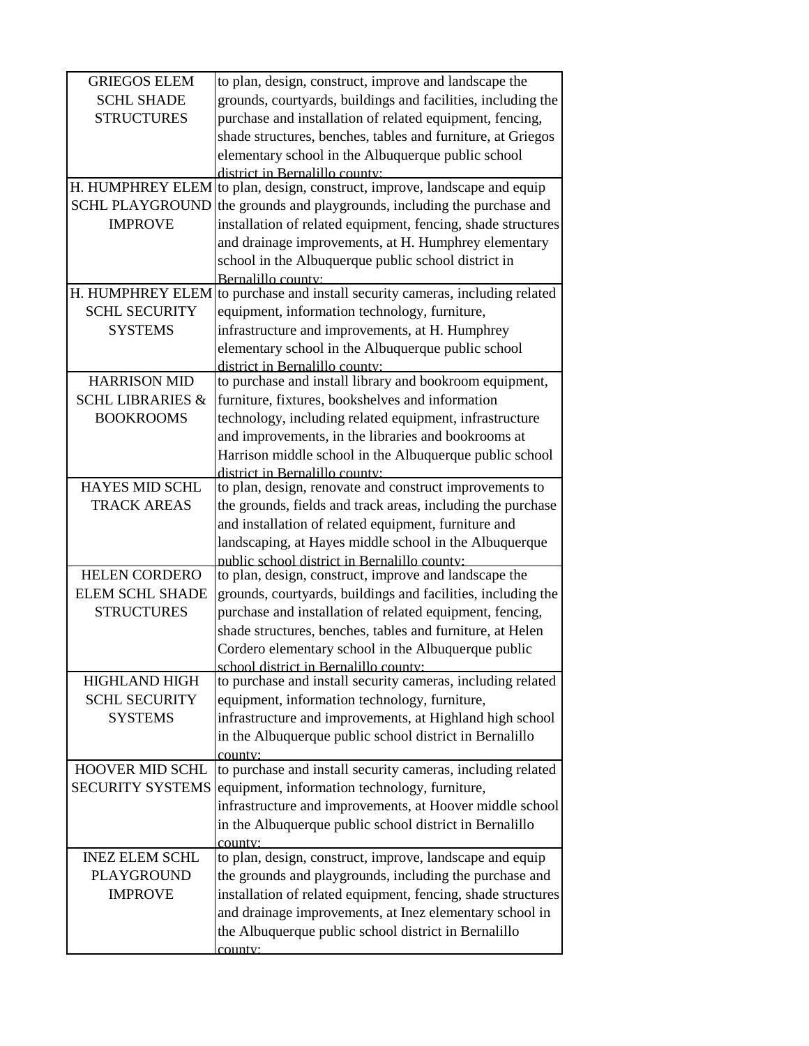| | |
|---|---|
| GRIEGOS ELEM SCHL SHADE STRUCTURES | to plan, design, construct, improve and landscape the grounds, courtyards, buildings and facilities, including the purchase and installation of related equipment, fencing, shade structures, benches, tables and furniture, at Griegos elementary school in the Albuquerque public school district in Bernalillo county; |
| H. HUMPHREY ELEM SCHL PLAYGROUND IMPROVE | to plan, design, construct, improve, landscape and equip the grounds and playgrounds, including the purchase and installation of related equipment, fencing, shade structures and drainage improvements, at H. Humphrey elementary school in the Albuquerque public school district in Bernalillo county; |
| H. HUMPHREY ELEM SCHL SECURITY SYSTEMS | to purchase and install security cameras, including related equipment, information technology, furniture, infrastructure and improvements, at H. Humphrey elementary school in the Albuquerque public school district in Bernalillo county; |
| HARRISON MID SCHL LIBRARIES & BOOKROOMS | to purchase and install library and bookroom equipment, furniture, fixtures, bookshelves and information technology, including related equipment, infrastructure and improvements, in the libraries and bookrooms at Harrison middle school in the Albuquerque public school district in Bernalillo county; |
| HAYES MID SCHL TRACK AREAS | to plan, design, renovate and construct improvements to the grounds, fields and track areas, including the purchase and installation of related equipment, furniture and landscaping, at Hayes middle school in the Albuquerque public school district in Bernalillo county; |
| HELEN CORDERO ELEM SCHL SHADE STRUCTURES | to plan, design, construct, improve and landscape the grounds, courtyards, buildings and facilities, including the purchase and installation of related equipment, fencing, shade structures, benches, tables and furniture, at Helen Cordero elementary school in the Albuquerque public school district in Bernalillo county; |
| HIGHLAND HIGH SCHL SECURITY SYSTEMS | to purchase and install security cameras, including related equipment, information technology, furniture, infrastructure and improvements, at Highland high school in the Albuquerque public school district in Bernalillo county; |
| HOOVER MID SCHL SECURITY SYSTEMS | to purchase and install security cameras, including related equipment, information technology, furniture, infrastructure and improvements, at Hoover middle school in the Albuquerque public school district in Bernalillo county; |
| INEZ ELEM SCHL PLAYGROUND IMPROVE | to plan, design, construct, improve, landscape and equip the grounds and playgrounds, including the purchase and installation of related equipment, fencing, shade structures and drainage improvements, at Inez elementary school in the Albuquerque public school district in Bernalillo county; |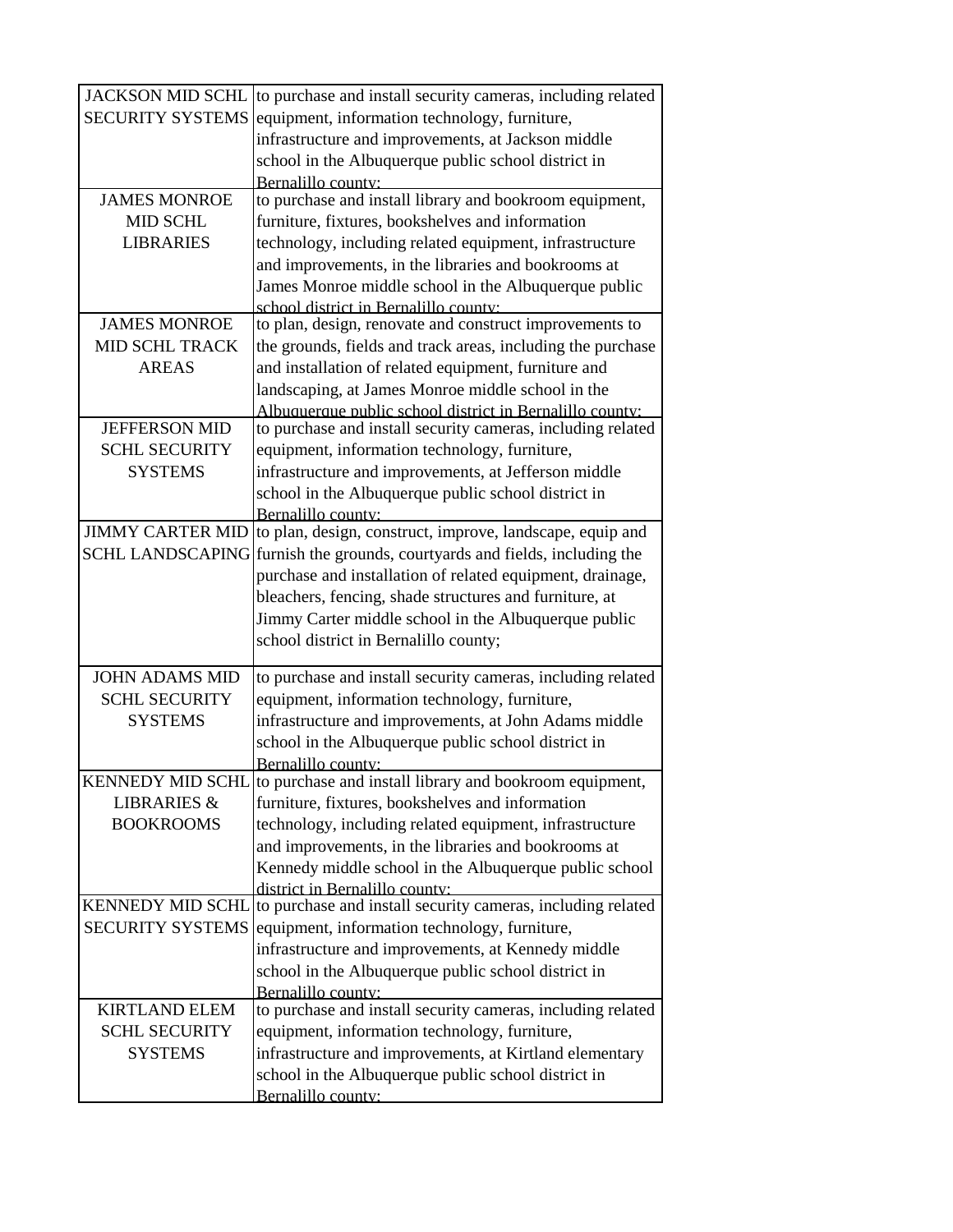| | |
|---|---|
| JACKSON MID SCHL SECURITY SYSTEMS | to purchase and install security cameras, including related equipment, information technology, furniture, infrastructure and improvements, at Jackson middle school in the Albuquerque public school district in Bernalillo county; |
| JAMES MONROE MID SCHL LIBRARIES | to purchase and install library and bookroom equipment, furniture, fixtures, bookshelves and information technology, including related equipment, infrastructure and improvements, in the libraries and bookrooms at James Monroe middle school in the Albuquerque public school district in Bernalillo county; |
| JAMES MONROE MID SCHL TRACK AREAS | to plan, design, renovate and construct improvements to the grounds, fields and track areas, including the purchase and installation of related equipment, furniture and landscaping, at James Monroe middle school in the Albuquerque public school district in Bernalillo county; |
| JEFFERSON MID SCHL SECURITY SYSTEMS | to purchase and install security cameras, including related equipment, information technology, furniture, infrastructure and improvements, at Jefferson middle school in the Albuquerque public school district in Bernalillo county; |
| JIMMY CARTER MID SCHL LANDSCAPING | to plan, design, construct, improve, landscape, equip and furnish the grounds, courtyards and fields, including the purchase and installation of related equipment, drainage, bleachers, fencing, shade structures and furniture, at Jimmy Carter middle school in the Albuquerque public school district in Bernalillo county; |
| JOHN ADAMS MID SCHL SECURITY SYSTEMS | to purchase and install security cameras, including related equipment, information technology, furniture, infrastructure and improvements, at John Adams middle school in the Albuquerque public school district in Bernalillo county; |
| KENNEDY MID SCHL LIBRARIES & BOOKROOMS | to purchase and install library and bookroom equipment, furniture, fixtures, bookshelves and information technology, including related equipment, infrastructure and improvements, in the libraries and bookrooms at Kennedy middle school in the Albuquerque public school district in Bernalillo county; |
| KENNEDY MID SCHL SECURITY SYSTEMS | to purchase and install security cameras, including related equipment, information technology, furniture, infrastructure and improvements, at Kennedy middle school in the Albuquerque public school district in Bernalillo county; |
| KIRTLAND ELEM SCHL SECURITY SYSTEMS | to purchase and install security cameras, including related equipment, information technology, furniture, infrastructure and improvements, at Kirtland elementary school in the Albuquerque public school district in Bernalillo county; |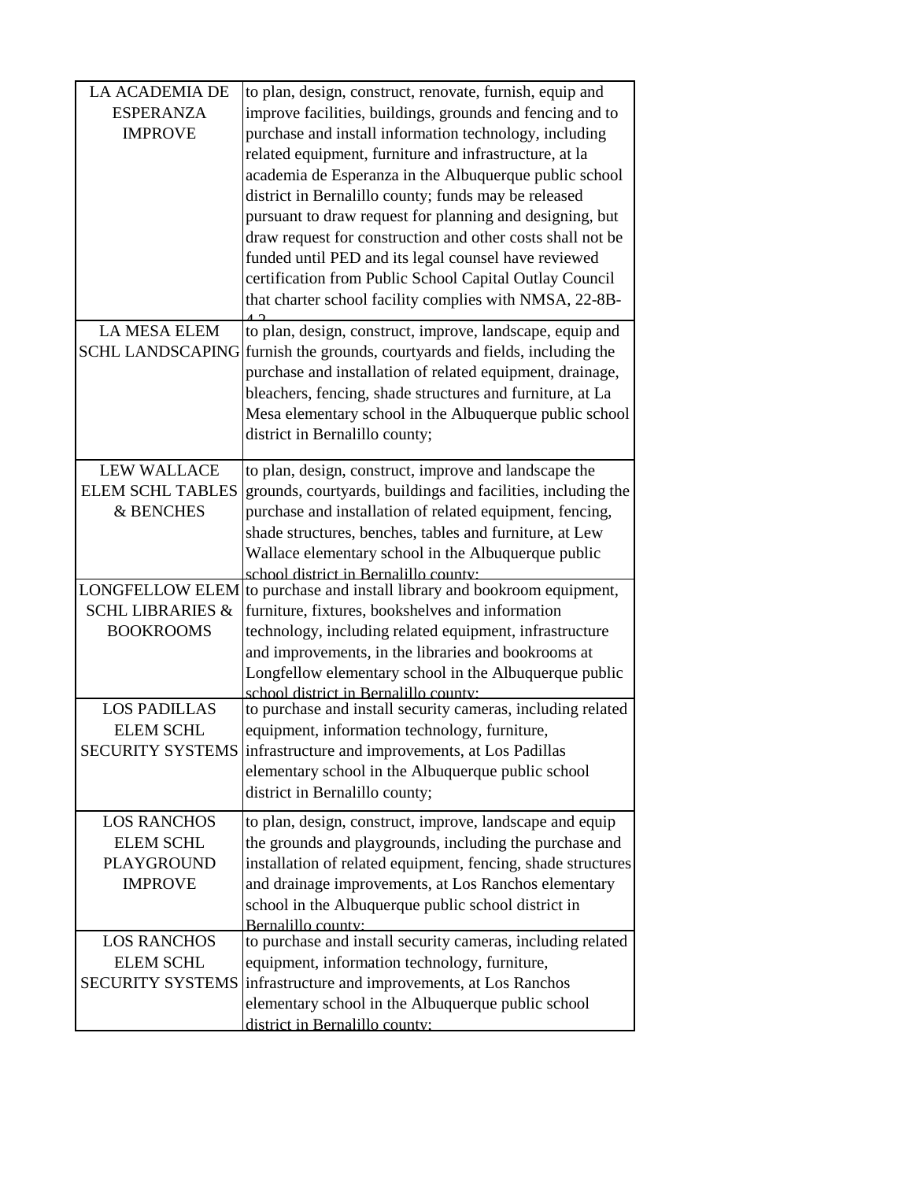| | |
|---|---|
| LA ACADEMIA DE ESPERANZA IMPROVE | to plan, design, construct, renovate, furnish, equip and improve facilities, buildings, grounds and fencing and to purchase and install information technology, including related equipment, furniture and infrastructure, at la academia de Esperanza in the Albuquerque public school district in Bernalillo county; funds may be released pursuant to draw request for planning and designing, but draw request for construction and other costs shall not be funded until PED and its legal counsel have reviewed certification from Public School Capital Outlay Council that charter school facility complies with NMSA, 22-8B-4.2 |
| LA MESA ELEM SCHL LANDSCAPING | to plan, design, construct, improve, landscape, equip and furnish the grounds, courtyards and fields, including the purchase and installation of related equipment, drainage, bleachers, fencing, shade structures and furniture, at La Mesa elementary school in the Albuquerque public school district in Bernalillo county; |
| LEW WALLACE ELEM SCHL TABLES & BENCHES | to plan, design, construct, improve and landscape the grounds, courtyards, buildings and facilities, including the purchase and installation of related equipment, fencing, shade structures, benches, tables and furniture, at Lew Wallace elementary school in the Albuquerque public school district in Bernalillo county; |
| LONGFELLOW ELEM SCHL LIBRARIES & BOOKROOMS | to purchase and install library and bookroom equipment, furniture, fixtures, bookshelves and information technology, including related equipment, infrastructure and improvements, in the libraries and bookrooms at Longfellow elementary school in the Albuquerque public school district in Bernalillo county; |
| LOS PADILLAS ELEM SCHL SECURITY SYSTEMS | to purchase and install security cameras, including related equipment, information technology, furniture, infrastructure and improvements, at Los Padillas elementary school in the Albuquerque public school district in Bernalillo county; |
| LOS RANCHOS ELEM SCHL PLAYGROUND IMPROVE | to plan, design, construct, improve, landscape and equip the grounds and playgrounds, including the purchase and installation of related equipment, fencing, shade structures and drainage improvements, at Los Ranchos elementary school in the Albuquerque public school district in Bernalillo county; |
| LOS RANCHOS ELEM SCHL SECURITY SYSTEMS | to purchase and install security cameras, including related equipment, information technology, furniture, infrastructure and improvements, at Los Ranchos elementary school in the Albuquerque public school district in Bernalillo county; |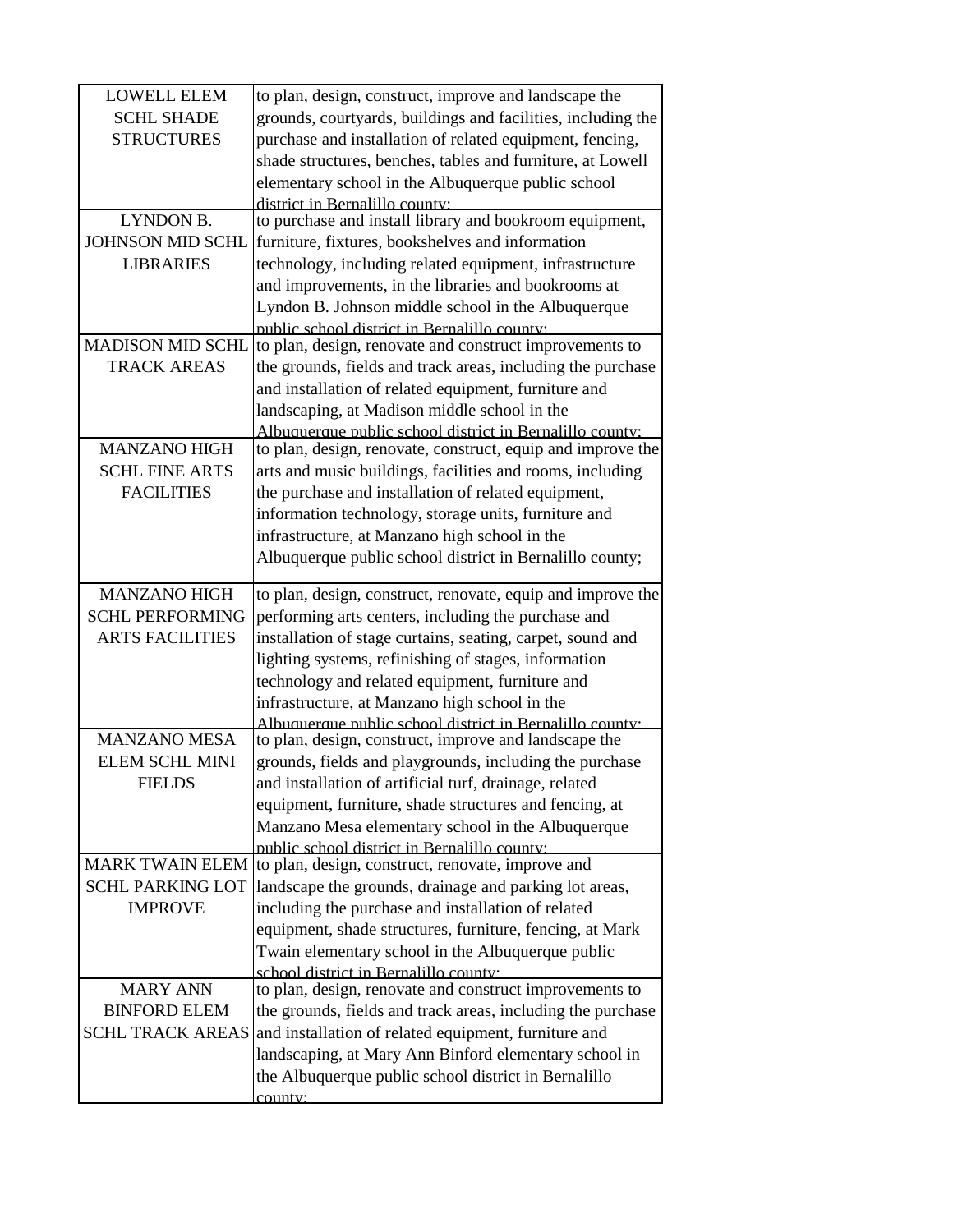| | |
|---|---|
| LOWELL ELEM SCHL SHADE STRUCTURES | to plan, design, construct, improve and landscape the grounds, courtyards, buildings and facilities, including the purchase and installation of related equipment, fencing, shade structures, benches, tables and furniture, at Lowell elementary school in the Albuquerque public school district in Bernalillo county; |
| LYNDON B. JOHNSON MID SCHL LIBRARIES | to purchase and install library and bookroom equipment, furniture, fixtures, bookshelves and information technology, including related equipment, infrastructure and improvements, in the libraries and bookrooms at Lyndon B. Johnson middle school in the Albuquerque public school district in Bernalillo county; |
| MADISON MID SCHL TRACK AREAS | to plan, design, renovate and construct improvements to the grounds, fields and track areas, including the purchase and installation of related equipment, furniture and landscaping, at Madison middle school in the Albuquerque public school district in Bernalillo county; |
| MANZANO HIGH SCHL FINE ARTS FACILITIES | to plan, design, renovate, construct, equip and improve the arts and music buildings, facilities and rooms, including the purchase and installation of related equipment, information technology, storage units, furniture and infrastructure, at Manzano high school in the Albuquerque public school district in Bernalillo county; |
| MANZANO HIGH SCHL PERFORMING ARTS FACILITIES | to plan, design, construct, renovate, equip and improve the performing arts centers, including the purchase and installation of stage curtains, seating, carpet, sound and lighting systems, refinishing of stages, information technology and related equipment, furniture and infrastructure, at Manzano high school in the Albuquerque public school district in Bernalillo county; |
| MANZANO MESA ELEM SCHL MINI FIELDS | to plan, design, construct, improve and landscape the grounds, fields and playgrounds, including the purchase and installation of artificial turf, drainage, related equipment, furniture, shade structures and fencing, at Manzano Mesa elementary school in the Albuquerque public school district in Bernalillo county; |
| MARK TWAIN ELEM SCHL PARKING LOT IMPROVE | to plan, design, construct, renovate, improve and landscape the grounds, drainage and parking lot areas, including the purchase and installation of related equipment, shade structures, furniture, fencing, at Mark Twain elementary school in the Albuquerque public school district in Bernalillo county; |
| MARY ANN BINFORD ELEM SCHL TRACK AREAS | to plan, design, renovate and construct improvements to the grounds, fields and track areas, including the purchase and installation of related equipment, furniture and landscaping, at Mary Ann Binford elementary school in the Albuquerque public school district in Bernalillo county; |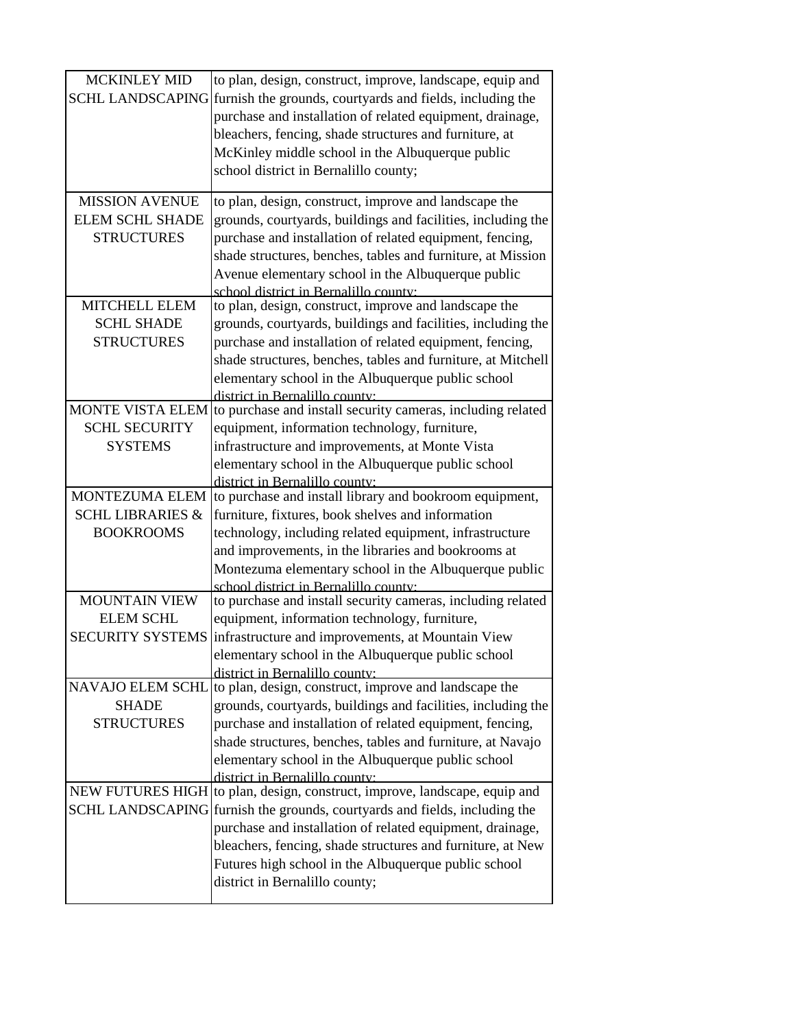| | |
|---|---|
| MCKINLEY MID SCHL LANDSCAPING | to plan, design, construct, improve, landscape, equip and furnish the grounds, courtyards and fields, including the purchase and installation of related equipment, drainage, bleachers, fencing, shade structures and furniture, at McKinley middle school in the Albuquerque public school district in Bernalillo county; |
| MISSION AVENUE ELEM SCHL SHADE STRUCTURES | to plan, design, construct, improve and landscape the grounds, courtyards, buildings and facilities, including the purchase and installation of related equipment, fencing, shade structures, benches, tables and furniture, at Mission Avenue elementary school in the Albuquerque public school district in Bernalillo county; |
| MITCHELL ELEM SCHL SHADE STRUCTURES | to plan, design, construct, improve and landscape the grounds, courtyards, buildings and facilities, including the purchase and installation of related equipment, fencing, shade structures, benches, tables and furniture, at Mitchell elementary school in the Albuquerque public school district in Bernalillo county; |
| MONTE VISTA ELEM SCHL SECURITY SYSTEMS | to purchase and install security cameras, including related equipment, information technology, furniture, infrastructure and improvements, at Monte Vista elementary school in the Albuquerque public school district in Bernalillo county; |
| MONTEZUMA ELEM SCHL LIBRARIES & BOOKROOMS | to purchase and install library and bookroom equipment, furniture, fixtures, book shelves and information technology, including related equipment, infrastructure and improvements, in the libraries and bookrooms at Montezuma elementary school in the Albuquerque public school district in Bernalillo county; |
| MOUNTAIN VIEW ELEM SCHL SECURITY SYSTEMS | to purchase and install security cameras, including related equipment, information technology, furniture, infrastructure and improvements, at Mountain View elementary school in the Albuquerque public school district in Bernalillo county; |
| NAVAJO ELEM SCHL SHADE STRUCTURES | to plan, design, construct, improve and landscape the grounds, courtyards, buildings and facilities, including the purchase and installation of related equipment, fencing, shade structures, benches, tables and furniture, at Navajo elementary school in the Albuquerque public school district in Bernalillo county; |
| NEW FUTURES HIGH SCHL LANDSCAPING | to plan, design, construct, improve, landscape, equip and furnish the grounds, courtyards and fields, including the purchase and installation of related equipment, drainage, bleachers, fencing, shade structures and furniture, at New Futures high school in the Albuquerque public school district in Bernalillo county; |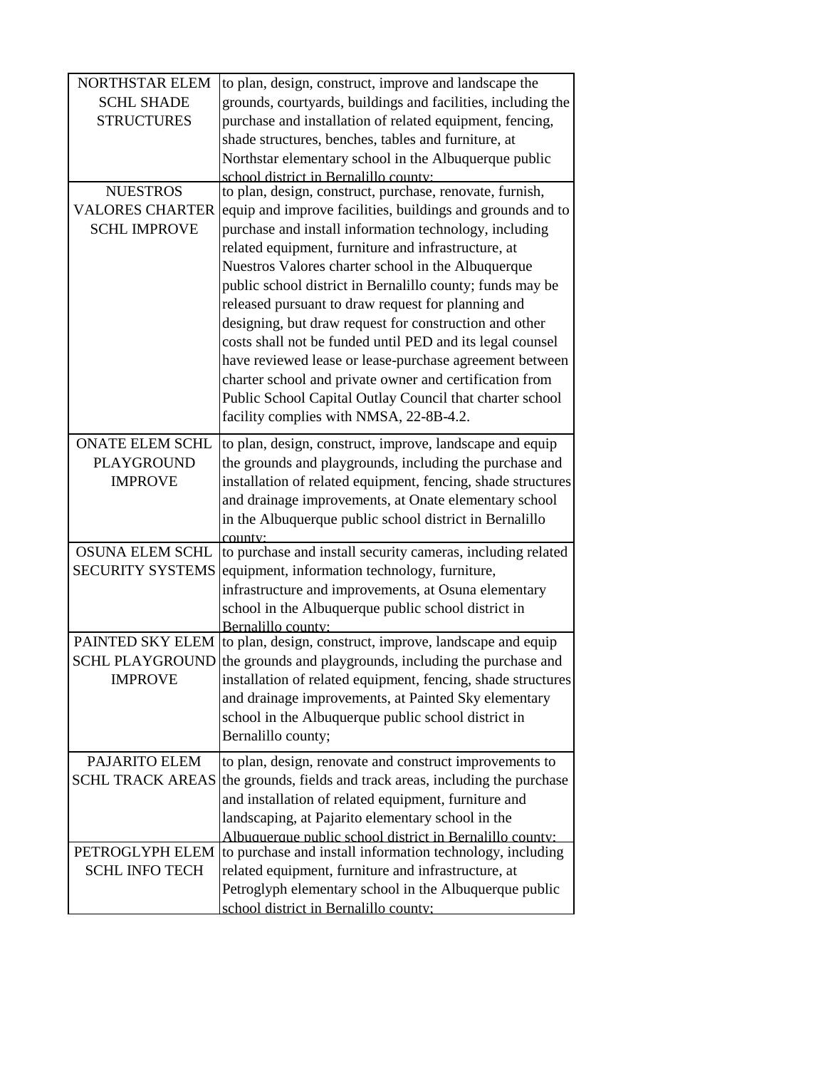| | |
|---|---|
| NORTHSTAR ELEM SCHL SHADE STRUCTURES | to plan, design, construct, improve and landscape the grounds, courtyards, buildings and facilities, including the purchase and installation of related equipment, fencing, shade structures, benches, tables and furniture, at Northstar elementary school in the Albuquerque public school district in Bernalillo county; |
| NUESTROS VALORES CHARTER SCHL IMPROVE | to plan, design, construct, purchase, renovate, furnish, equip and improve facilities, buildings and grounds and to purchase and install information technology, including related equipment, furniture and infrastructure, at Nuestros Valores charter school in the Albuquerque public school district in Bernalillo county; funds may be released pursuant to draw request for planning and designing, but draw request for construction and other costs shall not be funded until PED and its legal counsel have reviewed lease or lease-purchase agreement between charter school and private owner and certification from Public School Capital Outlay Council that charter school facility complies with NMSA, 22-8B-4.2. |
| ONATE ELEM SCHL PLAYGROUND IMPROVE | to plan, design, construct, improve, landscape and equip the grounds and playgrounds, including the purchase and installation of related equipment, fencing, shade structures and drainage improvements, at Onate elementary school in the Albuquerque public school district in Bernalillo county; |
| OSUNA ELEM SCHL SECURITY SYSTEMS | to purchase and install security cameras, including related equipment, information technology, furniture, infrastructure and improvements, at Osuna elementary school in the Albuquerque public school district in Bernalillo county; |
| PAINTED SKY ELEM SCHL PLAYGROUND IMPROVE | to plan, design, construct, improve, landscape and equip the grounds and playgrounds, including the purchase and installation of related equipment, fencing, shade structures and drainage improvements, at Painted Sky elementary school in the Albuquerque public school district in Bernalillo county; |
| PAJARITO ELEM SCHL TRACK AREAS | to plan, design, renovate and construct improvements to the grounds, fields and track areas, including the purchase and installation of related equipment, furniture and landscaping, at Pajarito elementary school in the Albuquerque public school district in Bernalillo county; |
| PETROGLYPH ELEM SCHL INFO TECH | to purchase and install information technology, including related equipment, furniture and infrastructure, at Petroglyph elementary school in the Albuquerque public school district in Bernalillo county; |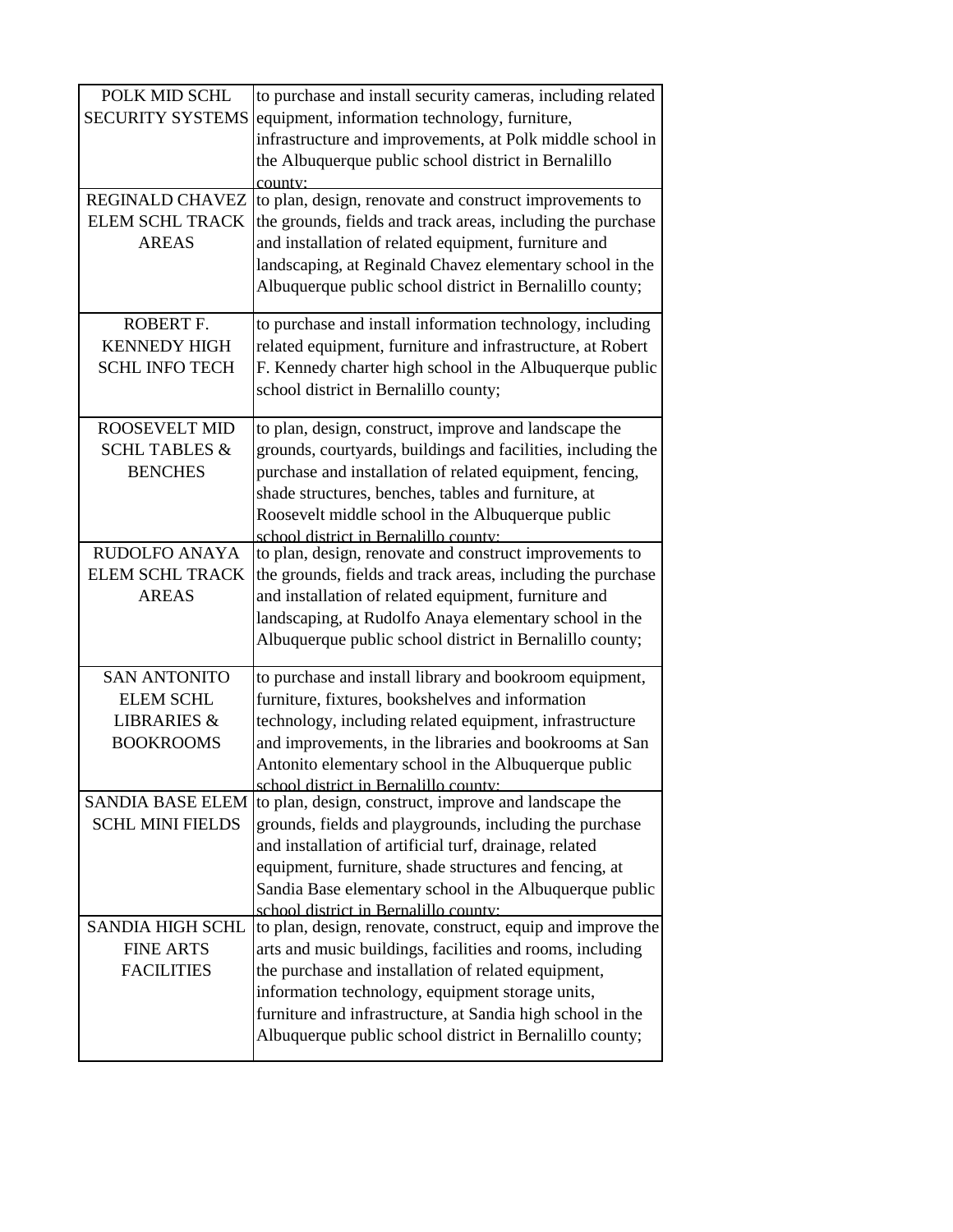| | |
|---|---|
| POLK MID SCHL SECURITY SYSTEMS | to purchase and install security cameras, including related equipment, information technology, furniture, infrastructure and improvements, at Polk middle school in the Albuquerque public school district in Bernalillo county; |
| REGINALD CHAVEZ ELEM SCHL TRACK AREAS | to plan, design, renovate and construct improvements to the grounds, fields and track areas, including the purchase and installation of related equipment, furniture and landscaping, at Reginald Chavez elementary school in the Albuquerque public school district in Bernalillo county; |
| ROBERT F. KENNEDY HIGH SCHL INFO TECH | to purchase and install information technology, including related equipment, furniture and infrastructure, at Robert F. Kennedy charter high school in the Albuquerque public school district in Bernalillo county; |
| ROOSEVELT MID SCHL TABLES & BENCHES | to plan, design, construct, improve and landscape the grounds, courtyards, buildings and facilities, including the purchase and installation of related equipment, fencing, shade structures, benches, tables and furniture, at Roosevelt middle school in the Albuquerque public school district in Bernalillo county; |
| RUDOLFO ANAYA ELEM SCHL TRACK AREAS | to plan, design, renovate and construct improvements to the grounds, fields and track areas, including the purchase and installation of related equipment, furniture and landscaping, at Rudolfo Anaya elementary school in the Albuquerque public school district in Bernalillo county; |
| SAN ANTONITO ELEM SCHL LIBRARIES & BOOKROOMS | to purchase and install library and bookroom equipment, furniture, fixtures, bookshelves and information technology, including related equipment, infrastructure and improvements, in the libraries and bookrooms at San Antonito elementary school in the Albuquerque public school district in Bernalillo county; |
| SANDIA BASE ELEM SCHL MINI FIELDS | to plan, design, construct, improve and landscape the grounds, fields and playgrounds, including the purchase and installation of artificial turf, drainage, related equipment, furniture, shade structures and fencing, at Sandia Base elementary school in the Albuquerque public school district in Bernalillo county; |
| SANDIA HIGH SCHL FINE ARTS FACILITIES | to plan, design, renovate, construct, equip and improve the arts and music buildings, facilities and rooms, including the purchase and installation of related equipment, information technology, equipment storage units, furniture and infrastructure, at Sandia high school in the Albuquerque public school district in Bernalillo county; |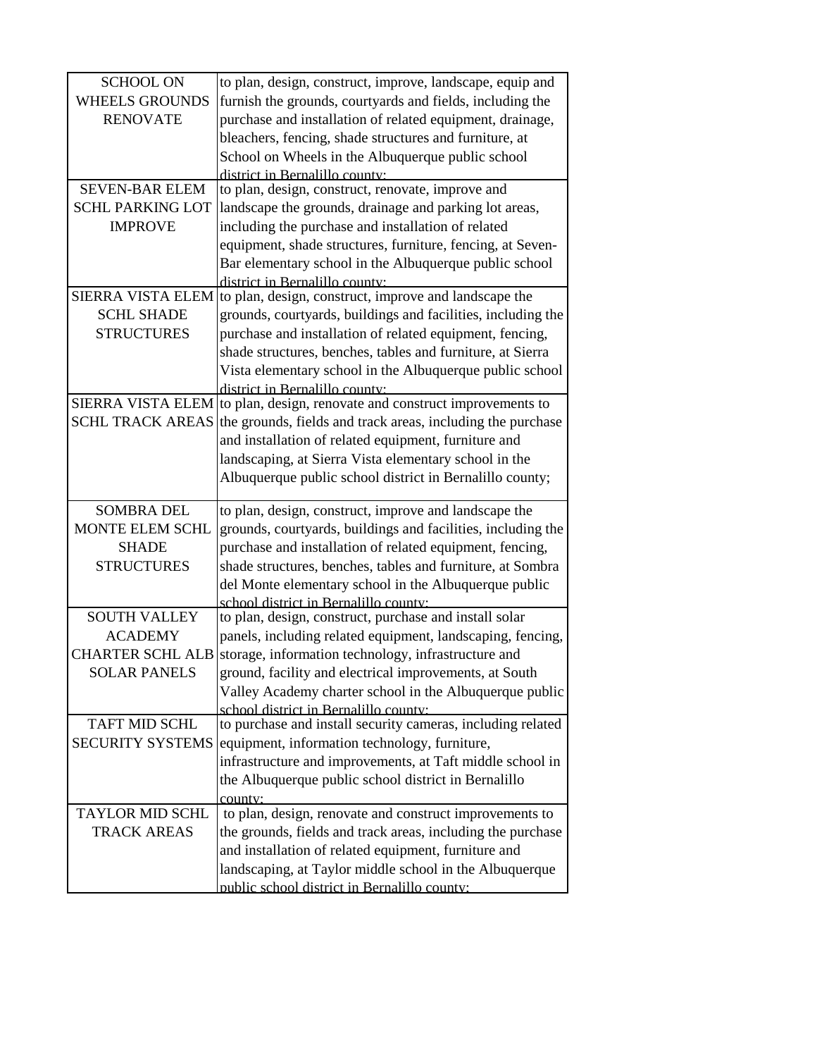| | |
|---|---|
| SCHOOL ON WHEELS GROUNDS RENOVATE | to plan, design, construct, improve, landscape, equip and furnish the grounds, courtyards and fields, including the purchase and installation of related equipment, drainage, bleachers, fencing, shade structures and furniture, at School on Wheels in the Albuquerque public school district in Bernalillo county; |
| SEVEN-BAR ELEM SCHL PARKING LOT IMPROVE | to plan, design, construct, renovate, improve and landscape the grounds, drainage and parking lot areas, including the purchase and installation of related equipment, shade structures, furniture, fencing, at Seven-Bar elementary school in the Albuquerque public school district in Bernalillo county; |
| SIERRA VISTA ELEM SCHL SHADE STRUCTURES | to plan, design, construct, improve and landscape the grounds, courtyards, buildings and facilities, including the purchase and installation of related equipment, fencing, shade structures, benches, tables and furniture, at Sierra Vista elementary school in the Albuquerque public school district in Bernalillo county; |
| SIERRA VISTA ELEM SCHL TRACK AREAS | to plan, design, renovate and construct improvements to the grounds, fields and track areas, including the purchase and installation of related equipment, furniture and landscaping, at Sierra Vista elementary school in the Albuquerque public school district in Bernalillo county; |
| SOMBRA DEL MONTE ELEM SCHL SHADE STRUCTURES | to plan, design, construct, improve and landscape the grounds, courtyards, buildings and facilities, including the purchase and installation of related equipment, fencing, shade structures, benches, tables and furniture, at Sombra del Monte elementary school in the Albuquerque public school district in Bernalillo county; |
| SOUTH VALLEY ACADEMY CHARTER SCHL ALB SOLAR PANELS | to plan, design, construct, purchase and install solar panels, including related equipment, landscaping, fencing, storage, information technology, infrastructure and ground, facility and electrical improvements, at South Valley Academy charter school in the Albuquerque public school district in Bernalillo county; |
| TAFT MID SCHL SECURITY SYSTEMS | to purchase and install security cameras, including related equipment, information technology, furniture, infrastructure and improvements, at Taft middle school in the Albuquerque public school district in Bernalillo county; |
| TAYLOR MID SCHL TRACK AREAS | to plan, design, renovate and construct improvements to the grounds, fields and track areas, including the purchase and installation of related equipment, furniture and landscaping, at Taylor middle school in the Albuquerque public school district in Bernalillo county; |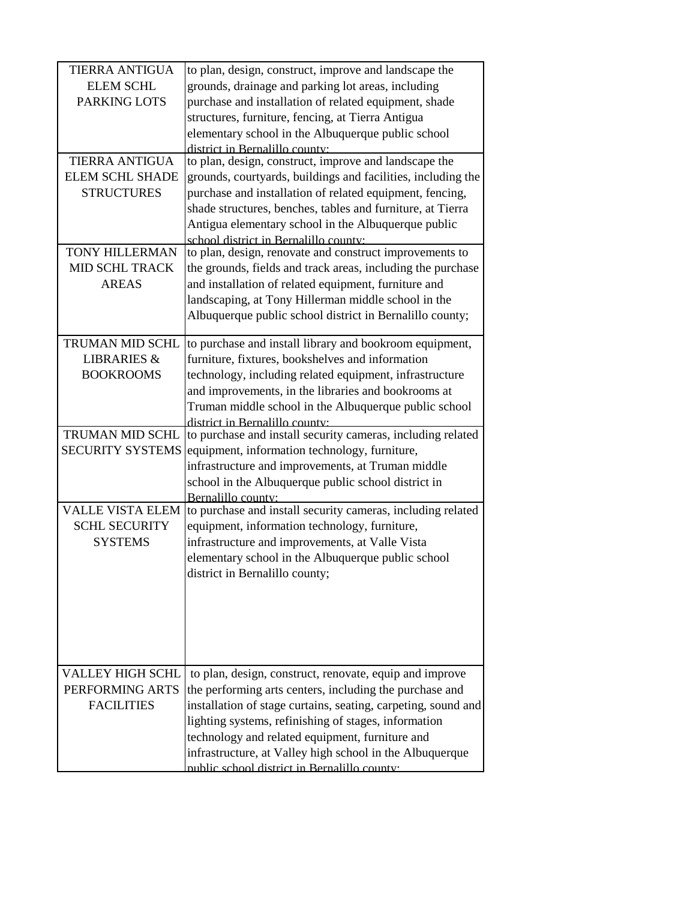| | |
|---|---|
| TIERRA ANTIGUA ELEM SCHL PARKING LOTS | to plan, design, construct, improve and landscape the grounds, drainage and parking lot areas, including purchase and installation of related equipment, shade structures, furniture, fencing, at Tierra Antigua elementary school in the Albuquerque public school district in Bernalillo county; |
| TIERRA ANTIGUA ELEM SCHL SHADE STRUCTURES | to plan, design, construct, improve and landscape the grounds, courtyards, buildings and facilities, including the purchase and installation of related equipment, fencing, shade structures, benches, tables and furniture, at Tierra Antigua elementary school in the Albuquerque public school district in Bernalillo county; |
| TONY HILLERMAN MID SCHL TRACK AREAS | to plan, design, renovate and construct improvements to the grounds, fields and track areas, including the purchase and installation of related equipment, furniture and landscaping, at Tony Hillerman middle school in the Albuquerque public school district in Bernalillo county; |
| TRUMAN MID SCHL LIBRARIES & BOOKROOMS | to purchase and install library and bookroom equipment, furniture, fixtures, bookshelves and information technology, including related equipment, infrastructure and improvements, in the libraries and bookrooms at Truman middle school in the Albuquerque public school district in Bernalillo county; |
| TRUMAN MID SCHL SECURITY SYSTEMS | to purchase and install security cameras, including related equipment, information technology, furniture, infrastructure and improvements, at Truman middle school in the Albuquerque public school district in Bernalillo county; |
| VALLE VISTA ELEM SCHL SECURITY SYSTEMS | to purchase and install security cameras, including related equipment, information technology, furniture, infrastructure and improvements, at Valle Vista elementary school in the Albuquerque public school district in Bernalillo county; |
| VALLEY HIGH SCHL PERFORMING ARTS FACILITIES | to plan, design, construct, renovate, equip and improve the performing arts centers, including the purchase and installation of stage curtains, seating, carpeting, sound and lighting systems, refinishing of stages, information technology and related equipment, furniture and infrastructure, at Valley high school in the Albuquerque public school district in Bernalillo county; |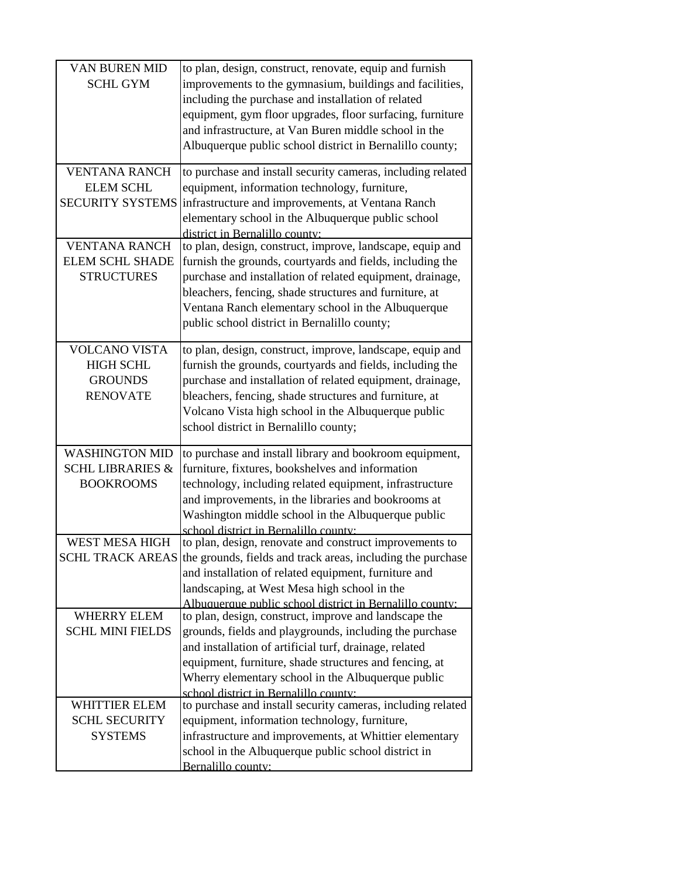| | |
|---|---|
| VAN BUREN MID SCHL GYM | to plan, design, construct, renovate, equip and furnish improvements to the gymnasium, buildings and facilities, including the purchase and installation of related equipment, gym floor upgrades, floor surfacing, furniture and infrastructure, at Van Buren middle school in the Albuquerque public school district in Bernalillo county; |
| VENTANA RANCH ELEM SCHL SECURITY SYSTEMS | to purchase and install security cameras, including related equipment, information technology, furniture, infrastructure and improvements, at Ventana Ranch elementary school in the Albuquerque public school district in Bernalillo county; |
| VENTANA RANCH ELEM SCHL SHADE STRUCTURES | to plan, design, construct, improve, landscape, equip and furnish the grounds, courtyards and fields, including the purchase and installation of related equipment, drainage, bleachers, fencing, shade structures and furniture, at Ventana Ranch elementary school in the Albuquerque public school district in Bernalillo county; |
| VOLCANO VISTA HIGH SCHL GROUNDS RENOVATE | to plan, design, construct, improve, landscape, equip and furnish the grounds, courtyards and fields, including the purchase and installation of related equipment, drainage, bleachers, fencing, shade structures and furniture, at Volcano Vista high school in the Albuquerque public school district in Bernalillo county; |
| WASHINGTON MID SCHL LIBRARIES & BOOKROOMS | to purchase and install library and bookroom equipment, furniture, fixtures, bookshelves and information technology, including related equipment, infrastructure and improvements, in the libraries and bookrooms at Washington middle school in the Albuquerque public school district in Bernalillo county; |
| WEST MESA HIGH SCHL TRACK AREAS | to plan, design, renovate and construct improvements to the grounds, fields and track areas, including the purchase and installation of related equipment, furniture and landscaping, at West Mesa high school in the Albuquerque public school district in Bernalillo county; |
| WHERRY ELEM SCHL MINI FIELDS | to plan, design, construct, improve and landscape the grounds, fields and playgrounds, including the purchase and installation of artificial turf, drainage, related equipment, furniture, shade structures and fencing, at Wherry elementary school in the Albuquerque public school district in Bernalillo county; |
| WHITTIER ELEM SCHL SECURITY SYSTEMS | to purchase and install security cameras, including related equipment, information technology, furniture, infrastructure and improvements, at Whittier elementary school in the Albuquerque public school district in Bernalillo county; |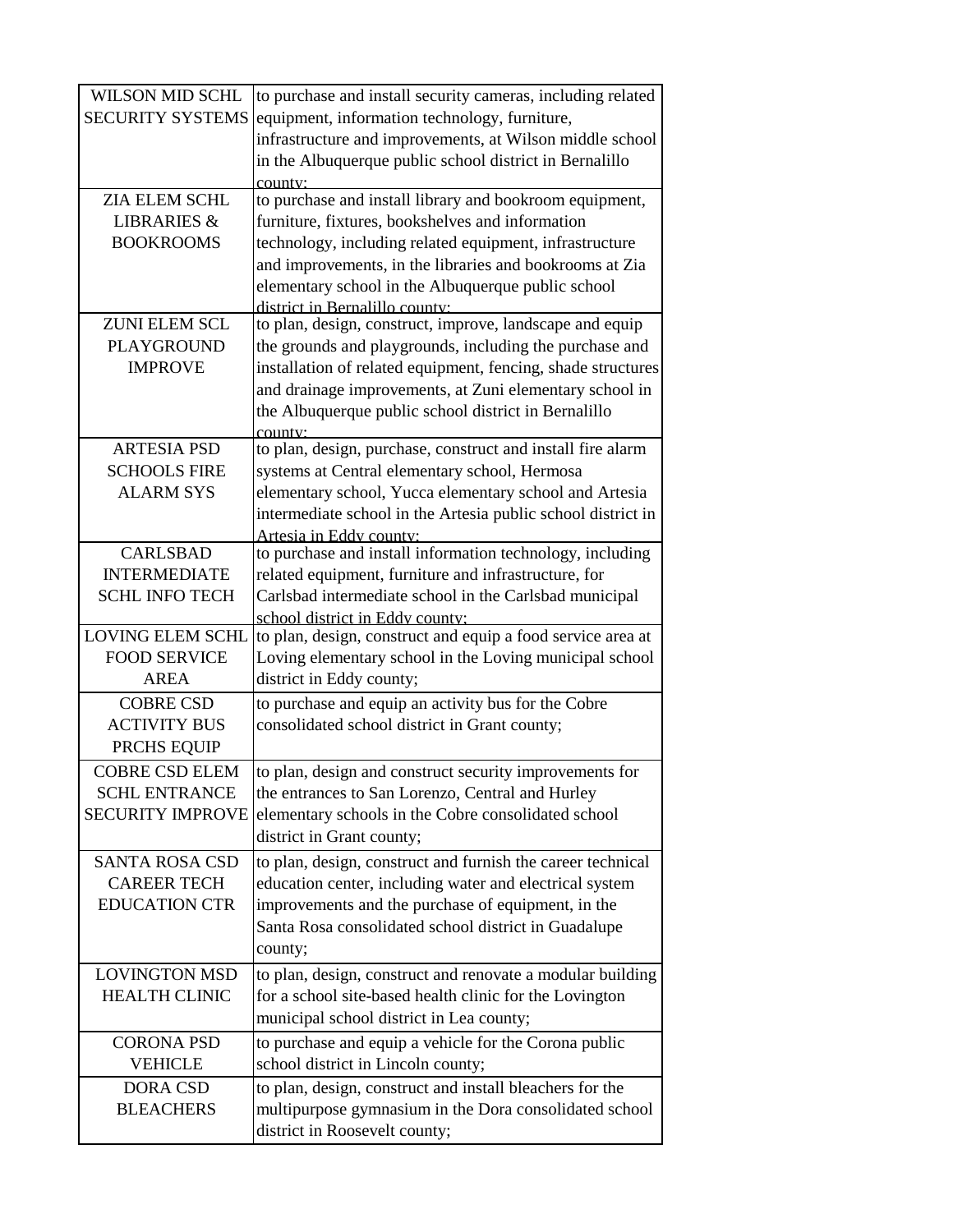| | |
|---|---|
| WILSON MID SCHL SECURITY SYSTEMS | to purchase and install security cameras, including related equipment, information technology, furniture, infrastructure and improvements, at Wilson middle school in the Albuquerque public school district in Bernalillo county; |
| ZIA ELEM SCHL LIBRARIES & BOOKROOMS | to purchase and install library and bookroom equipment, furniture, fixtures, bookshelves and information technology, including related equipment, infrastructure and improvements, in the libraries and bookrooms at Zia elementary school in the Albuquerque public school district in Bernalillo county; |
| ZUNI ELEM SCL PLAYGROUND IMPROVE | to plan, design, construct, improve, landscape and equip the grounds and playgrounds, including the purchase and installation of related equipment, fencing, shade structures and drainage improvements, at Zuni elementary school in the Albuquerque public school district in Bernalillo county; |
| ARTESIA PSD SCHOOLS FIRE ALARM SYS | to plan, design, purchase, construct and install fire alarm systems at Central elementary school, Hermosa elementary school, Yucca elementary school and Artesia intermediate school in the Artesia public school district in Artesia in Eddy county; |
| CARLSBAD INTERMEDIATE SCHL INFO TECH | to purchase and install information technology, including related equipment, furniture and infrastructure, for Carlsbad intermediate school in the Carlsbad municipal school district in Eddy county; |
| LOVING ELEM SCHL FOOD SERVICE AREA | to plan, design, construct and equip a food service area at Loving elementary school in the Loving municipal school district in Eddy county; |
| COBRE CSD ACTIVITY BUS PRCHS EQUIP | to purchase and equip an activity bus for the Cobre consolidated school district in Grant county; |
| COBRE CSD ELEM SCHL ENTRANCE SECURITY IMPROVE | to plan, design and construct security improvements for the entrances to San Lorenzo, Central and Hurley elementary schools in the Cobre consolidated school district in Grant county; |
| SANTA ROSA CSD CAREER TECH EDUCATION CTR | to plan, design, construct and furnish the career technical education center, including water and electrical system improvements and the purchase of equipment, in the Santa Rosa consolidated school district in Guadalupe county; |
| LOVINGTON MSD HEALTH CLINIC | to plan, design, construct and renovate a modular building for a school site-based health clinic for the Lovington municipal school district in Lea county; |
| CORONA PSD VEHICLE | to purchase and equip a vehicle for the Corona public school district in Lincoln county; |
| DORA CSD BLEACHERS | to plan, design, construct and install bleachers for the multipurpose gymnasium in the Dora consolidated school district in Roosevelt county; |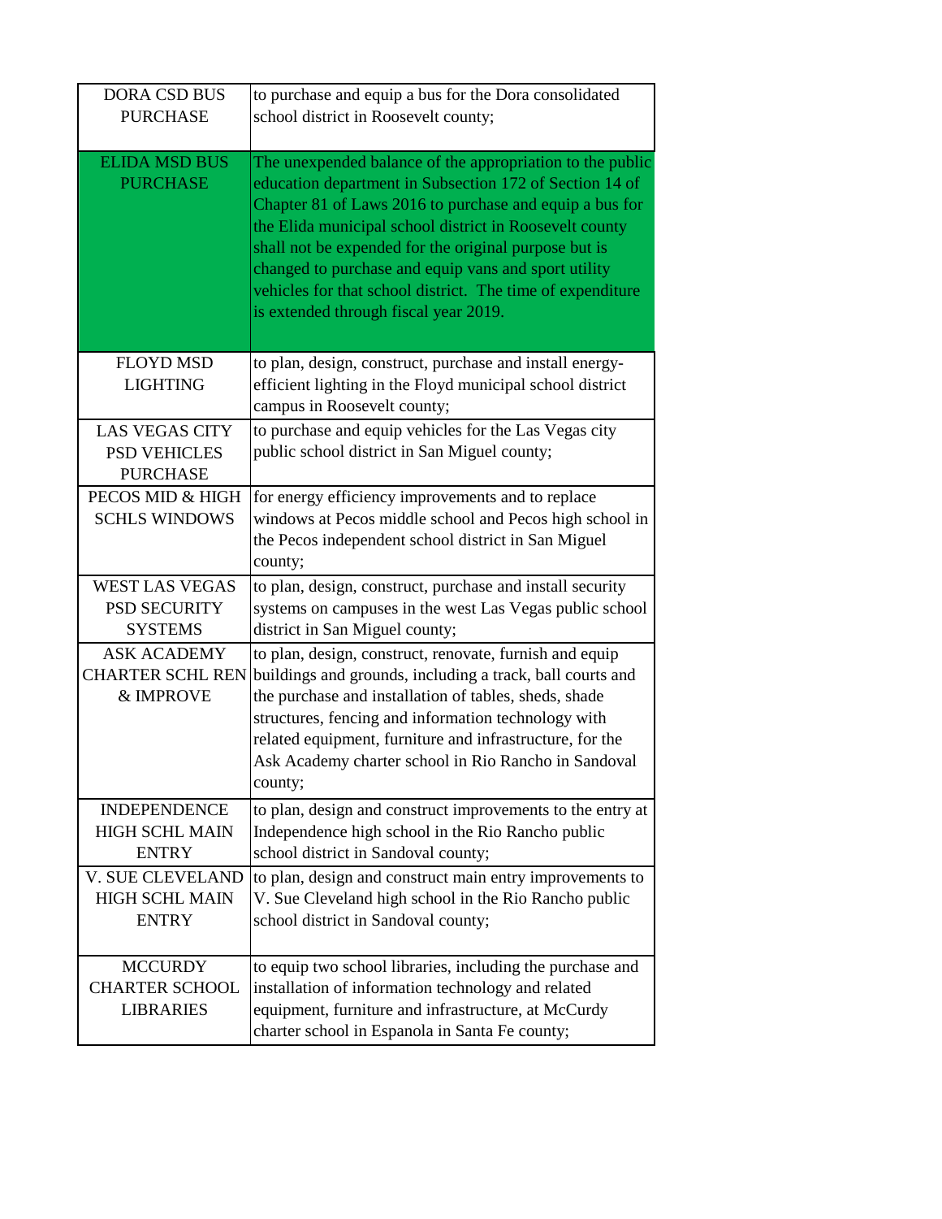| DORA CSD BUS PURCHASE | to purchase and equip a bus for the Dora consolidated school district in Roosevelt county; |
|---|---|
| ELIDA MSD BUS PURCHASE | The unexpended balance of the appropriation to the public education department in Subsection 172 of Section 14 of Chapter 81 of Laws 2016 to purchase and equip a bus for the Elida municipal school district in Roosevelt county shall not be expended for the original purpose but is changed to purchase and equip vans and sport utility vehicles for that school district. The time of expenditure is extended through fiscal year 2019. |
| FLOYD MSD LIGHTING | to plan, design, construct, purchase and install energy-efficient lighting in the Floyd municipal school district campus in Roosevelt county; |
| LAS VEGAS CITY PSD VEHICLES PURCHASE | to purchase and equip vehicles for the Las Vegas city public school district in San Miguel county; |
| PECOS MID & HIGH SCHLS WINDOWS | for energy efficiency improvements and to replace windows at Pecos middle school and Pecos high school in the Pecos independent school district in San Miguel county; |
| WEST LAS VEGAS PSD SECURITY SYSTEMS | to plan, design, construct, purchase and install security systems on campuses in the west Las Vegas public school district in San Miguel county; |
| ASK ACADEMY CHARTER SCHL REN & IMPROVE | to plan, design, construct, renovate, furnish and equip buildings and grounds, including a track, ball courts and the purchase and installation of tables, sheds, shade structures, fencing and information technology with related equipment, furniture and infrastructure, for the Ask Academy charter school in Rio Rancho in Sandoval county; |
| INDEPENDENCE HIGH SCHL MAIN ENTRY | to plan, design and construct improvements to the entry at Independence high school in the Rio Rancho public school district in Sandoval county; |
| V. SUE CLEVELAND HIGH SCHL MAIN ENTRY | to plan, design and construct main entry improvements to V. Sue Cleveland high school in the Rio Rancho public school district in Sandoval county; |
| MCCURDY CHARTER SCHOOL LIBRARIES | to equip two school libraries, including the purchase and installation of information technology and related equipment, furniture and infrastructure, at McCurdy charter school in Espanola in Santa Fe county; |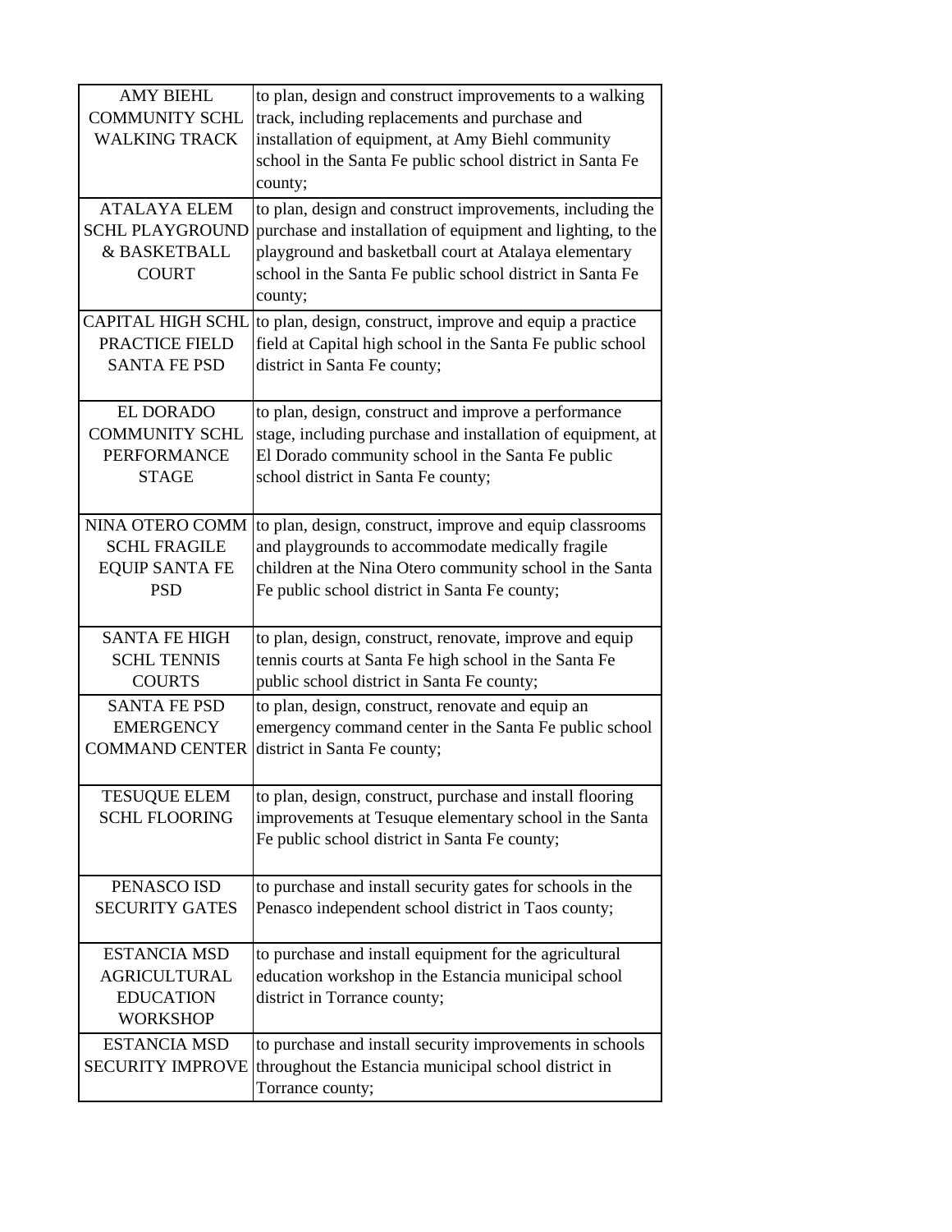| | |
|---|---|
| AMY BIEHL COMMUNITY SCHL WALKING TRACK | to plan, design and construct improvements to a walking track, including replacements and purchase and installation of equipment, at Amy Biehl community school in the Santa Fe public school district in Santa Fe county; |
| ATALAYA ELEM SCHL PLAYGROUND & BASKETBALL COURT | to plan, design and construct improvements, including the purchase and installation of equipment and lighting, to the playground and basketball court at Atalaya elementary school in the Santa Fe public school district in Santa Fe county; |
| CAPITAL HIGH SCHL PRACTICE FIELD SANTA FE PSD | to plan, design, construct, improve and equip a practice field at Capital high school in the Santa Fe public school district in Santa Fe county; |
| EL DORADO COMMUNITY SCHL PERFORMANCE STAGE | to plan, design, construct and improve a performance stage, including purchase and installation of equipment, at El Dorado community school in the Santa Fe public school district in Santa Fe county; |
| NINA OTERO COMM SCHL FRAGILE EQUIP SANTA FE PSD | to plan, design, construct, improve and equip classrooms and playgrounds to accommodate medically fragile children at the Nina Otero community school in the Santa Fe public school district in Santa Fe county; |
| SANTA FE HIGH SCHL TENNIS COURTS | to plan, design, construct, renovate, improve and equip tennis courts at Santa Fe high school in the Santa Fe public school district in Santa Fe county; |
| SANTA FE PSD EMERGENCY COMMAND CENTER | to plan, design, construct, renovate and equip an emergency command center in the Santa Fe public school district in Santa Fe county; |
| TESUQUE ELEM SCHL FLOORING | to plan, design, construct, purchase and install flooring improvements at Tesuque elementary school in the Santa Fe public school district in Santa Fe county; |
| PENASCO ISD SECURITY GATES | to purchase and install security gates for schools in the Penasco independent school district in Taos county; |
| ESTANCIA MSD AGRICULTURAL EDUCATION WORKSHOP | to purchase and install equipment for the agricultural education workshop in the Estancia municipal school district in Torrance county; |
| ESTANCIA MSD SECURITY IMPROVE | to purchase and install security improvements in schools throughout the Estancia municipal school district in Torrance county; |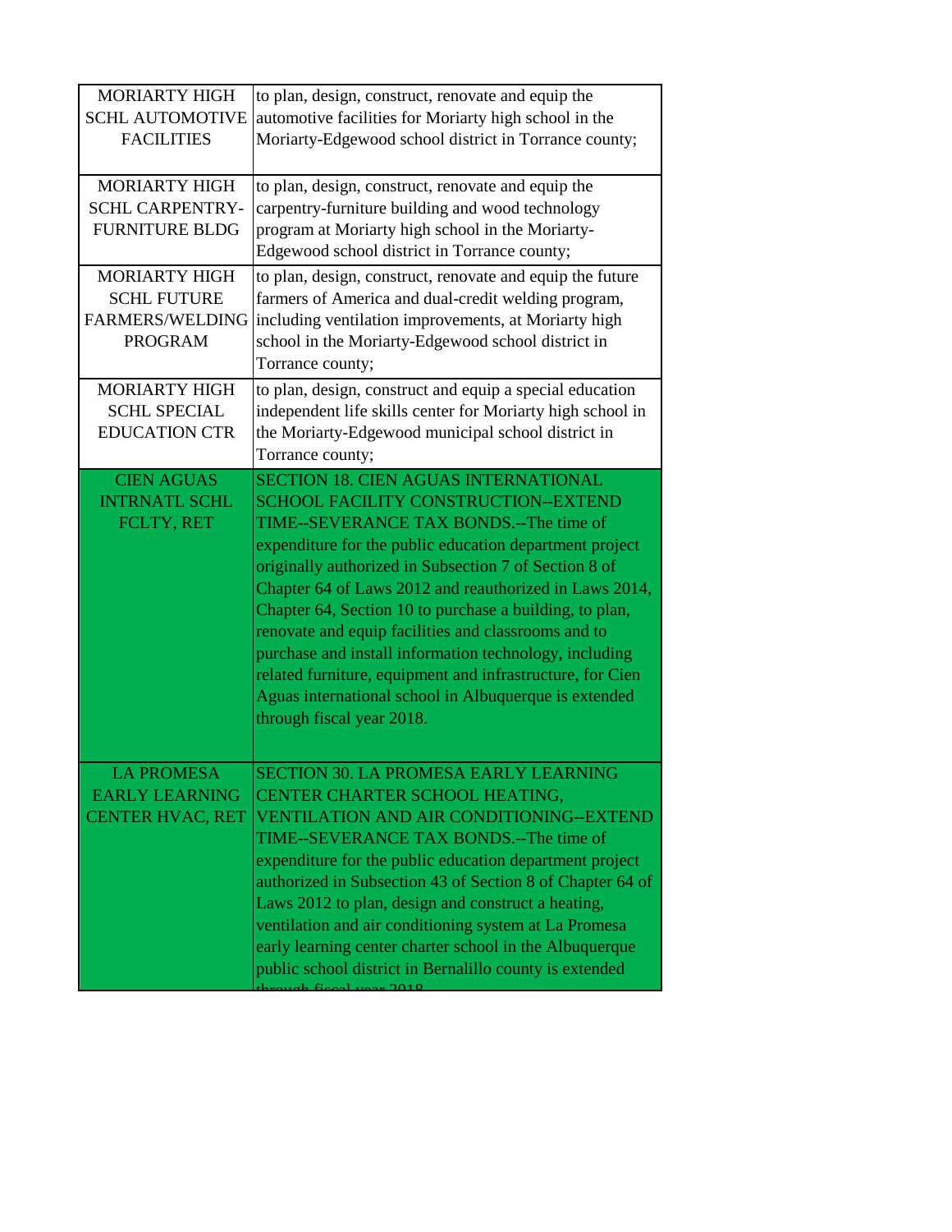| | |
|---|---|
| MORIARTY HIGH SCHL AUTOMOTIVE FACILITIES | to plan, design, construct, renovate and equip the automotive facilities for Moriarty high school in the Moriarty-Edgewood school district in Torrance county; |
| MORIARTY HIGH SCHL CARPENTRY-FURNITURE BLDG | to plan, design, construct, renovate and equip the carpentry-furniture building and wood technology program at Moriarty high school in the Moriarty-Edgewood school district in Torrance county; |
| MORIARTY HIGH SCHL FUTURE FARMERS/WELDING PROGRAM | to plan, design, construct, renovate and equip the future farmers of America and dual-credit welding program, including ventilation improvements, at Moriarty high school in the Moriarty-Edgewood school district in Torrance county; |
| MORIARTY HIGH SCHL SPECIAL EDUCATION CTR | to plan, design, construct and equip a special education independent life skills center for Moriarty high school in the Moriarty-Edgewood municipal school district in Torrance county; |
| CIEN AGUAS INTRNATL SCHL FCLTY, RET | SECTION 18. CIEN AGUAS INTERNATIONAL SCHOOL FACILITY CONSTRUCTION--EXTEND TIME--SEVERANCE TAX BONDS.--The time of expenditure for the public education department project originally authorized in Subsection 7 of Section 8 of Chapter 64 of Laws 2012 and reauthorized in Laws 2014, Chapter 64, Section 10 to purchase a building, to plan, renovate and equip facilities and classrooms and to purchase and install information technology, including related furniture, equipment and infrastructure, for Cien Aguas international school in Albuquerque is extended through fiscal year 2018. |
| LA PROMESA EARLY LEARNING CENTER HVAC, RET | SECTION 30. LA PROMESA EARLY LEARNING CENTER CHARTER SCHOOL HEATING, VENTILATION AND AIR CONDITIONING--EXTEND TIME--SEVERANCE TAX BONDS.--The time of expenditure for the public education department project authorized in Subsection 43 of Section 8 of Chapter 64 of Laws 2012 to plan, design and construct a heating, ventilation and air conditioning system at La Promesa early learning center charter school in the Albuquerque public school district in Bernalillo county is extended through fiscal year 2018. |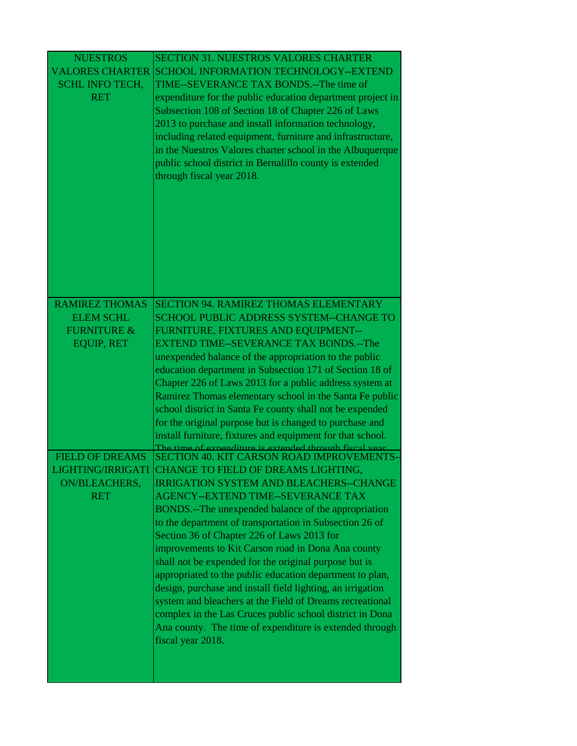| | |
|---|---|
| NUESTROS VALORES CHARTER SCHL INFO TECH, RET | SECTION 31. NUESTROS VALORES CHARTER SCHOOL INFORMATION TECHNOLOGY--EXTEND TIME--SEVERANCE TAX BONDS.--The time of expenditure for the public education department project in Subsection 108 of Section 18 of Chapter 226 of Laws 2013 to purchase and install information technology, including related equipment, furniture and infrastructure, in the Nuestros Valores charter school in the Albuquerque public school district in Bernalillo county is extended through fiscal year 2018. |
| RAMIREZ THOMAS ELEM SCHL FURNITURE & EQUIP, RET | SECTION 94. RAMIREZ THOMAS ELEMENTARY SCHOOL PUBLIC ADDRESS SYSTEM--CHANGE TO FURNITURE, FIXTURES AND EQUIPMENT--EXTEND TIME--SEVERANCE TAX BONDS.--The unexpended balance of the appropriation to the public education department in Subsection 171 of Section 18 of Chapter 226 of Laws 2013 for a public address system at Ramirez Thomas elementary school in the Santa Fe public school district in Santa Fe county shall not be expended for the original purpose but is changed to purchase and install furniture, fixtures and equipment for that school. The time of expenditure is extended through fiscal year |
| FIELD OF DREAMS LIGHTING/IRRIGATION/BLEACHERS, RET | SECTION 40. KIT CARSON ROAD IMPROVEMENTS--CHANGE TO FIELD OF DREAMS LIGHTING, IRRIGATION SYSTEM AND BLEACHERS--CHANGE AGENCY--EXTEND TIME--SEVERANCE TAX BONDS.--The unexpended balance of the appropriation to the department of transportation in Subsection 26 of Section 36 of Chapter 226 of Laws 2013 for improvements to Kit Carson road in Dona Ana county shall not be expended for the original purpose but is appropriated to the public education department to plan, design, purchase and install field lighting, an irrigation system and bleachers at the Field of Dreams recreational complex in the Las Cruces public school district in Dona Ana county. The time of expenditure is extended through fiscal year 2018. |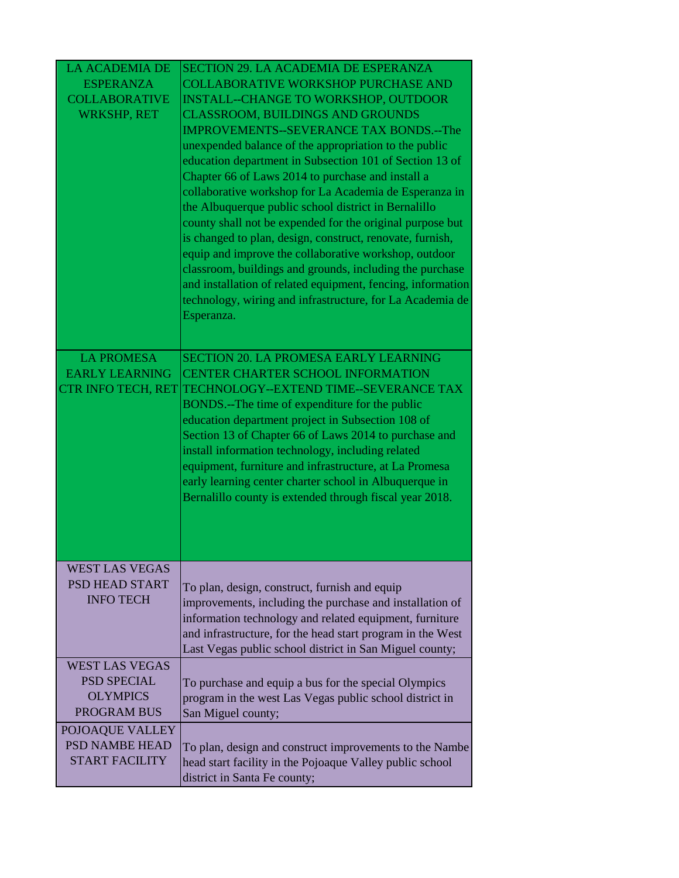| | |
|---|---|
| LA ACADEMIA DE ESPERANZA COLLABORATIVE WRKSHP, RET | SECTION 29. LA ACADEMIA DE ESPERANZA COLLABORATIVE WORKSHOP PURCHASE AND INSTALL--CHANGE TO WORKSHOP, OUTDOOR CLASSROOM, BUILDINGS AND GROUNDS IMPROVEMENTS--SEVERANCE TAX BONDS.--The unexpended balance of the appropriation to the public education department in Subsection 101 of Section 13 of Chapter 66 of Laws 2014 to purchase and install a collaborative workshop for La Academia de Esperanza in the Albuquerque public school district in Bernalillo county shall not be expended for the original purpose but is changed to plan, design, construct, renovate, furnish, equip and improve the collaborative workshop, outdoor classroom, buildings and grounds, including the purchase and installation of related equipment, fencing, information technology, wiring and infrastructure, for La Academia de Esperanza. |
| LA PROMESA EARLY LEARNING CTR INFO TECH, RET | SECTION 20. LA PROMESA EARLY LEARNING CENTER CHARTER SCHOOL INFORMATION TECHNOLOGY--EXTEND TIME--SEVERANCE TAX BONDS.--The time of expenditure for the public education department project in Subsection 108 of Section 13 of Chapter 66 of Laws 2014 to purchase and install information technology, including related equipment, furniture and infrastructure, at La Promesa early learning center charter school in Albuquerque in Bernalillo county is extended through fiscal year 2018. |
| WEST LAS VEGAS PSD HEAD START INFO TECH | To plan, design, construct, furnish and equip improvements, including the purchase and installation of information technology and related equipment, furniture and infrastructure, for the head start program in the West Last Vegas public school district in San Miguel county; |
| WEST LAS VEGAS PSD SPECIAL OLYMPICS PROGRAM BUS | To purchase and equip a bus for the special Olympics program in the west Las Vegas public school district in San Miguel county; |
| POJOAQUE VALLEY PSD NAMBE HEAD START FACILITY | To plan, design and construct improvements to the Nambe head start facility in the Pojoaque Valley public school district in Santa Fe county; |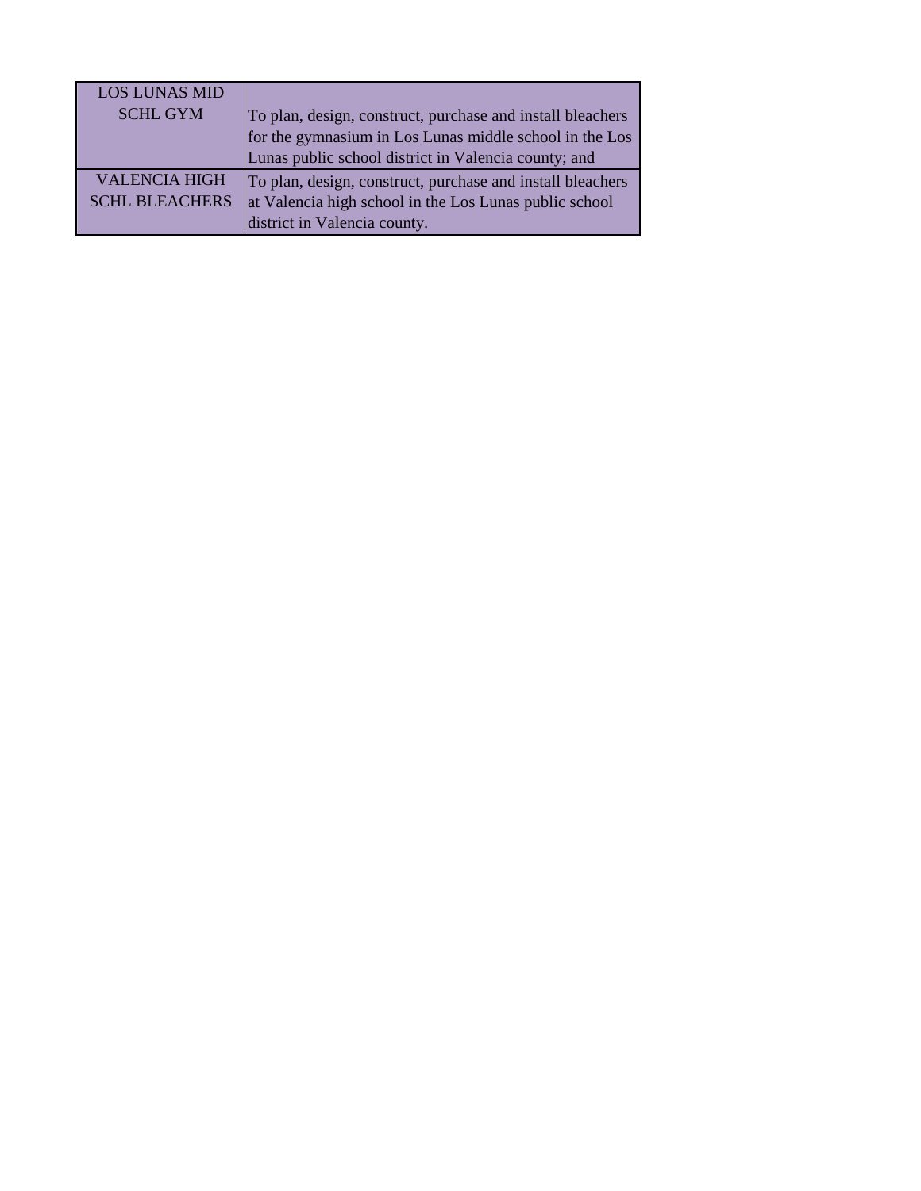| | |
|---|---|
| LOS LUNAS MID SCHL GYM | To plan, design, construct, purchase and install bleachers for the gymnasium in Los Lunas middle school in the Los Lunas public school district in Valencia county; and |
| VALENCIA HIGH SCHL BLEACHERS | To plan, design, construct, purchase and install bleachers at Valencia high school in the Los Lunas public school district in Valencia county. |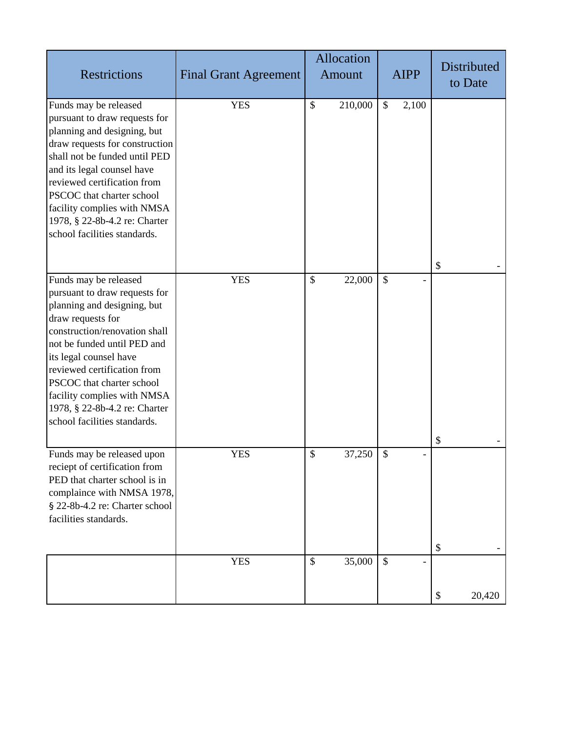| Restrictions | Final Grant Agreement | Allocation Amount | AIPP | Distributed to Date |
|---|---|---|---|---|
| Funds may be released pursuant to draw requests for planning and designing, but draw requests for construction shall not be funded until PED and its legal counsel have reviewed certification from PSCOC that charter school facility complies with NMSA 1978, § 22-8b-4.2 re: Charter school facilities standards. | YES | $ 210,000 | $ 2,100 | $ - |
| Funds may be released pursuant to draw requests for planning and designing, but draw requests for construction/renovation shall not be funded until PED and its legal counsel have reviewed certification from PSCOC that charter school facility complies with NMSA 1978, § 22-8b-4.2 re: Charter school facilities standards. | YES | $ 22,000 | $ - | $ - |
| Funds may be released upon reciept of certification from PED that charter school is in complaince with NMSA 1978, § 22-8b-4.2 re: Charter school facilities standards. | YES | $ 37,250 | $ - | $ - |
| | YES | $ 35,000 | $ - | $ 20,420 |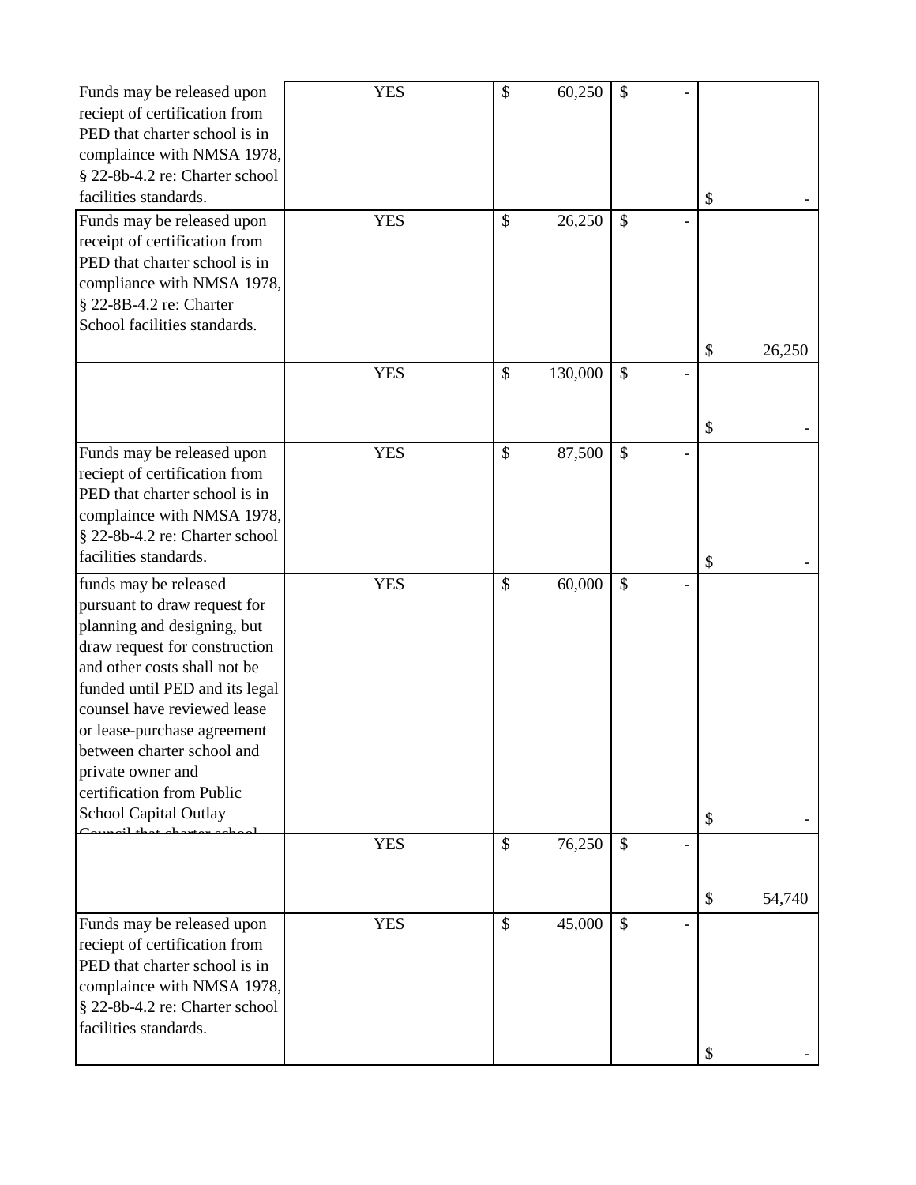| | | | | |
|---|---|---|---|---|
| Funds may be released upon reciept of certification from PED that charter school is in complaince with NMSA 1978, § 22-8b-4.2 re: Charter school facilities standards. | YES | $ 60,250 | $ - | $ - |
| Funds may be released upon receipt of certification from PED that charter school is in compliance with NMSA 1978, § 22-8B-4.2 re: Charter School facilities standards. | YES | $ 26,250 | $ - | $ 26,250 |
| | YES | $ 130,000 | $ - | $ - |
| Funds may be released upon reciept of certification from PED that charter school is in complaince with NMSA 1978, § 22-8b-4.2 re: Charter school facilities standards. | YES | $ 87,500 | $ - | $ - |
| funds may be released pursuant to draw request for planning and designing, but draw request for construction and other costs shall not be funded until PED and its legal counsel have reviewed lease or lease-purchase agreement between charter school and private owner and certification from Public School Capital Outlay Council that charter school | YES | $ 60,000 | $ - | $ - |
| | YES | $ 76,250 | $ - | $ 54,740 |
| Funds may be released upon reciept of certification from PED that charter school is in complaince with NMSA 1978, § 22-8b-4.2 re: Charter school facilities standards. | YES | $ 45,000 | $ - | $ - |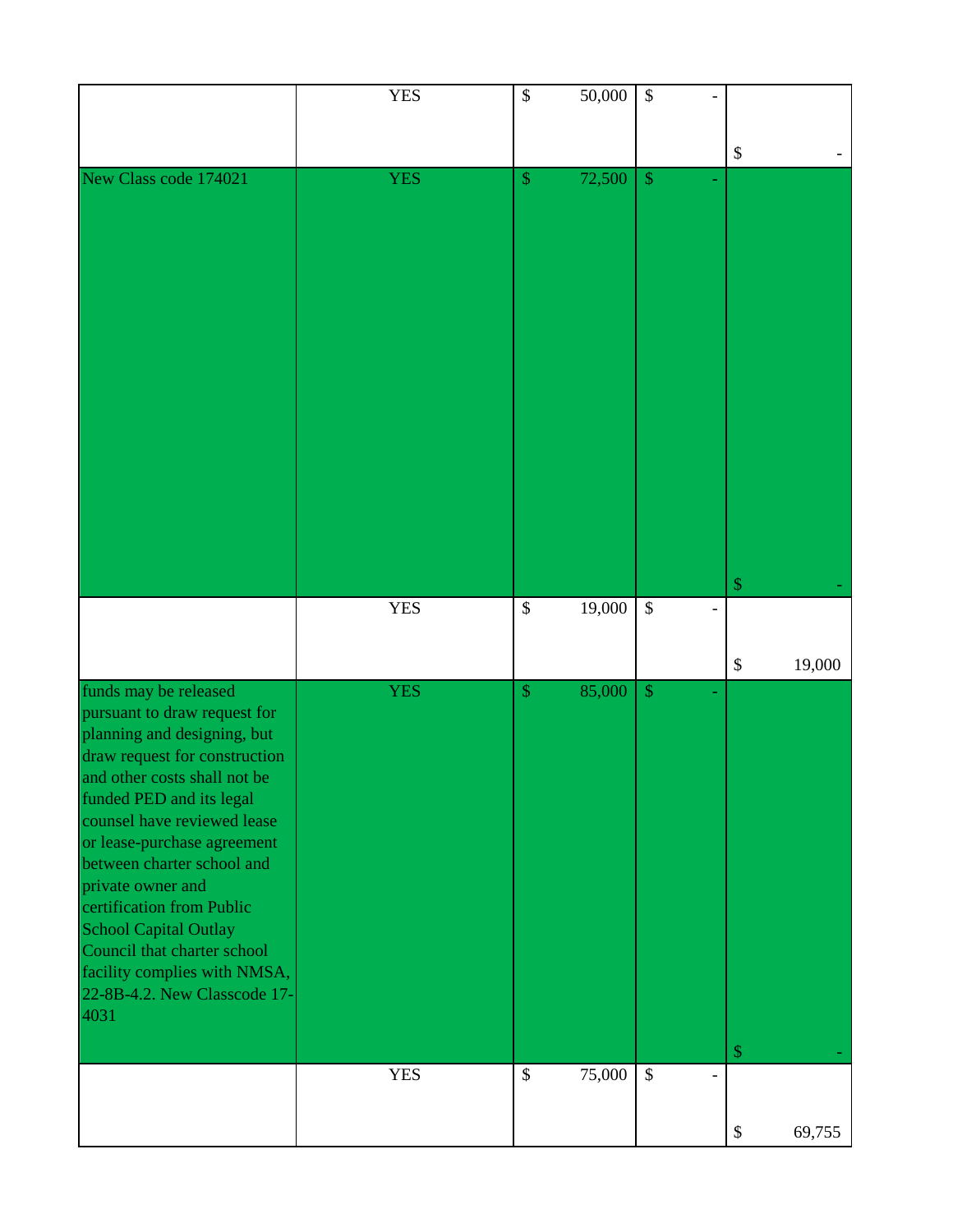| | | | | |
|---|---|---|---|---|
| | YES | $ 50,000 | $ - | $ - |
| New Class code 174021 | YES | $ 72,500 | $ - | $ - |
| | YES | $ 19,000 | $ - | $ 19,000 |
| funds may be released pursuant to draw request for planning and designing, but draw request for construction and other costs shall not be funded PED and its legal counsel have reviewed lease or lease-purchase agreement between charter school and private owner and certification from Public School Capital Outlay Council that charter school facility complies with NMSA, 22-8B-4.2. New Classcode 17-4031 | YES | $ 85,000 | $ - | $ - |
| | YES | $ 75,000 | $ - | $ 69,755 |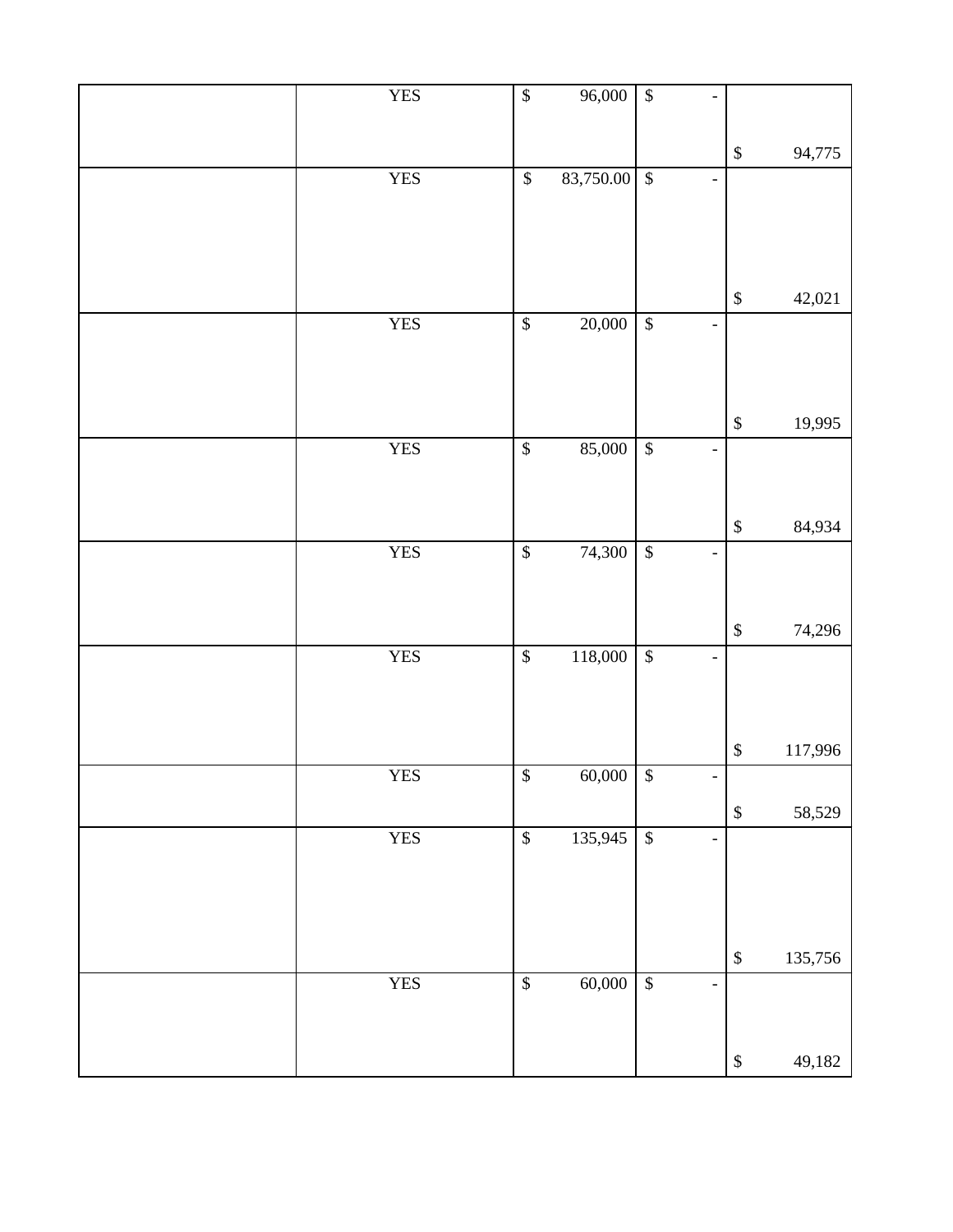| | | | | |
|---|---|---|---|---|
| | YES | $ 96,000 | $ - | $ 94,775 |
| | YES | $ 83,750.00 | $ - | $ 42,021 |
| | YES | $ 20,000 | $ - | $ 19,995 |
| | YES | $ 85,000 | $ - | $ 84,934 |
| | YES | $ 74,300 | $ - | $ 74,296 |
| | YES | $ 118,000 | $ - | $ 117,996 |
| | YES | $ 60,000 | $ - | $ 58,529 |
| | YES | $ 135,945 | $ - | $ 135,756 |
| | YES | $ 60,000 | $ - | $ 49,182 |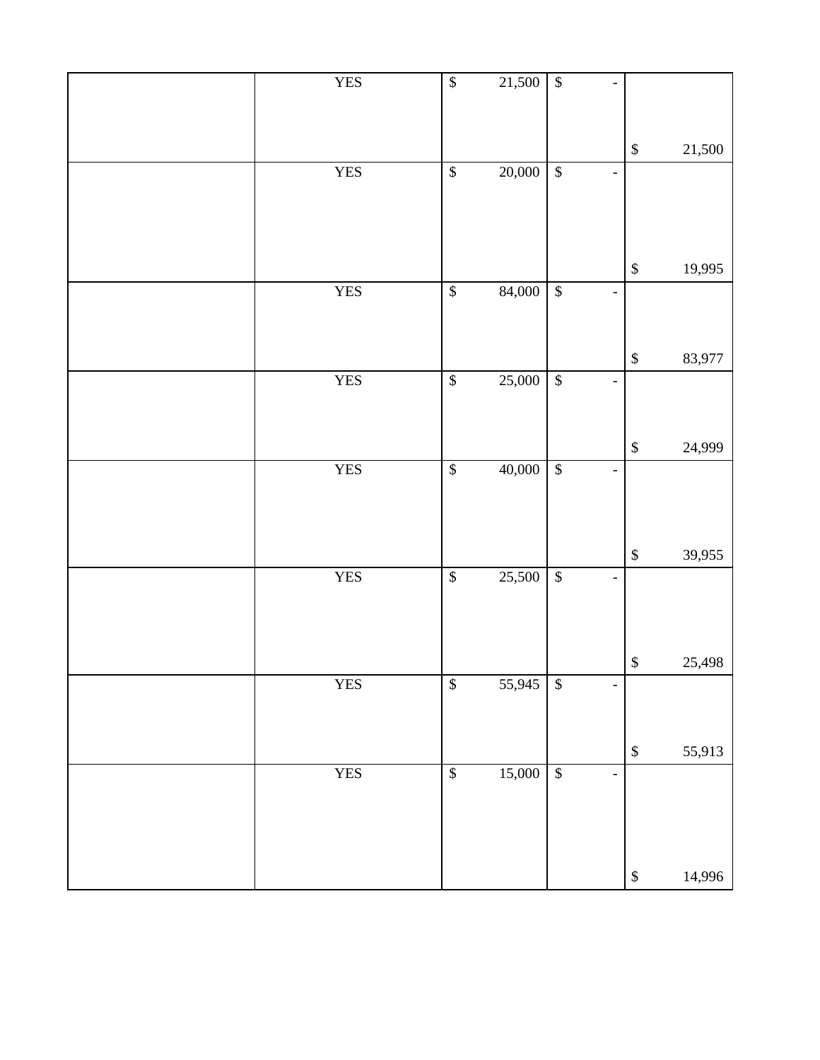| | | | | |
|---|---|---|---|---|
| | YES | $ 21,500 | $ - | $ 21,500 |
| | YES | $ 20,000 | $ - | $ 19,995 |
| | YES | $ 84,000 | $ - | $ 83,977 |
| | YES | $ 25,000 | $ - | $ 24,999 |
| | YES | $ 40,000 | $ - | $ 39,955 |
| | YES | $ 25,500 | $ - | $ 25,498 |
| | YES | $ 55,945 | $ - | $ 55,913 |
| | YES | $ 15,000 | $ - | $ 14,996 |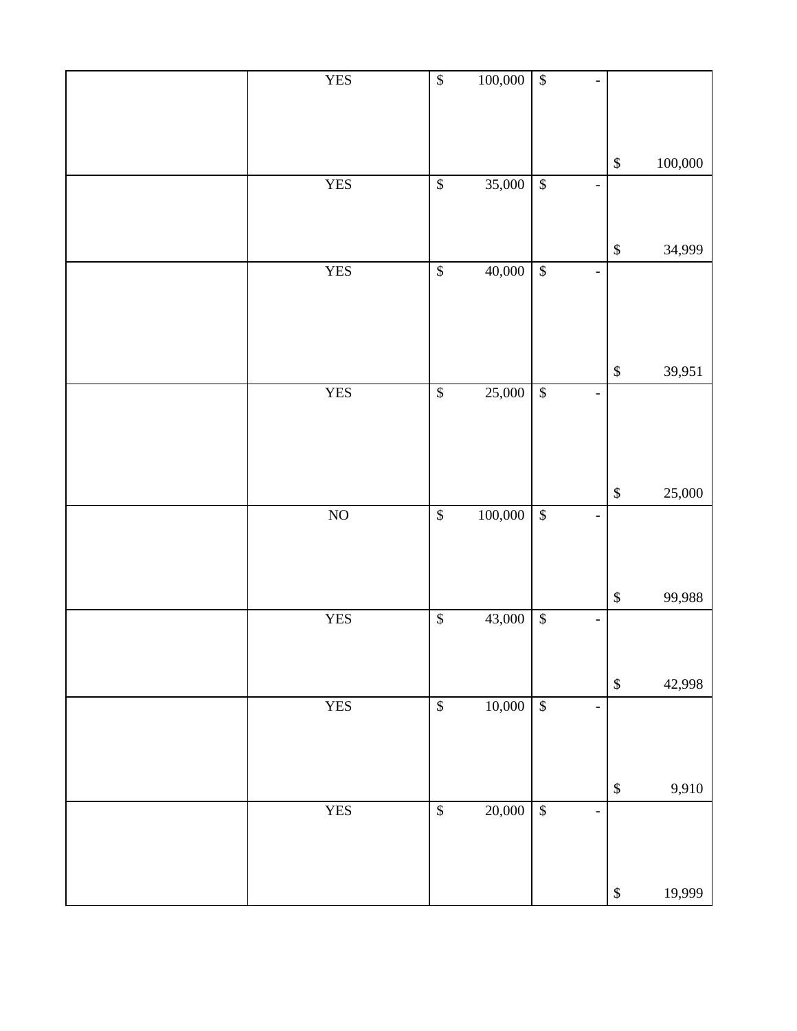| | | | | |
|---|---|---|---|---|
| | YES | $ 100,000 | $ - | $ 100,000 |
| | YES | $ 35,000 | $ - | $ 34,999 |
| | YES | $ 40,000 | $ - | $ 39,951 |
| | YES | $ 25,000 | $ - | $ 25,000 |
| | NO | $ 100,000 | $ - | $ 99,988 |
| | YES | $ 43,000 | $ - | $ 42,998 |
| | YES | $ 10,000 | $ - | $ 9,910 |
| | YES | $ 20,000 | $ - | $ 19,999 |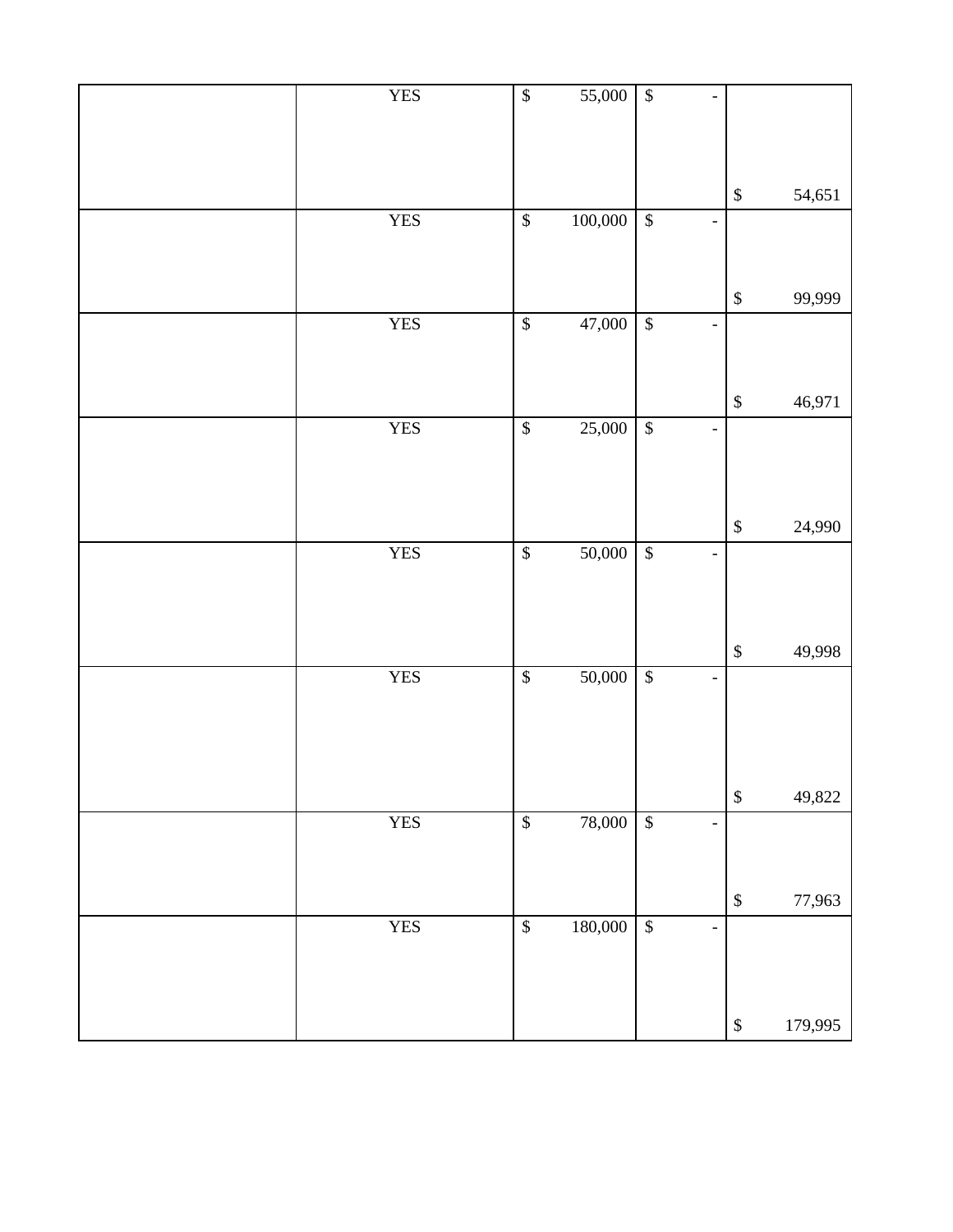| | | | | |
|---|---|---|---|---|
| | YES | $ 55,000 | $ - | $ 54,651 |
| | YES | $ 100,000 | $ - | $ 99,999 |
| | YES | $ 47,000 | $ - | $ 46,971 |
| | YES | $ 25,000 | $ - | $ 24,990 |
| | YES | $ 50,000 | $ - | $ 49,998 |
| | YES | $ 50,000 | $ - | $ 49,822 |
| | YES | $ 78,000 | $ - | $ 77,963 |
| | YES | $ 180,000 | $ - | $ 179,995 |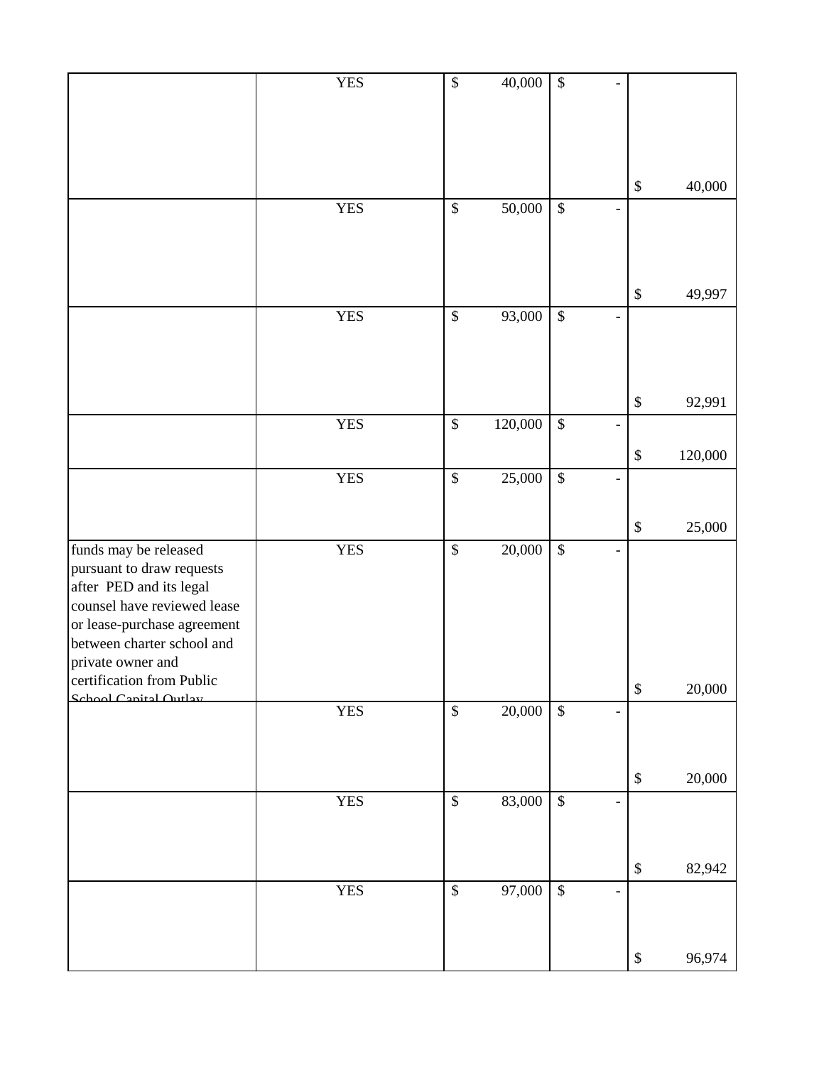| | | | | |
|---|---|---|---|---|
| | YES | $ 40,000 | $ - | $ 40,000 |
| | YES | $ 50,000 | $ - | $ 49,997 |
| | YES | $ 93,000 | $ - | $ 92,991 |
| | YES | $ 120,000 | $ - | $ 120,000 |
| | YES | $ 25,000 | $ - | $ 25,000 |
| funds may be released pursuant to draw requests after PED and its legal counsel have reviewed lease or lease-purchase agreement between charter school and private owner and certification from Public School Capital Outlay | YES | $ 20,000 | $ - | $ 20,000 |
| | YES | $ 20,000 | $ - | $ 20,000 |
| | YES | $ 83,000 | $ - | $ 82,942 |
| | YES | $ 97,000 | $ - | $ 96,974 |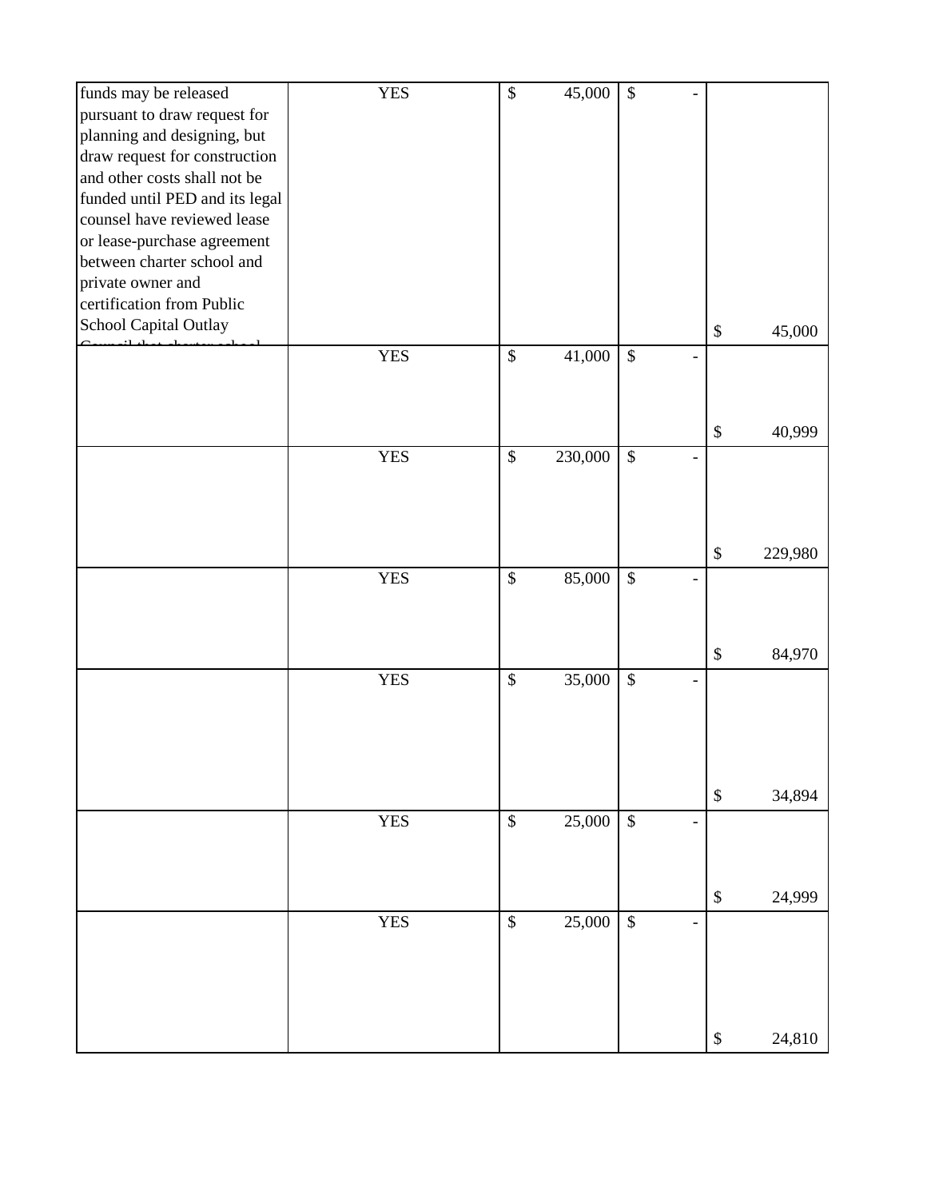| | | | | |
|---|---|---|---|---|
| funds may be released pursuant to draw request for planning and designing, but draw request for construction and other costs shall not be funded until PED and its legal counsel have reviewed lease or lease-purchase agreement between charter school and private owner and certification from Public School Capital Outlay | YES | $ 45,000 | $ - | $ 45,000 |
| | YES | $ 41,000 | $ - | $ 40,999 |
| | YES | $ 230,000 | $ - | $ 229,980 |
| | YES | $ 85,000 | $ - | $ 84,970 |
| | YES | $ 35,000 | $ - | $ 34,894 |
| | YES | $ 25,000 | $ - | $ 24,999 |
| | YES | $ 25,000 | $ - | $ 24,810 |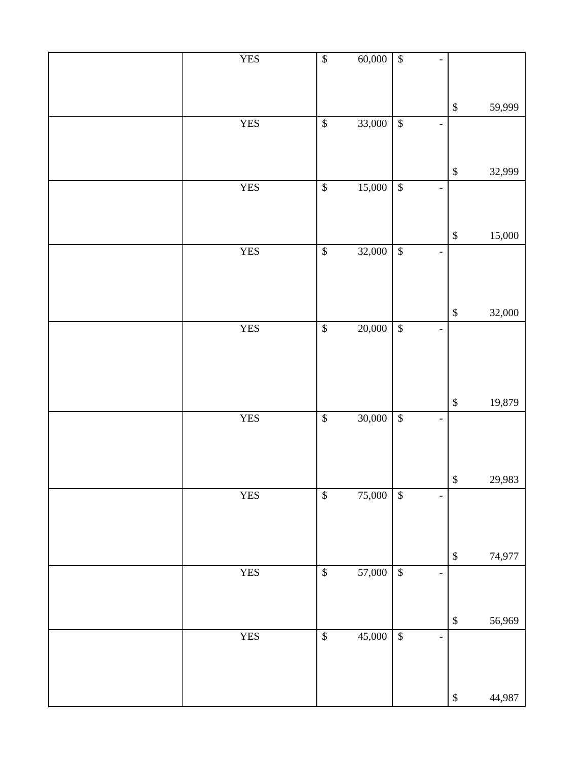| | | | | |
|---|---|---|---|---|
| | YES | $ 60,000 | $ - | $ 59,999 |
| | YES | $ 33,000 | $ - | $ 32,999 |
| | YES | $ 15,000 | $ - | $ 15,000 |
| | YES | $ 32,000 | $ - | $ 32,000 |
| | YES | $ 20,000 | $ - | $ 19,879 |
| | YES | $ 30,000 | $ - | $ 29,983 |
| | YES | $ 75,000 | $ - | $ 74,977 |
| | YES | $ 57,000 | $ - | $ 56,969 |
| | YES | $ 45,000 | $ - | $ 44,987 |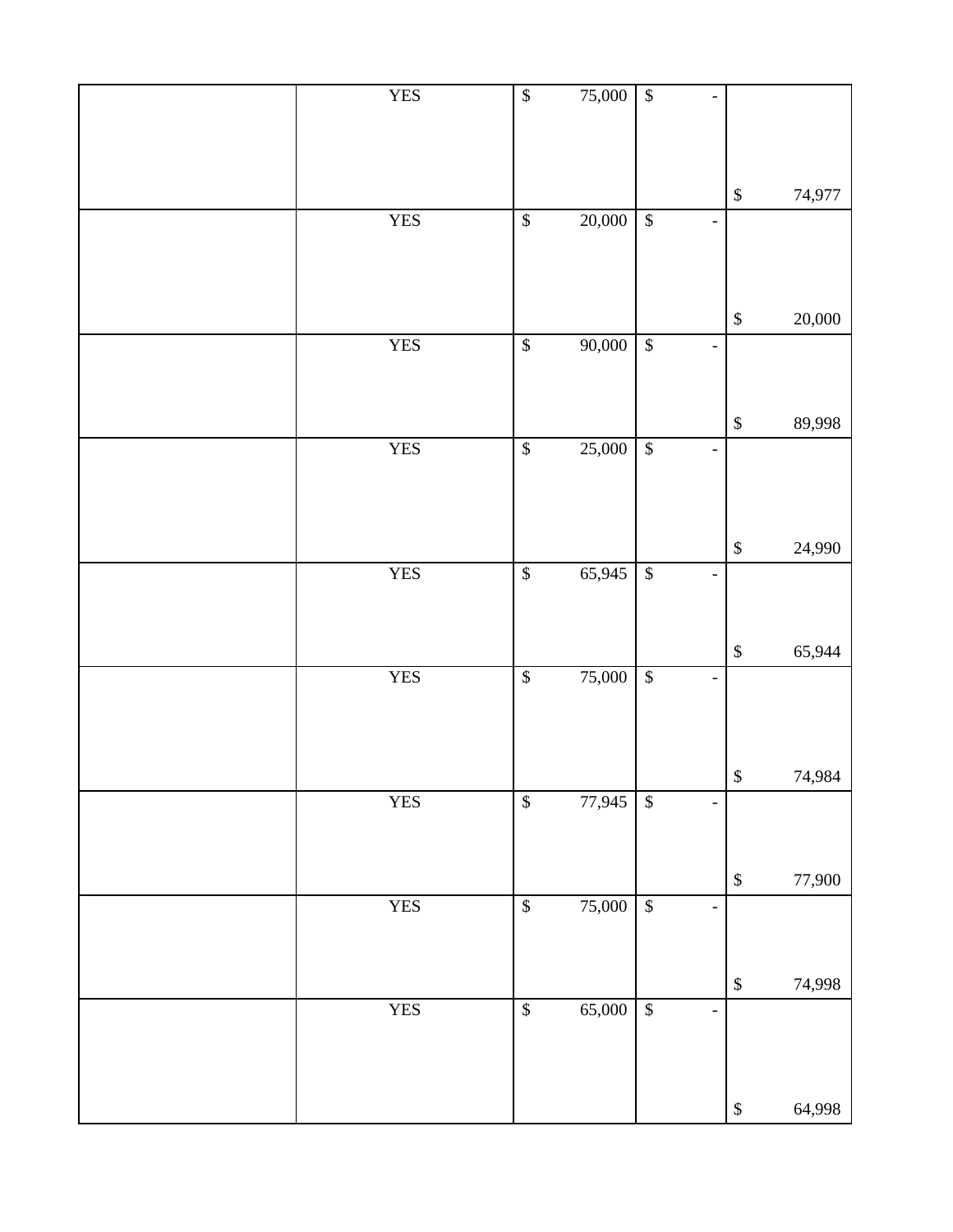| | | | | |
|---|---|---|---|---|
| | YES | $ 75,000 | $ - | $ 74,977 |
| | YES | $ 20,000 | $ - | $ 20,000 |
| | YES | $ 90,000 | $ - | $ 89,998 |
| | YES | $ 25,000 | $ - | $ 24,990 |
| | YES | $ 65,945 | $ - | $ 65,944 |
| | YES | $ 75,000 | $ - | $ 74,984 |
| | YES | $ 77,945 | $ - | $ 77,900 |
| | YES | $ 75,000 | $ - | $ 74,998 |
| | YES | $ 65,000 | $ - | $ 64,998 |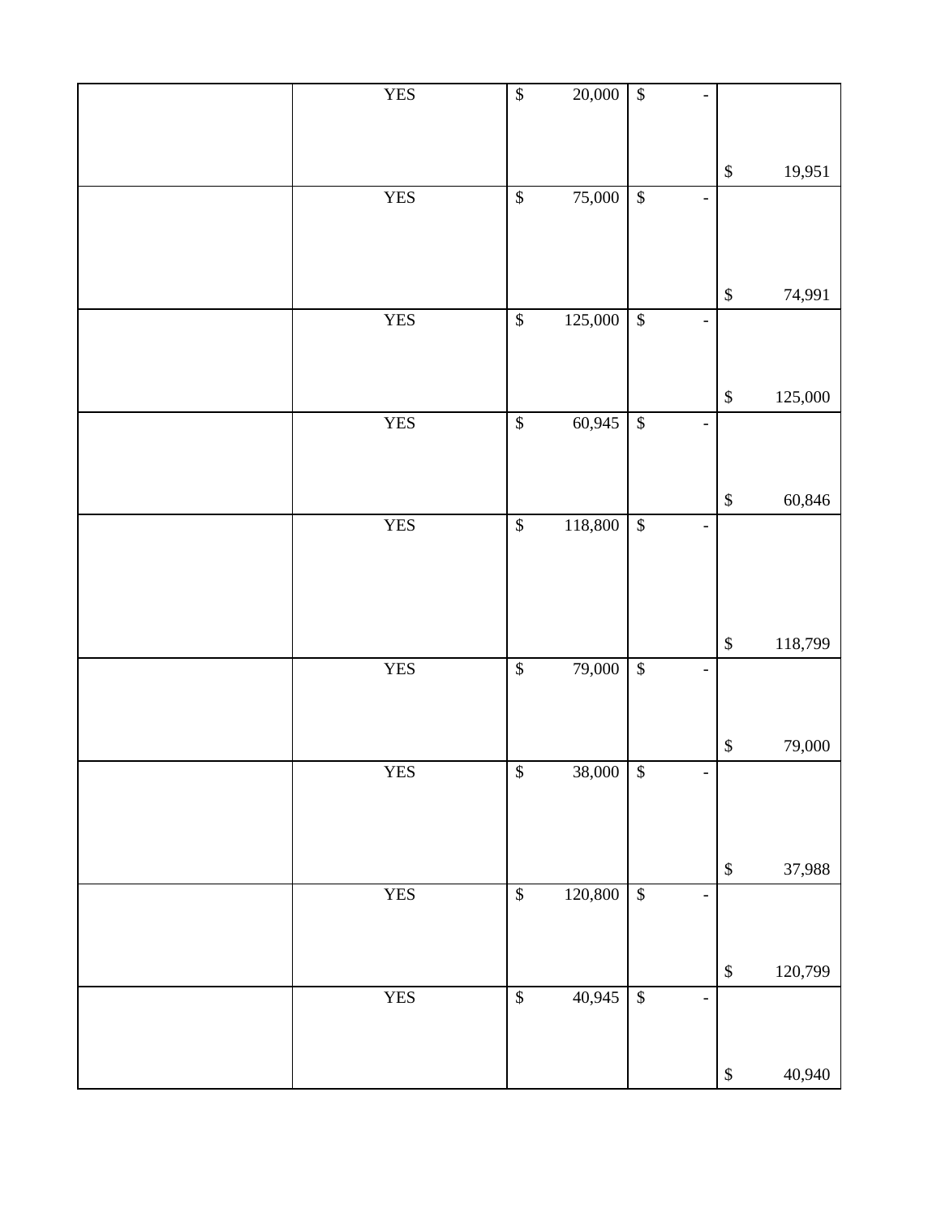|  |  |  |  |  |
|---|---|---|---|---|
|  | YES | $ 20,000 | $ - | $ 19,951 |
|  | YES | $ 75,000 | $ - | $ 74,991 |
|  | YES | $ 125,000 | $ - | $ 125,000 |
|  | YES | $ 60,945 | $ - | $ 60,846 |
|  | YES | $ 118,800 | $ - | $ 118,799 |
|  | YES | $ 79,000 | $ - | $ 79,000 |
|  | YES | $ 38,000 | $ - | $ 37,988 |
|  | YES | $ 120,800 | $ - | $ 120,799 |
|  | YES | $ 40,945 | $ - | $ 40,940 |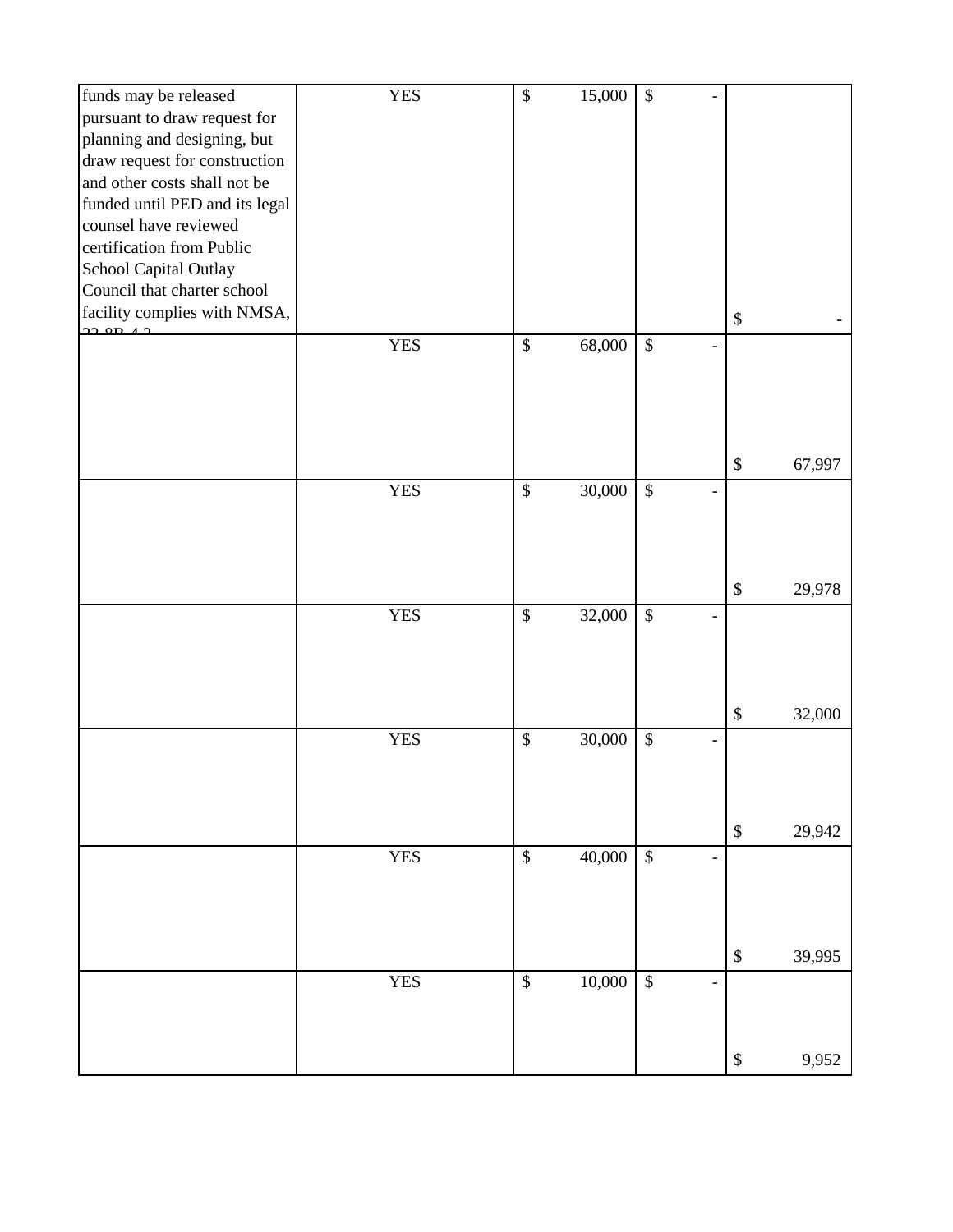| | | | | |
|---|---|---|---|---|
| funds may be released pursuant to draw request for planning and designing, but draw request for construction and other costs shall not be funded until PED and its legal counsel have reviewed certification from Public School Capital Outlay Council that charter school facility complies with NMSA, 22-8B-4.2 | YES | $ 15,000 | $ - | $ - |
| | YES | $ 68,000 | $ - | $ 67,997 |
| | YES | $ 30,000 | $ - | $ 29,978 |
| | YES | $ 32,000 | $ - | $ 32,000 |
| | YES | $ 30,000 | $ - | $ 29,942 |
| | YES | $ 40,000 | $ - | $ 39,995 |
| | YES | $ 10,000 | $ - | $ 9,952 |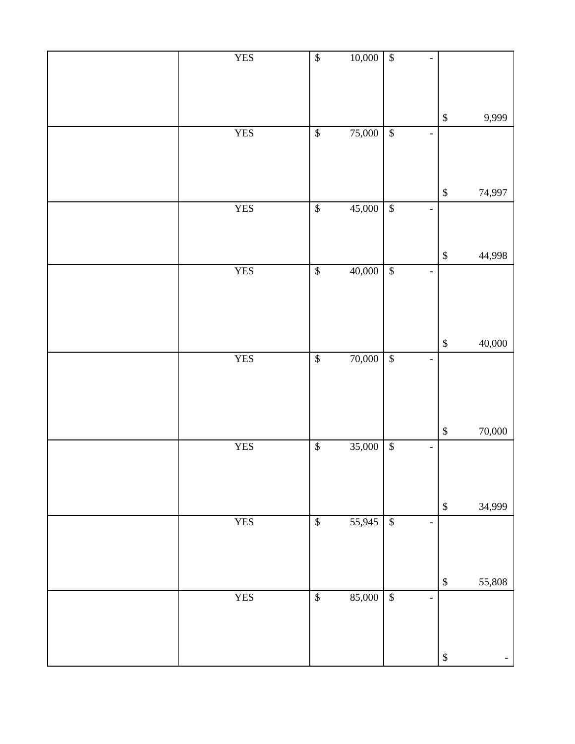| | | | | |
|---|---|---|---|---|
| | YES | $ 10,000 | $ - | $ 9,999 |
| | YES | $ 75,000 | $ - | $ 74,997 |
| | YES | $ 45,000 | $ - | $ 44,998 |
| | YES | $ 40,000 | $ - | $ 40,000 |
| | YES | $ 70,000 | $ - | $ 70,000 |
| | YES | $ 35,000 | $ - | $ 34,999 |
| | YES | $ 55,945 | $ - | $ 55,808 |
| | YES | $ 85,000 | $ - | $ - |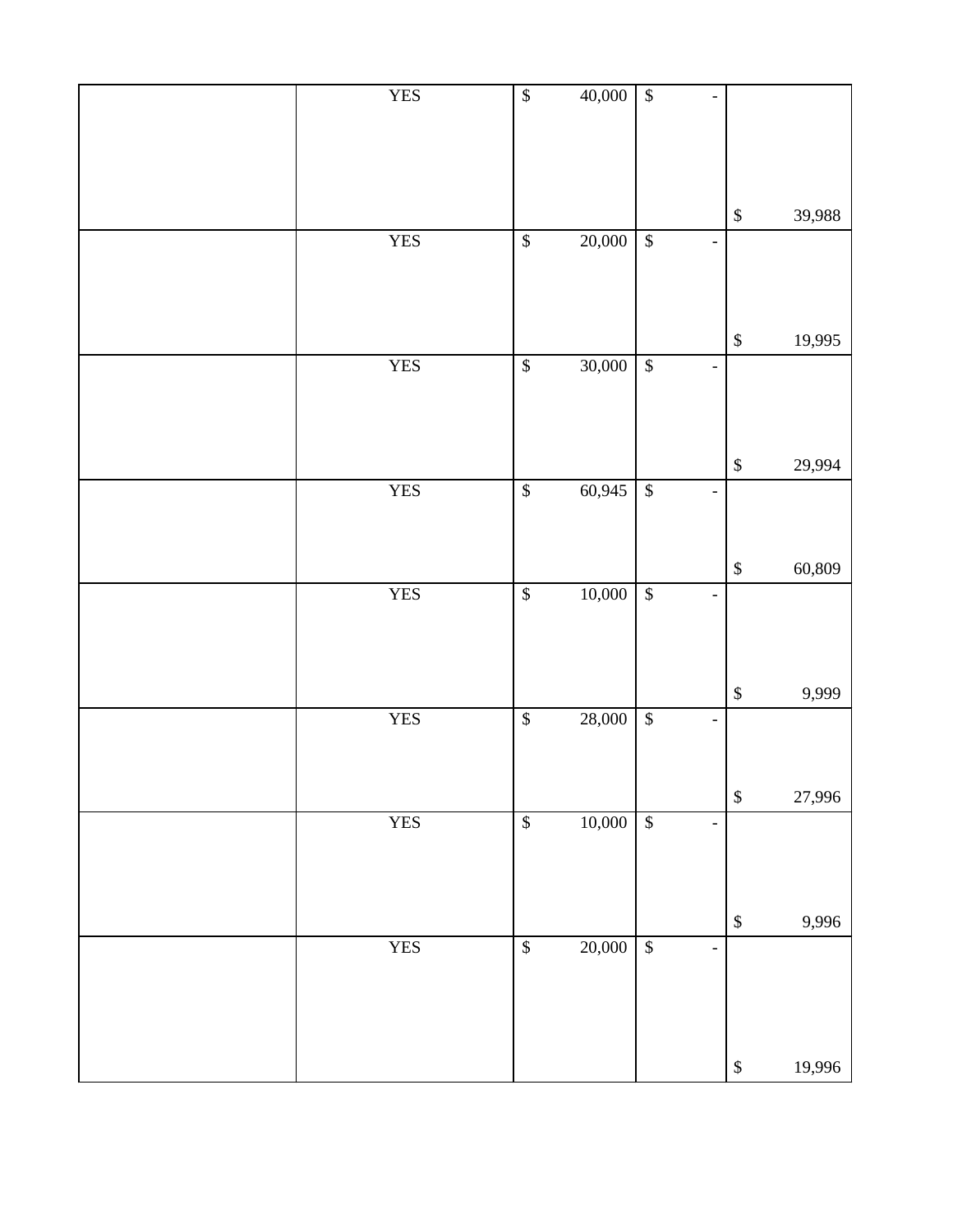| | | | | |
|---|---|---|---|---|
| | YES | $ 40,000 | $ - | $ 39,988 |
| | YES | $ 20,000 | $ - | $ 19,995 |
| | YES | $ 30,000 | $ - | $ 29,994 |
| | YES | $ 60,945 | $ - | $ 60,809 |
| | YES | $ 10,000 | $ - | $ 9,999 |
| | YES | $ 28,000 | $ - | $ 27,996 |
| | YES | $ 10,000 | $ - | $ 9,996 |
| | YES | $ 20,000 | $ - | $ 19,996 |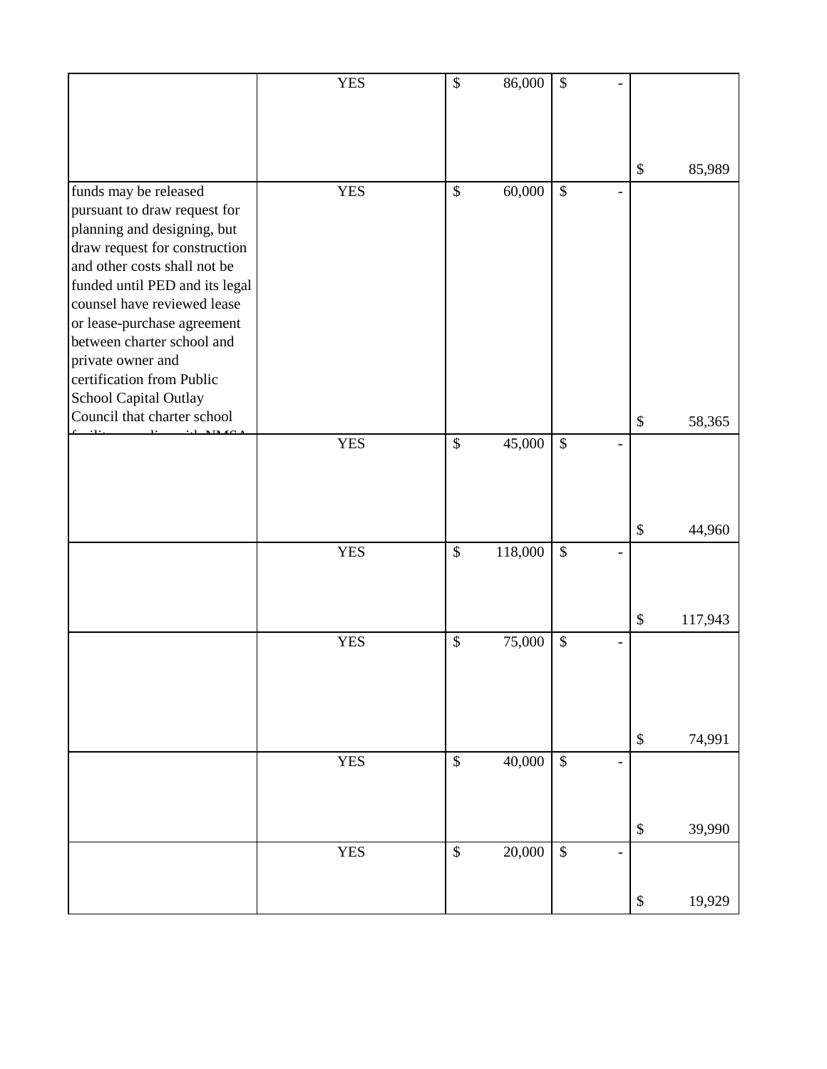| | | | | |
|---|---|---|---|---|
| | YES | $ 86,000 | $ - | $ 85,989 |
| funds may be released pursuant to draw request for planning and designing, but draw request for construction and other costs shall not be funded until PED and its legal counsel have reviewed lease or lease-purchase agreement between charter school and private owner and certification from Public School Capital Outlay Council that charter school | YES | $ 60,000 | $ - | $ 58,365 |
| | YES | $ 45,000 | $ - | $ 44,960 |
| | YES | $ 118,000 | $ - | $ 117,943 |
| | YES | $ 75,000 | $ - | $ 74,991 |
| | YES | $ 40,000 | $ - | $ 39,990 |
| | YES | $ 20,000 | $ - | $ 19,929 |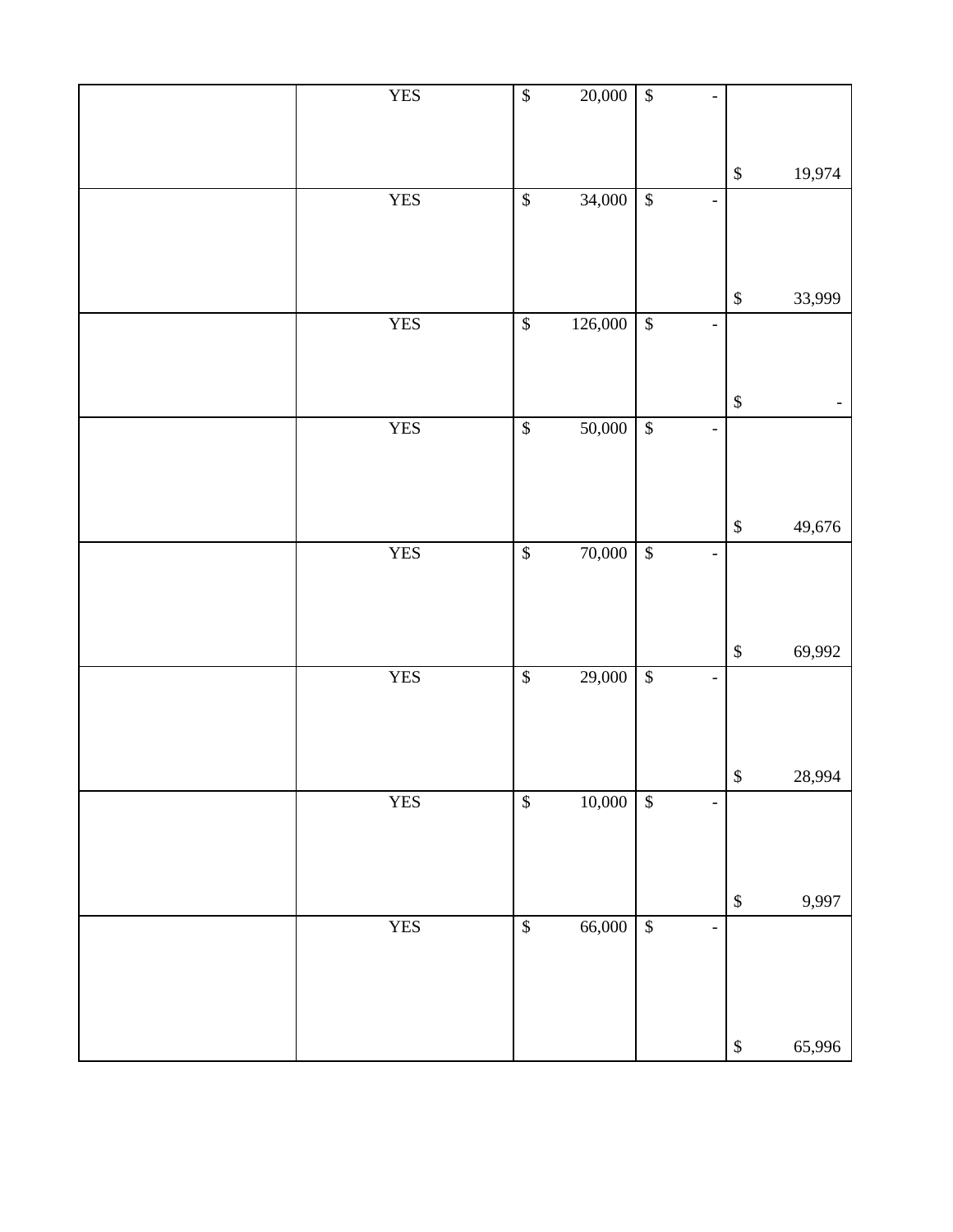|  |  |  |  |  |
|---|---|---|---|---|
|  | YES | $ 20,000 | $ - | $ 19,974 |
|  | YES | $ 34,000 | $ - | $ 33,999 |
|  | YES | $ 126,000 | $ - | $ - |
|  | YES | $ 50,000 | $ - | $ 49,676 |
|  | YES | $ 70,000 | $ - | $ 69,992 |
|  | YES | $ 29,000 | $ - | $ 28,994 |
|  | YES | $ 10,000 | $ - | $ 9,997 |
|  | YES | $ 66,000 | $ - | $ 65,996 |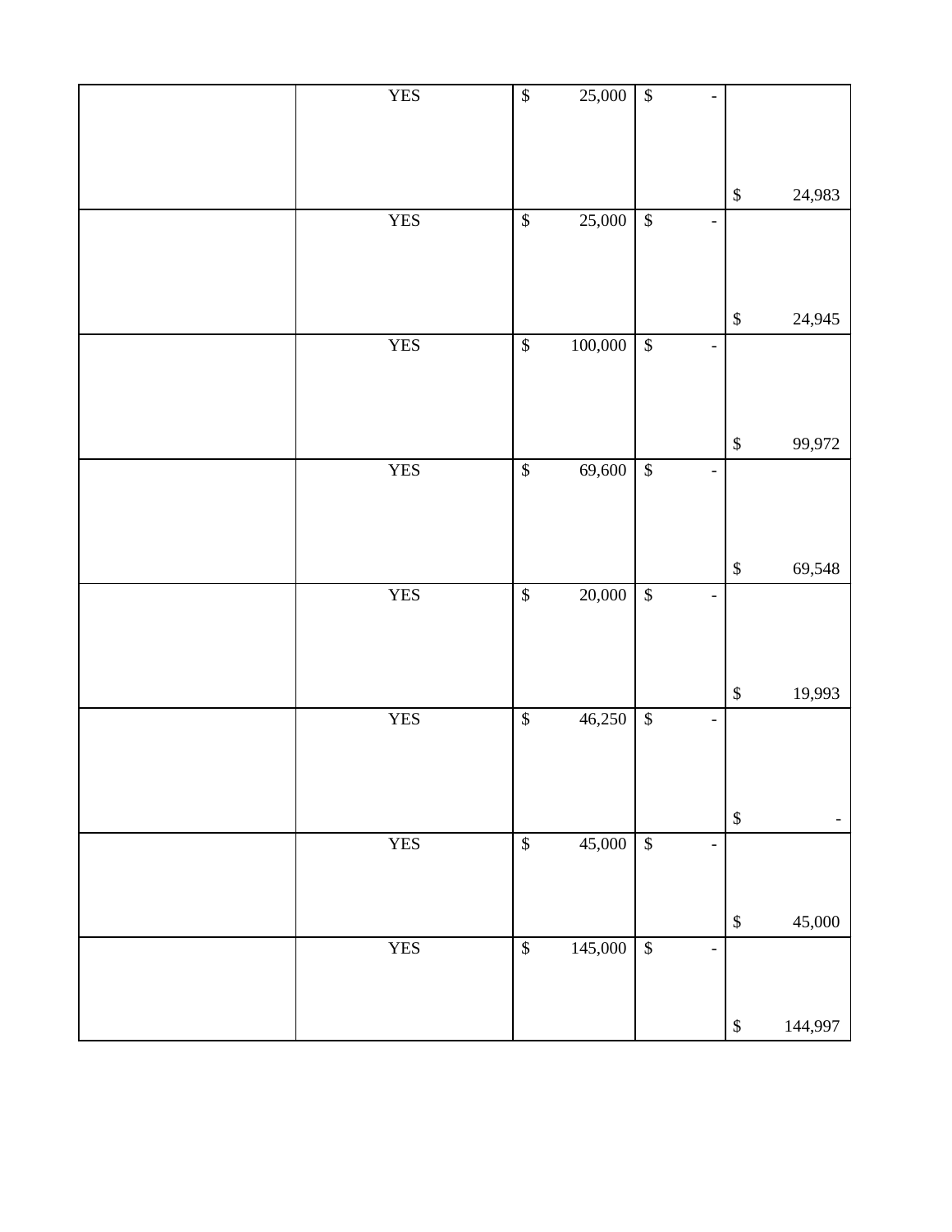| | | | | |
|---|---|---|---|---|
| | YES | $ 25,000 | $ - | $ 24,983 |
| | YES | $ 25,000 | $ - | $ 24,945 |
| | YES | $ 100,000 | $ - | $ 99,972 |
| | YES | $ 69,600 | $ - | $ 69,548 |
| | YES | $ 20,000 | $ - | $ 19,993 |
| | YES | $ 46,250 | $ - | $ - |
| | YES | $ 45,000 | $ - | $ 45,000 |
| | YES | $ 145,000 | $ - | $ 144,997 |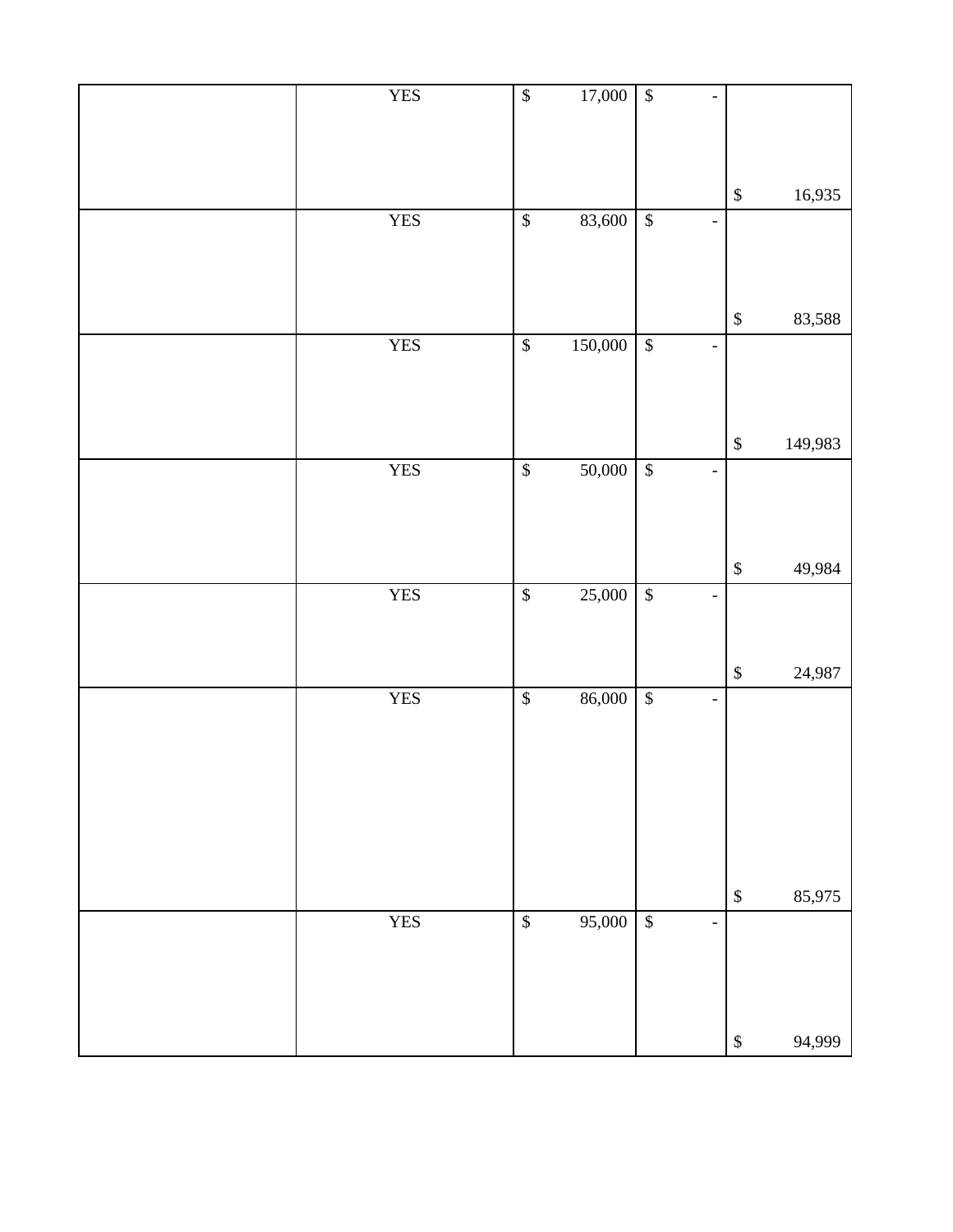|  |  |  |  |  |
|---|---|---|---|---|
|  | YES | $ 17,000 | $ - | $ 16,935 |
|  | YES | $ 83,600 | $ - | $ 83,588 |
|  | YES | $ 150,000 | $ - | $ 149,983 |
|  | YES | $ 50,000 | $ - | $ 49,984 |
|  | YES | $ 25,000 | $ - | $ 24,987 |
|  | YES | $ 86,000 | $ - | $ 85,975 |
|  | YES | $ 95,000 | $ - | $ 94,999 |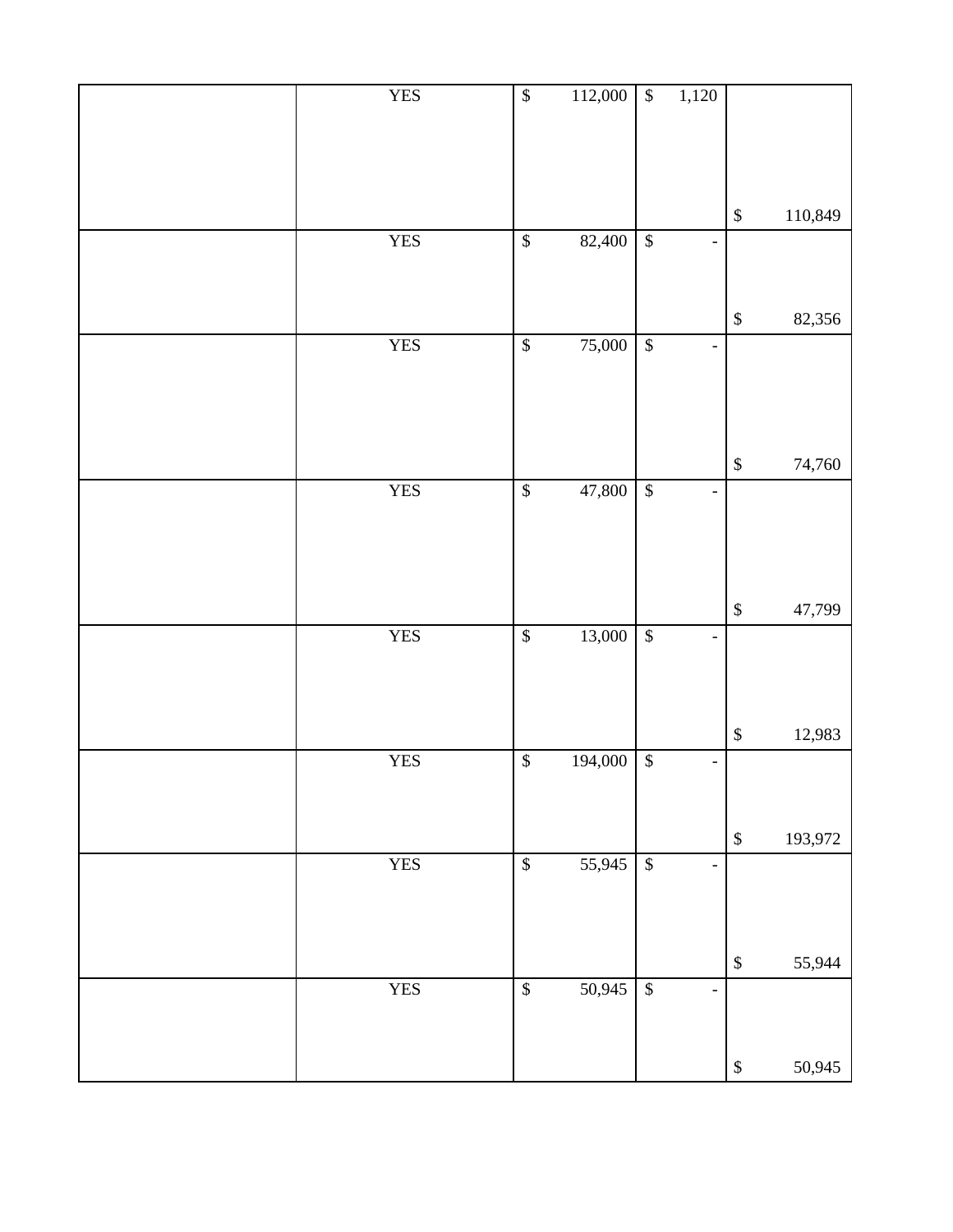| | | | | |
|---|---|---|---|---|
| | YES | $ 112,000 | $ 1,120 | $ 110,849 |
| | YES | $ 82,400 | $ - | $ 82,356 |
| | YES | $ 75,000 | $ - | $ 74,760 |
| | YES | $ 47,800 | $ - | $ 47,799 |
| | YES | $ 13,000 | $ - | $ 12,983 |
| | YES | $ 194,000 | $ - | $ 193,972 |
| | YES | $ 55,945 | $ - | $ 55,944 |
| | YES | $ 50,945 | $ - | $ 50,945 |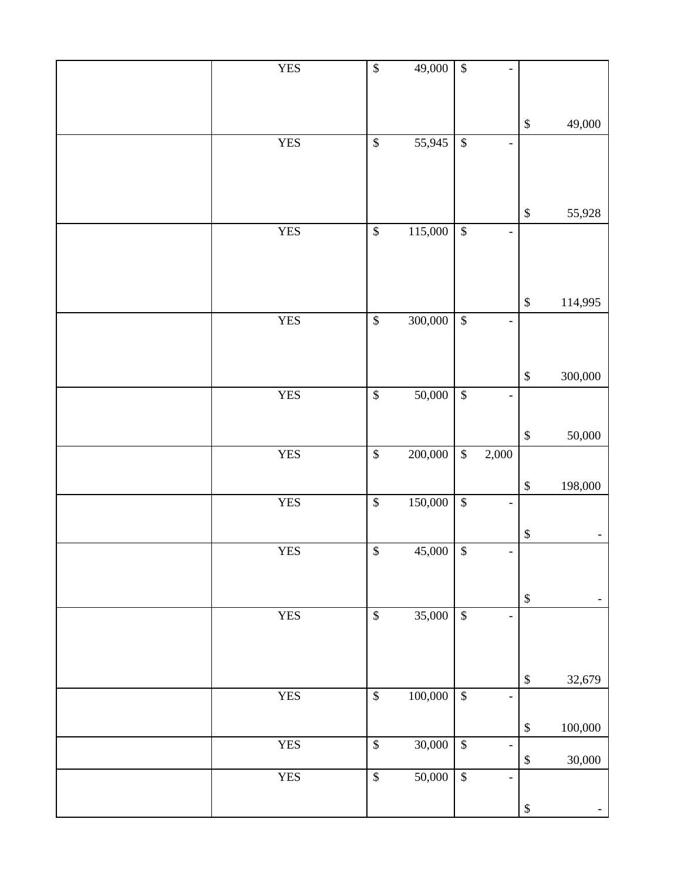| | | | | |
|---|---|---|---|---|
| | YES | $ 49,000 | $ - | $ 49,000 |
| | YES | $ 55,945 | $ - | $ 55,928 |
| | YES | $ 115,000 | $ - | $ 114,995 |
| | YES | $ 300,000 | $ - | $ 300,000 |
| | YES | $ 50,000 | $ - | $ 50,000 |
| | YES | $ 200,000 | $ 2,000 | $ 198,000 |
| | YES | $ 150,000 | $ - | $ - |
| | YES | $ 45,000 | $ - | $ - |
| | YES | $ 35,000 | $ - | $ 32,679 |
| | YES | $ 100,000 | $ - | $ 100,000 |
| | YES | $ 30,000 | $ - | $ 30,000 |
| | YES | $ 50,000 | $ - | $ - |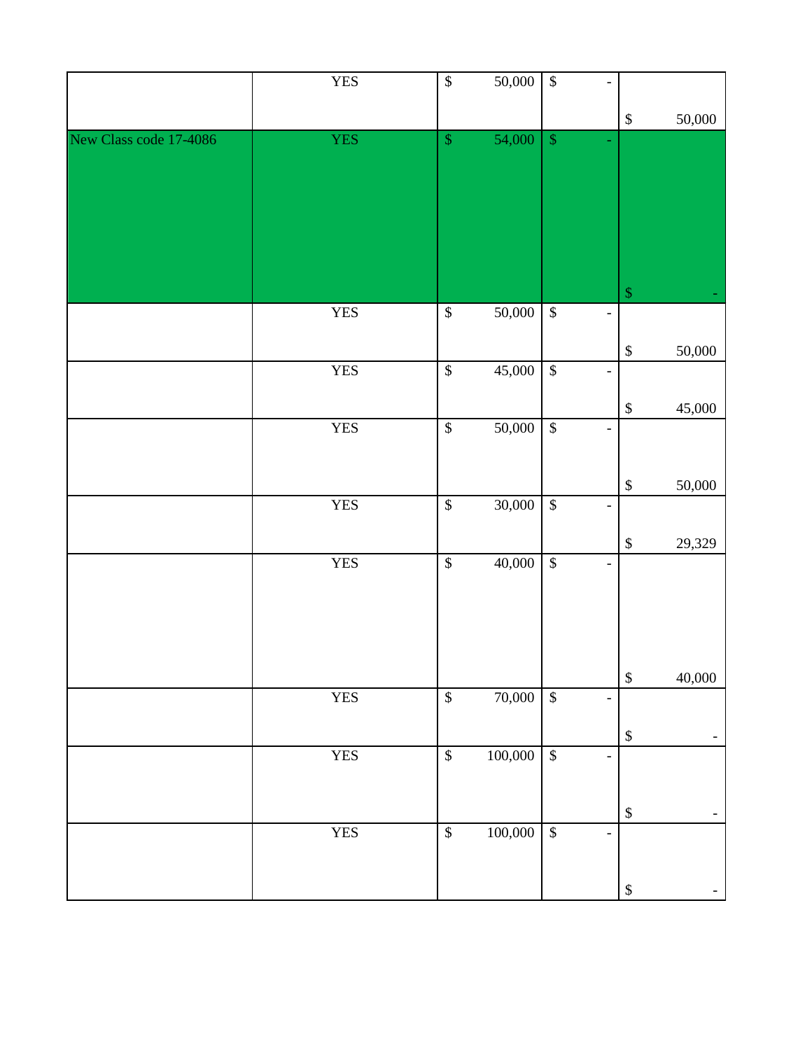| | | | | |
|---|---|---|---|---|
| | YES | $ 50,000 | $ - | $ 50,000 |
| New Class code 17-4086 | YES | $ 54,000 | $ - | $ - |
| | YES | $ 50,000 | $ - | $ 50,000 |
| | YES | $ 45,000 | $ - | $ 45,000 |
| | YES | $ 50,000 | $ - | $ 50,000 |
| | YES | $ 30,000 | $ - | $ 29,329 |
| | YES | $ 40,000 | $ - | $ 40,000 |
| | YES | $ 70,000 | $ - | $ - |
| | YES | $ 100,000 | $ - | $ - |
| | YES | $ 100,000 | $ - | $ - |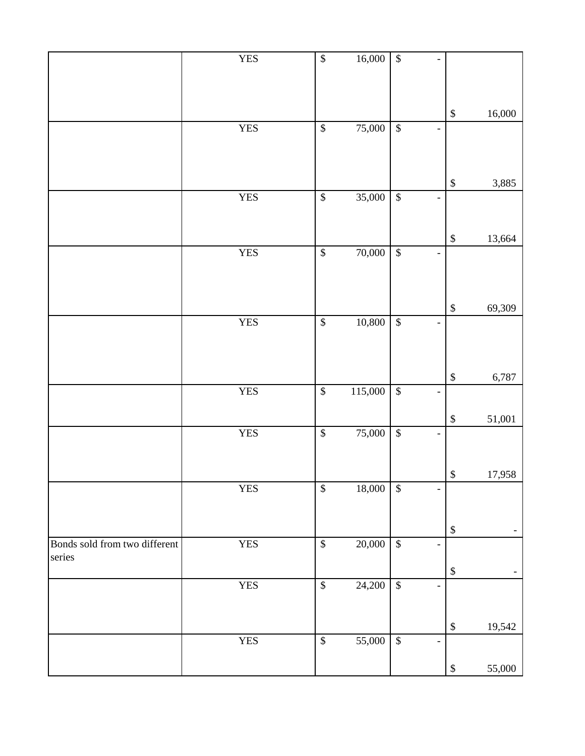| | | | | |
|---|---|---|---|---|
| | YES | $ 16,000 | $ - | $ 16,000 |
| | YES | $ 75,000 | $ - | $ 3,885 |
| | YES | $ 35,000 | $ - | $ 13,664 |
| | YES | $ 70,000 | $ - | $ 69,309 |
| | YES | $ 10,800 | $ - | $ 6,787 |
| | YES | $ 115,000 | $ - | $ 51,001 |
| | YES | $ 75,000 | $ - | $ 17,958 |
| | YES | $ 18,000 | $ - | $ - |
| Bonds sold from two different series | YES | $ 20,000 | $ - | $ - |
| | YES | $ 24,200 | $ - | $ 19,542 |
| | YES | $ 55,000 | $ - | $ 55,000 |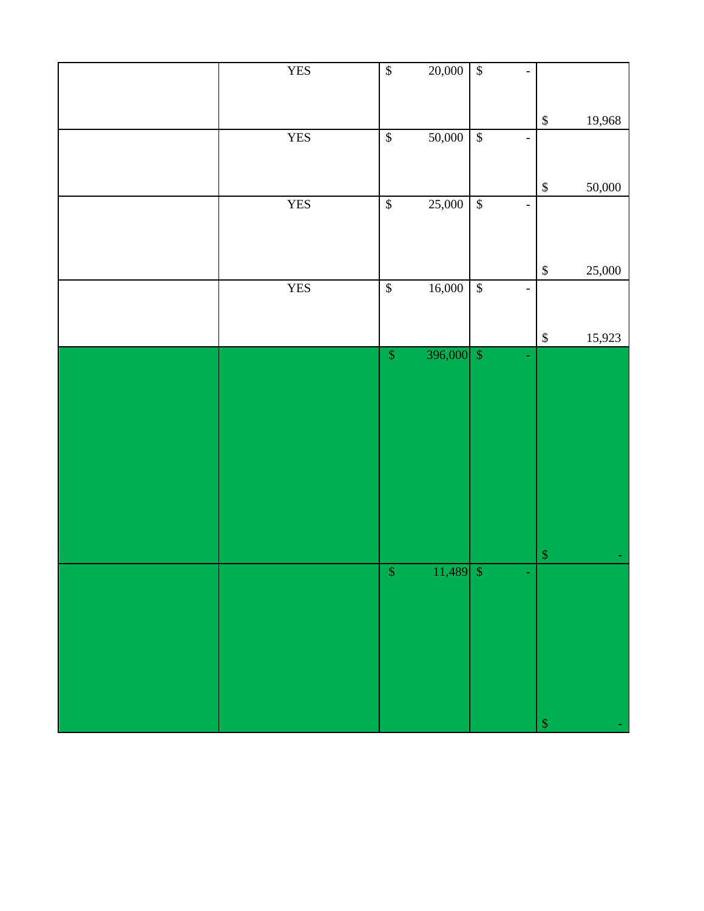| | | | | |
|---|---|---|---|---|
| | YES | $ 20,000 | $ - | $ 19,968 |
| | YES | $ 50,000 | $ - | $ 50,000 |
| | YES | $ 25,000 | $ - | $ 25,000 |
| | YES | $ 16,000 | $ - | $ 15,923 |
| | | $ 396,000 | $ - | $ - |
| | | $ 11,489 | $ - | $ - |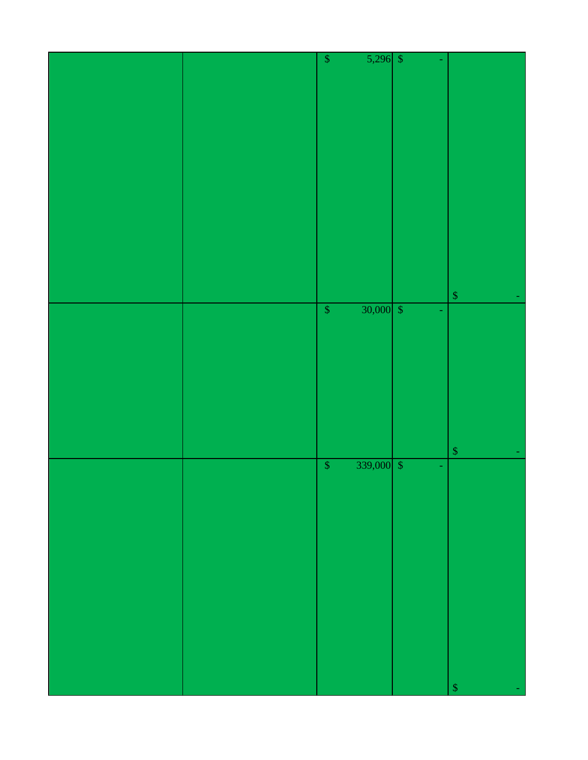| | | | | |
|---|---|---|---|---|
| | | $ 5,296 | $ - | $ - |
| | | $ 30,000 | $ - | $ - |
| | | $ 339,000 | $ - | $ - |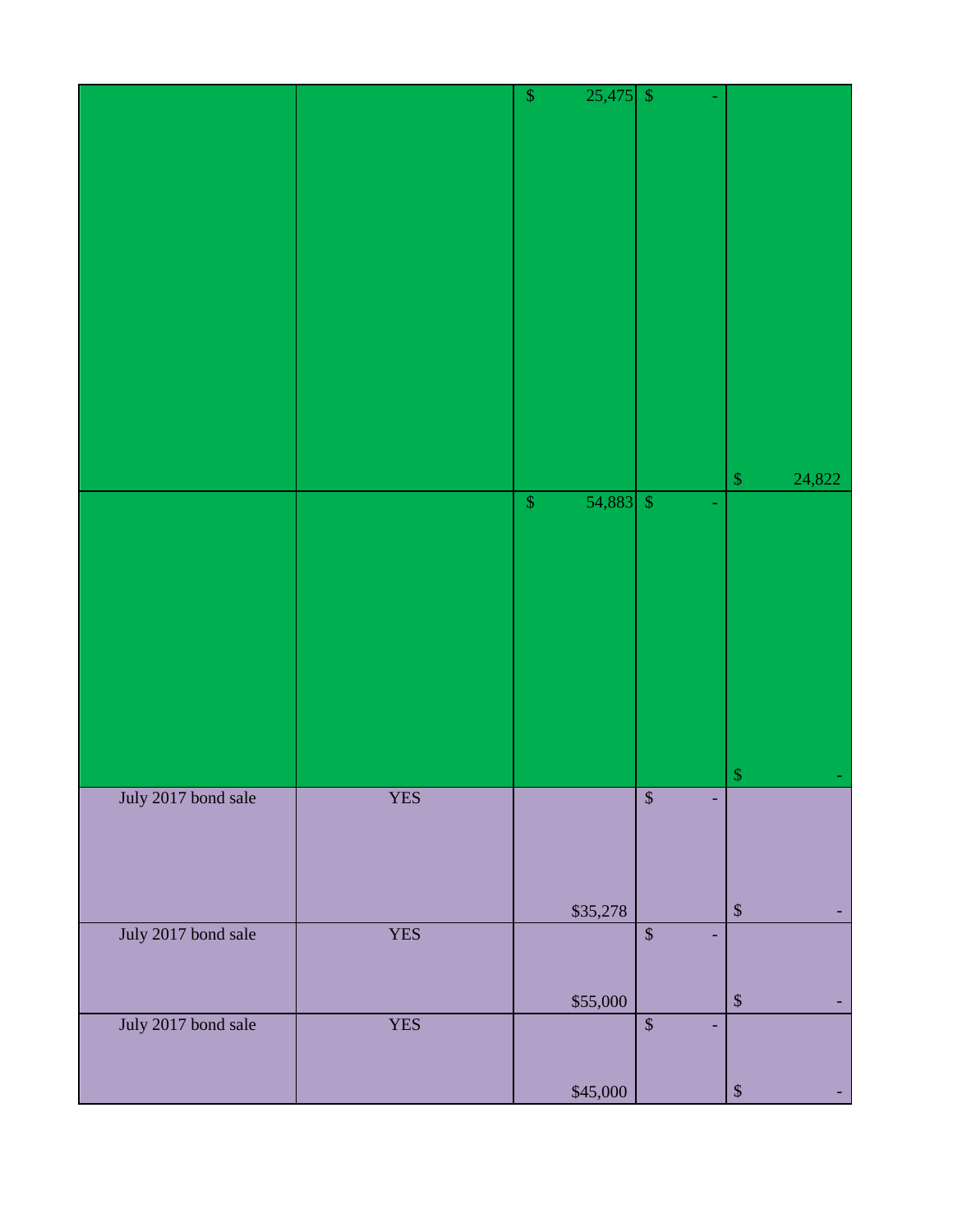| | | | | |
|---|---|---|---|---|
| | | $ 25,475 | $ - | $ 24,822 |
| | | $ 54,883 | $ - | $ - |
| July 2017 bond sale | YES | $35,278 | $ - | $ - |
| July 2017 bond sale | YES | $55,000 | $ - | $ - |
| July 2017 bond sale | YES | $45,000 | $ - | $ - |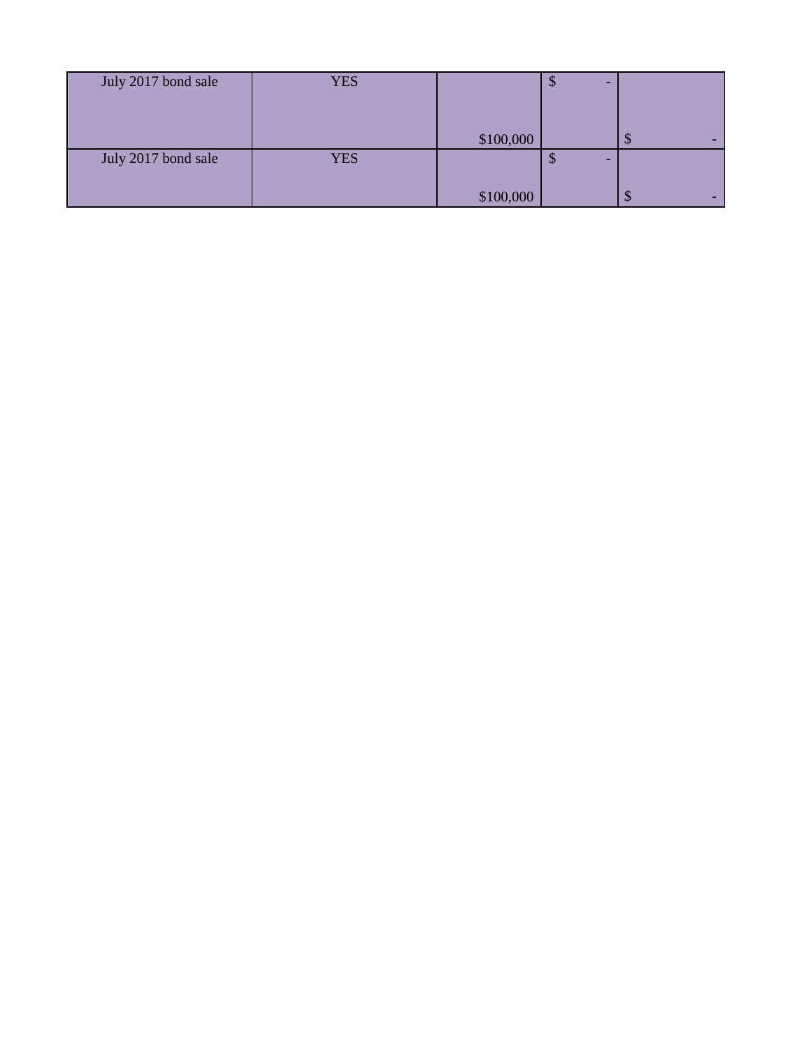| | | | | |
|---|---|---|---|---|
| July 2017 bond sale | YES | $100,000 | $ - | $ - |
| July 2017 bond sale | YES | $100,000 | $ - | $ - |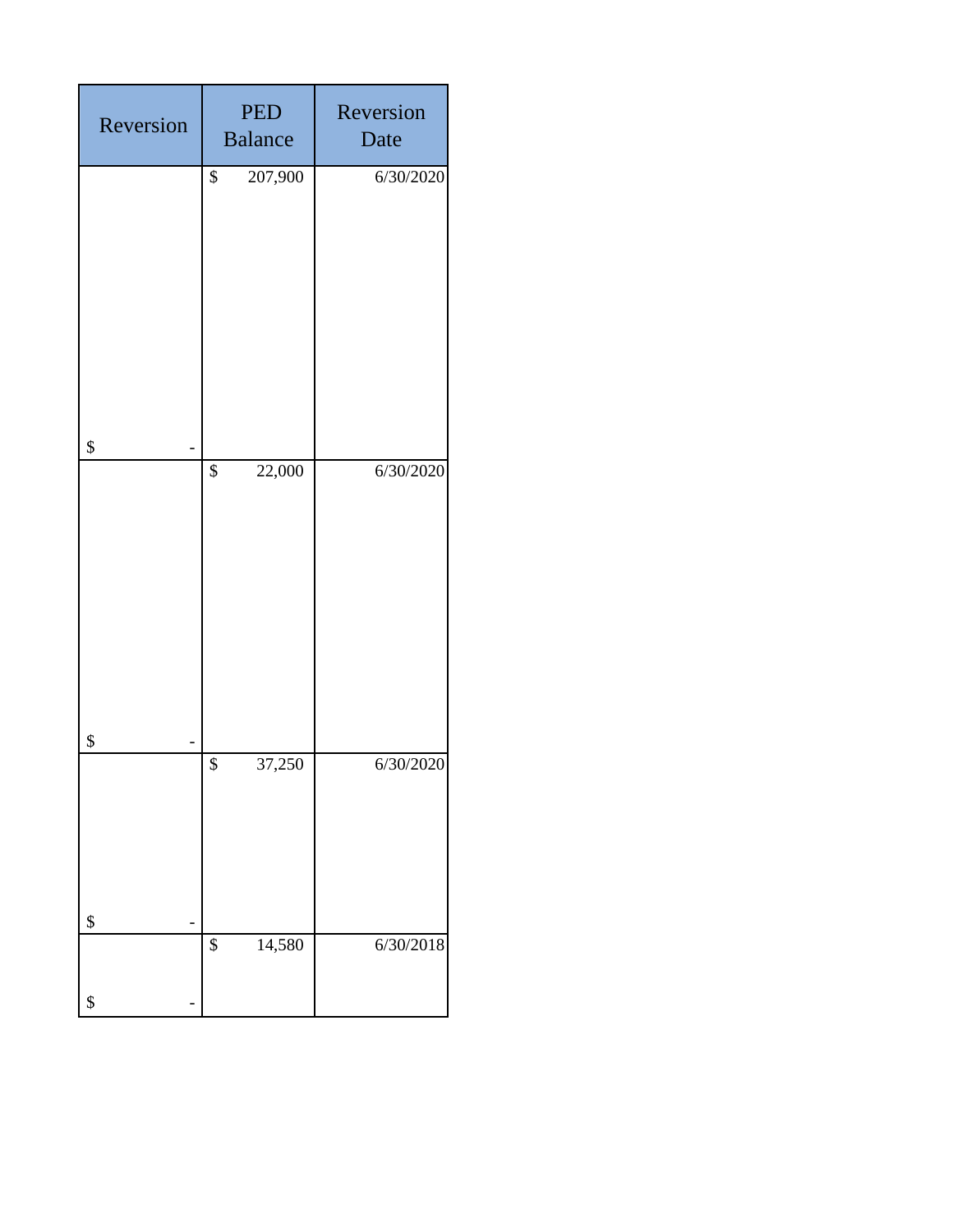| Reversion | PED Balance | Reversion Date |
| --- | --- | --- |
| $ - | $ 207,900 | 6/30/2020 |
| $ - | $ 22,000 | 6/30/2020 |
| $ - | $ 37,250 | 6/30/2020 |
| $ - | $ 14,580 | 6/30/2018 |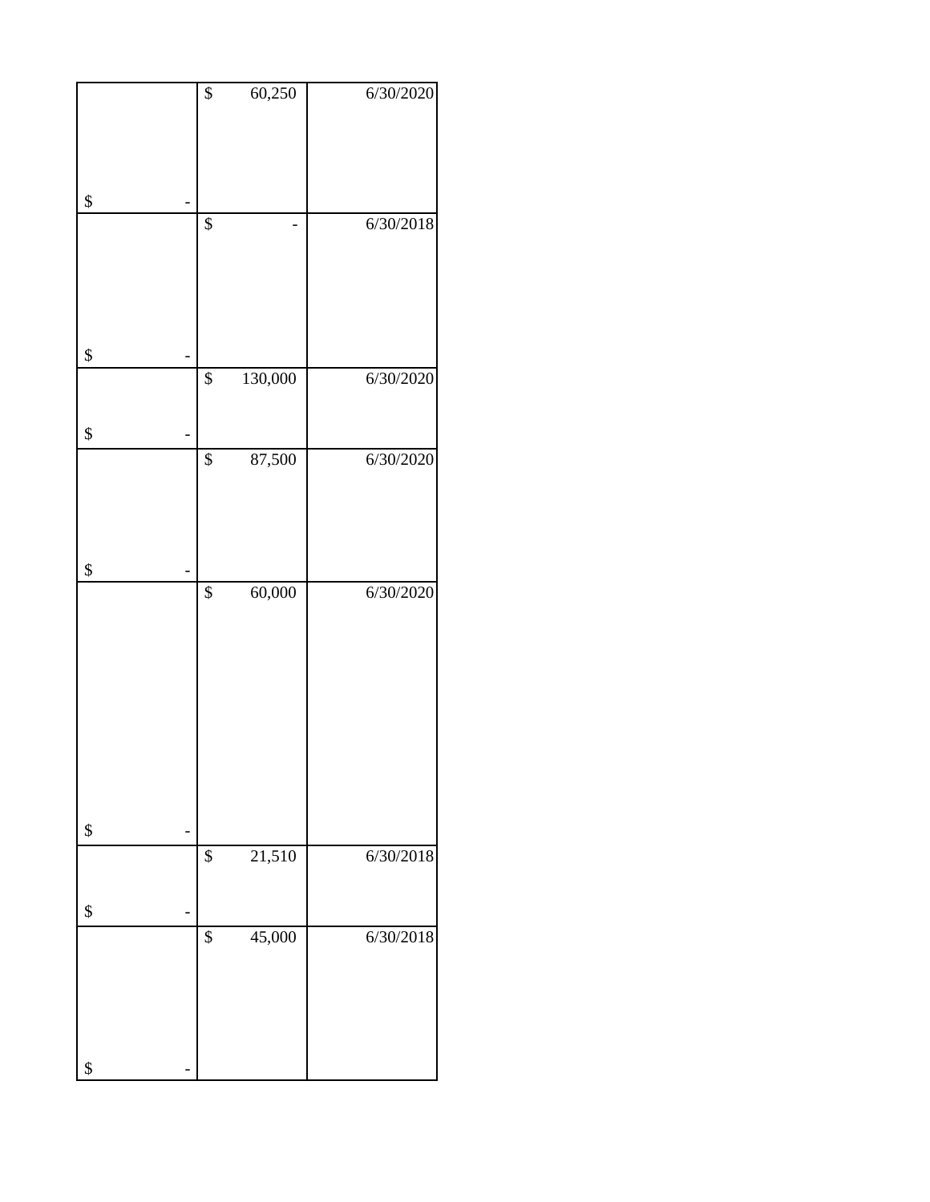| | | |
|---|---|---|
| $ - | $ 60,250 | 6/30/2020 |
| $ - | $ - | 6/30/2018 |
| $ - | $ 130,000 | 6/30/2020 |
| $ - | $ 87,500 | 6/30/2020 |
| $ - | $ 60,000 | 6/30/2020 |
| $ - | $ 21,510 | 6/30/2018 |
| $ - | $ 45,000 | 6/30/2018 |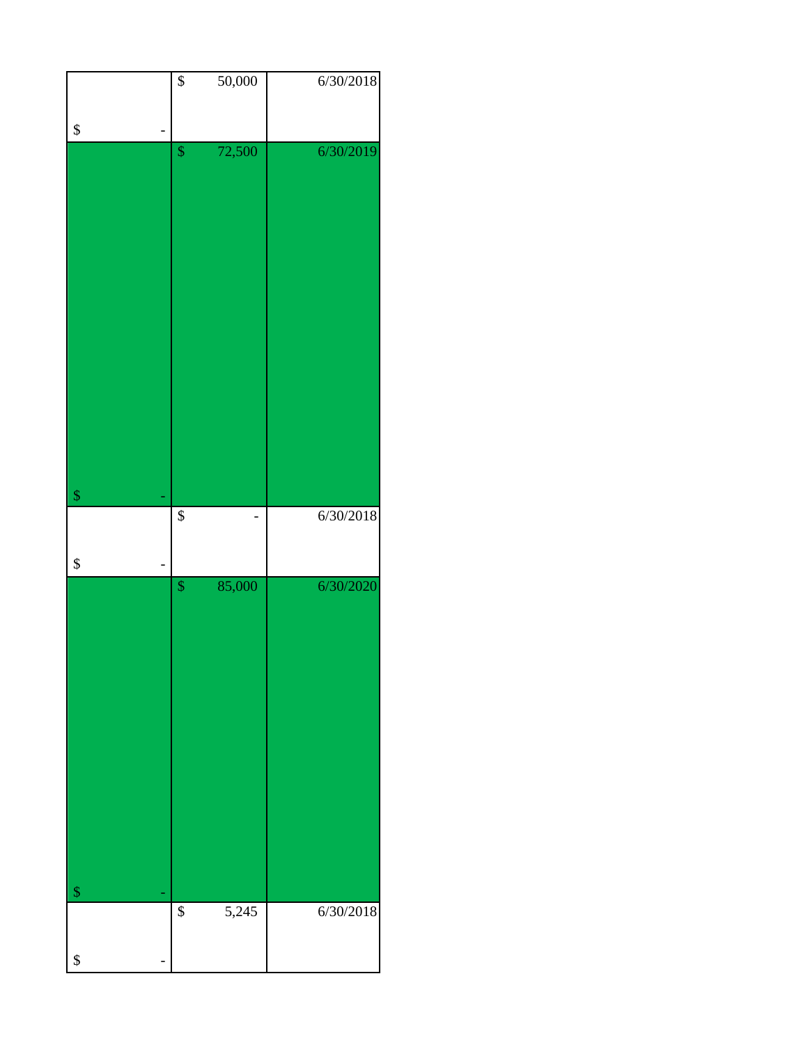| | | |
|---|---|---|
| $ - | $ 50,000 | 6/30/2018 |
| $ - | $ 72,500 | 6/30/2019 |
| $ - | $ - | 6/30/2018 |
| $ - | $ 85,000 | 6/30/2020 |
| $ - | $ 5,245 | 6/30/2018 |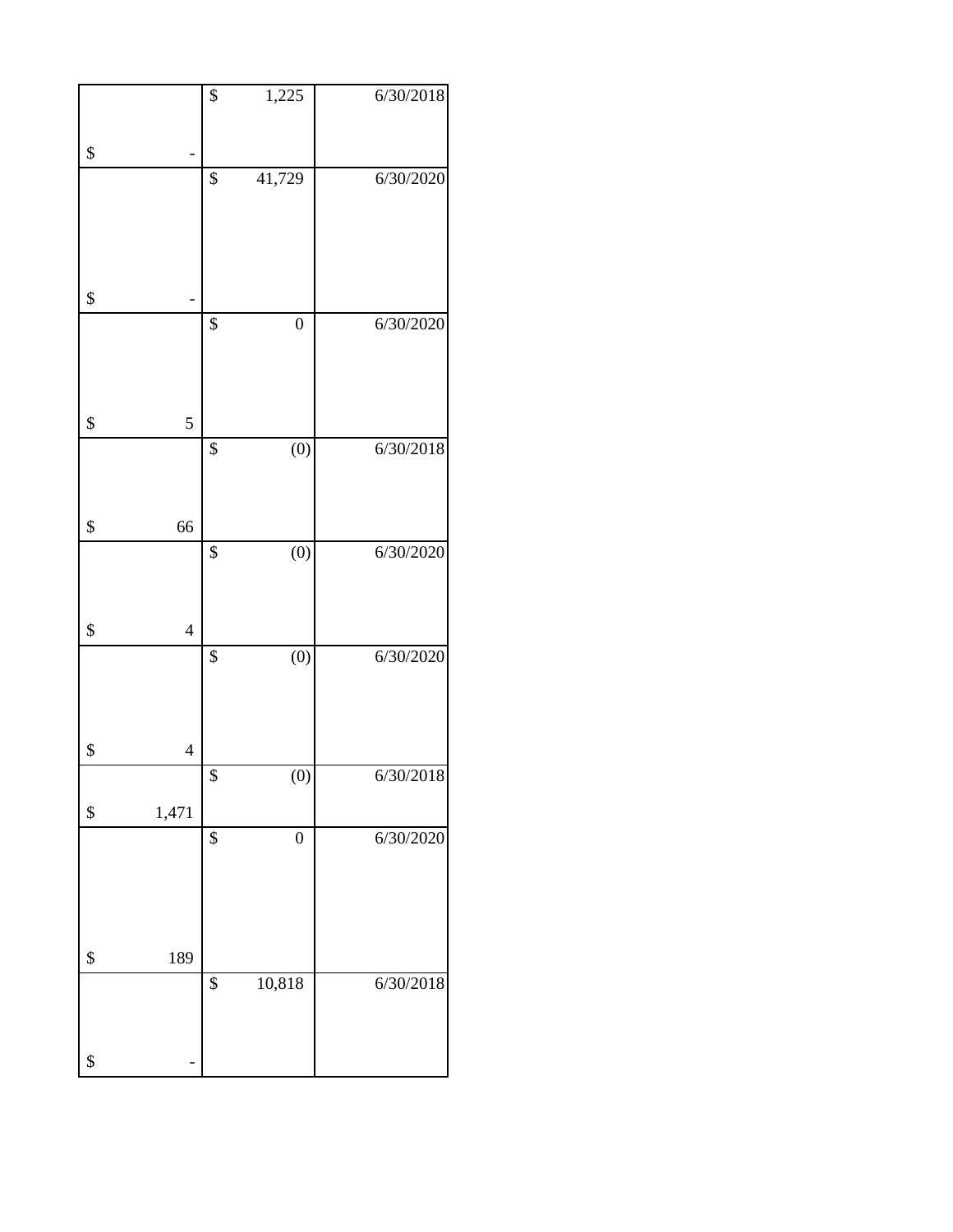| | | |
|---|---|---|
| $ - | $ 1,225 | 6/30/2018 |
| $ - | $ 41,729 | 6/30/2020 |
| $ 5 | $ 0 | 6/30/2020 |
| $ 66 | $ (0) | 6/30/2018 |
| $ 4 | $ (0) | 6/30/2020 |
| $ 4 | $ (0) | 6/30/2020 |
| $ 1,471 | $ (0) | 6/30/2018 |
| $ 189 | $ 0 | 6/30/2020 |
| $ - | $ 10,818 | 6/30/2018 |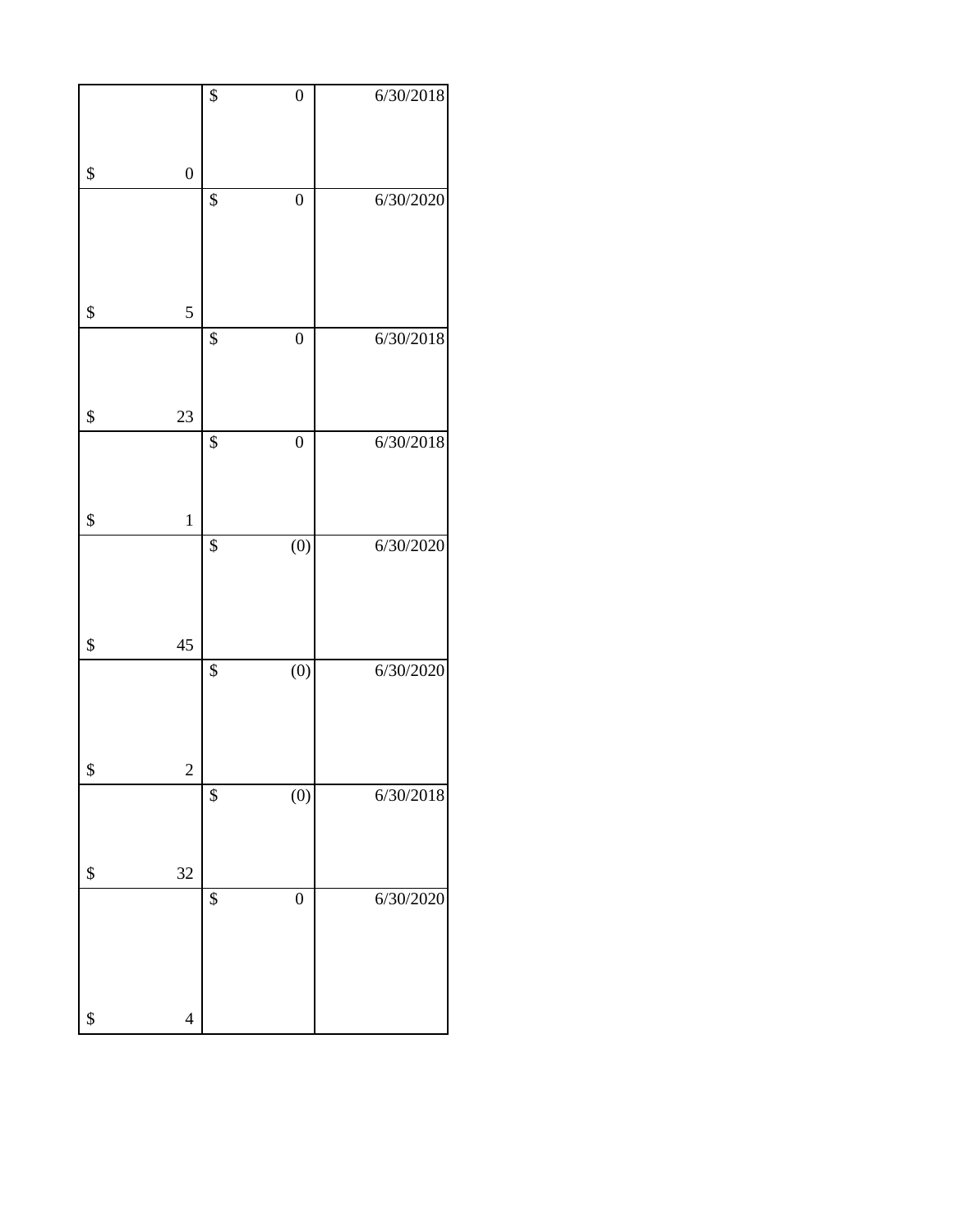| | | |
|---|---|---|
| $ 0 | $ 0 | 6/30/2018 |
| $ 5 | $ 0 | 6/30/2020 |
| $ 23 | $ 0 | 6/30/2018 |
| $ 1 | $ 0 | 6/30/2018 |
| $ 45 | $ (0) | 6/30/2020 |
| $ 2 | $ (0) | 6/30/2020 |
| $ 32 | $ (0) | 6/30/2018 |
| $ 4 | $ 0 | 6/30/2020 |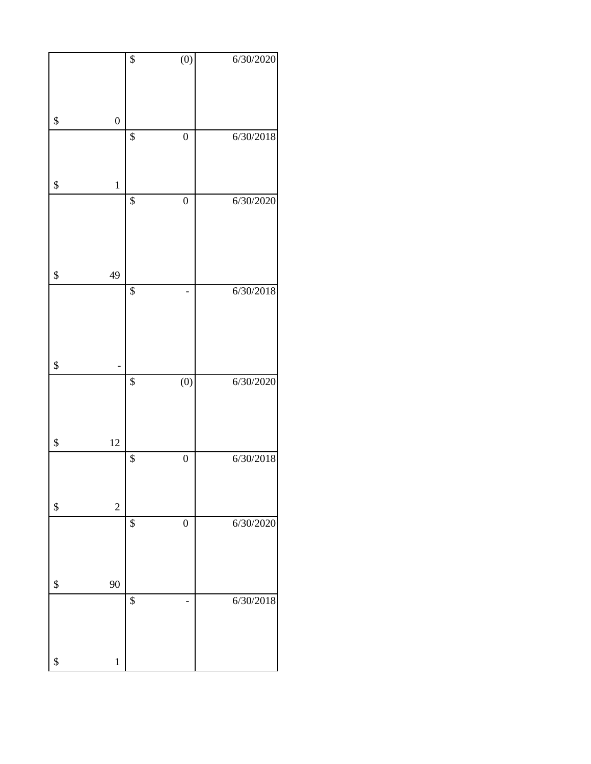| | | |
|---|---|---|
| $ 0 | $ (0) | 6/30/2020 |
| $ 1 | $ 0 | 6/30/2018 |
| $ 49 | $ 0 | 6/30/2020 |
| $ - | $ - | 6/30/2018 |
| $ 12 | $ (0) | 6/30/2020 |
| $ 2 | $ 0 | 6/30/2018 |
| $ 90 | $ 0 | 6/30/2020 |
| $ 1 | $ - | 6/30/2018 |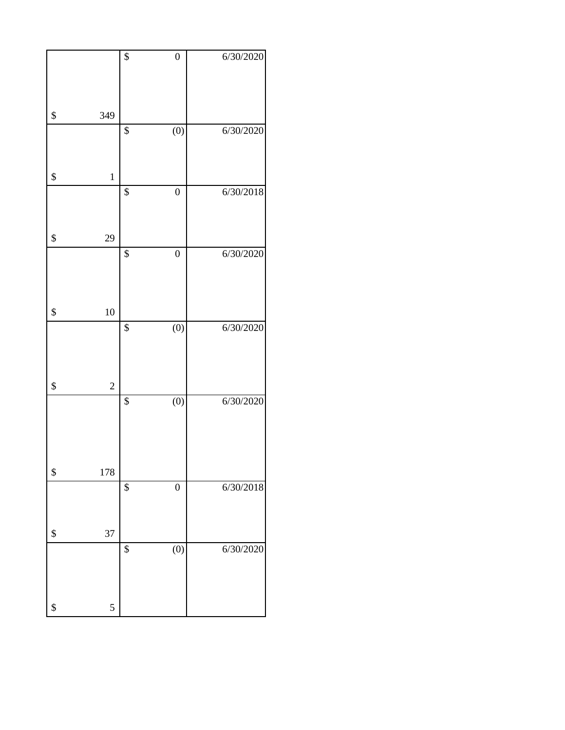|  |  |  |
|---|---|---|
| $ 349 | $ 0 | 6/30/2020 |
| $ 1 | $ (0) | 6/30/2020 |
| $ 29 | $ 0 | 6/30/2018 |
| $ 10 | $ 0 | 6/30/2020 |
| $ 2 | $ (0) | 6/30/2020 |
| $ 178 | $ (0) | 6/30/2020 |
| $ 37 | $ 0 | 6/30/2018 |
| $ 5 | $ (0) | 6/30/2020 |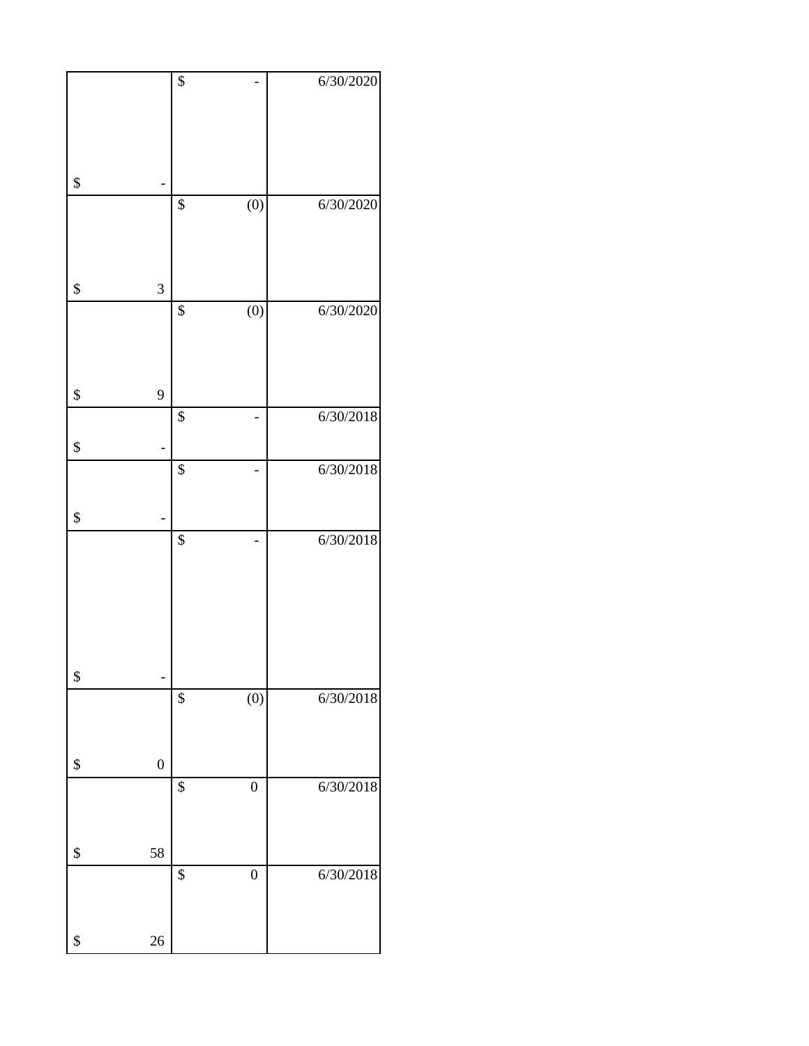| | | |
|---|---|---|
| $ - | $ - | 6/30/2020 |
| $ 3 | $ (0) | 6/30/2020 |
| $ 9 | $ (0) | 6/30/2020 |
| $ - | $ - | 6/30/2018 |
| $ - | $ - | 6/30/2018 |
| $ - | $ - | 6/30/2018 |
| $ 0 | $ (0) | 6/30/2018 |
| $ 58 | $ 0 | 6/30/2018 |
| $ 26 | $ 0 | 6/30/2018 |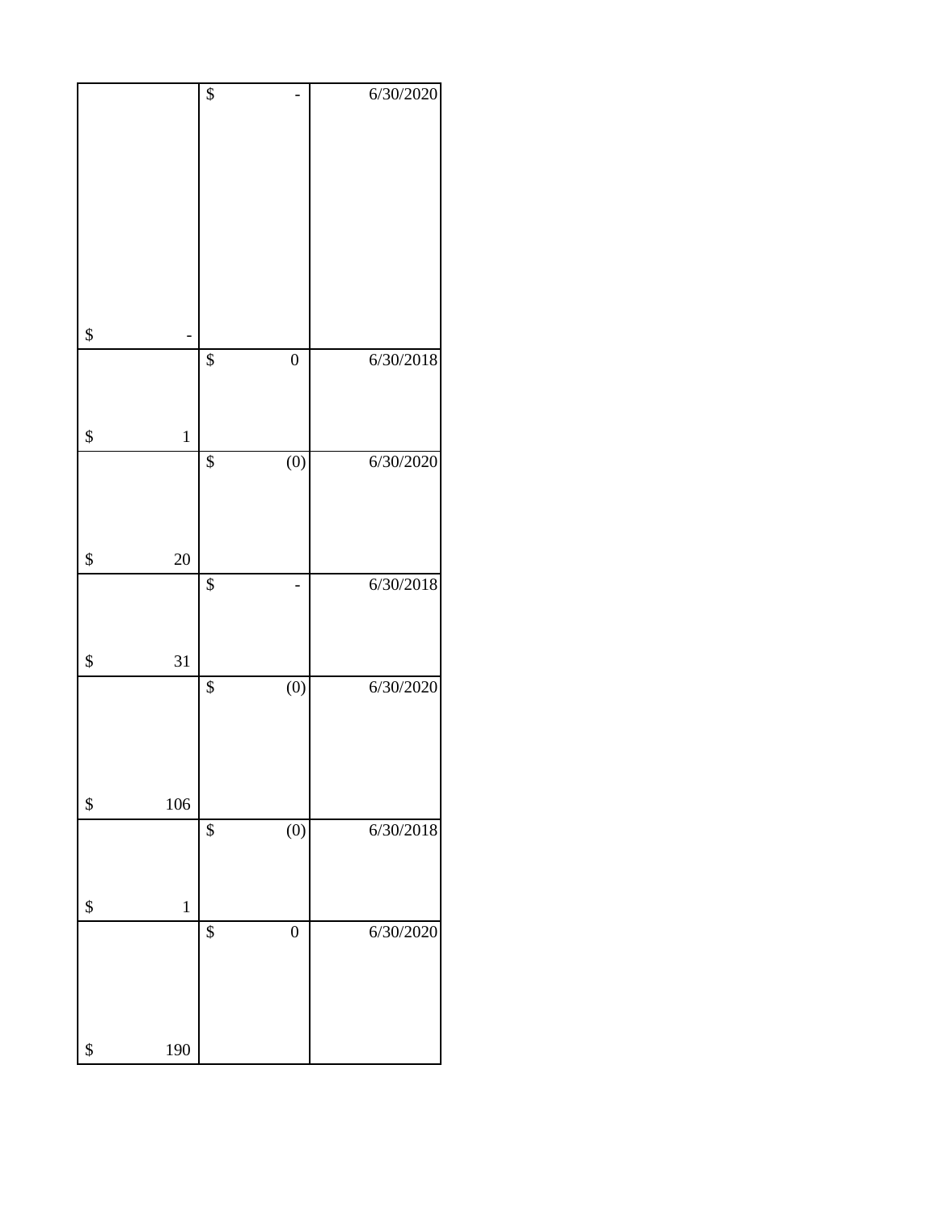| | | |
|---|---|---|
| $ - | $ - | 6/30/2020 |
| $ 1 | $ 0 | 6/30/2018 |
| $ 20 | $ (0) | 6/30/2020 |
| $ 31 | $ - | 6/30/2018 |
| $ 106 | $ (0) | 6/30/2020 |
| $ 1 | $ (0) | 6/30/2018 |
| $ 190 | $ 0 | 6/30/2020 |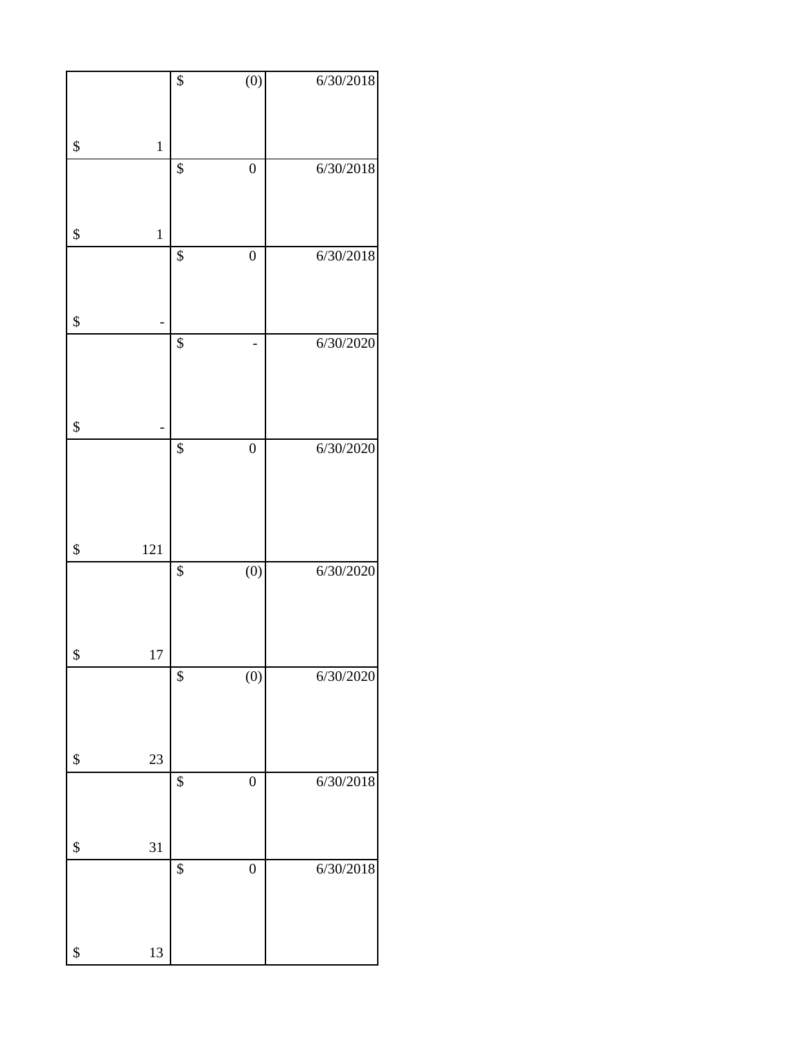| | | |
|---|---|---|
| $ 1 | $ (0) | 6/30/2018 |
| $ 1 | $ 0 | 6/30/2018 |
| $ - | $ 0 | 6/30/2018 |
| $ - | $ - | 6/30/2020 |
| $ 121 | $ 0 | 6/30/2020 |
| $ 17 | $ (0) | 6/30/2020 |
| $ 23 | $ (0) | 6/30/2020 |
| $ 31 | $ 0 | 6/30/2018 |
| $ 13 | $ 0 | 6/30/2018 |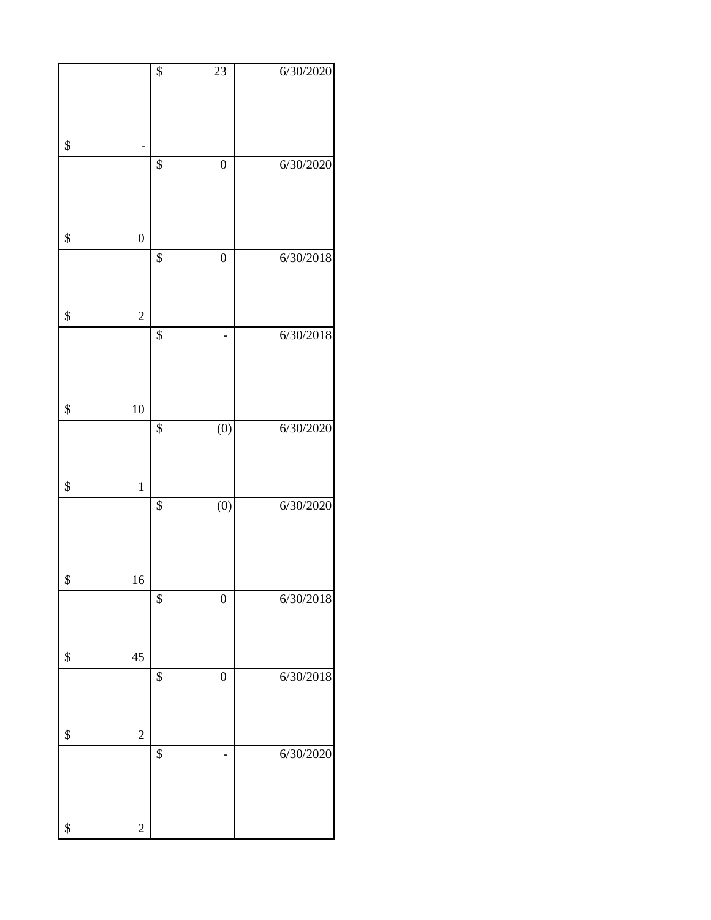|  |  |  |
|---|---|---|
| $ - | $ 23 | 6/30/2020 |
| $ 0 | $ 0 | 6/30/2020 |
| $ 2 | $ 0 | 6/30/2018 |
| $ 10 | $ - | 6/30/2018 |
| $ 1 | $ (0) | 6/30/2020 |
| $ 16 | $ (0) | 6/30/2020 |
| $ 45 | $ 0 | 6/30/2018 |
| $ 2 | $ 0 | 6/30/2018 |
| $ 2 | $ - | 6/30/2020 |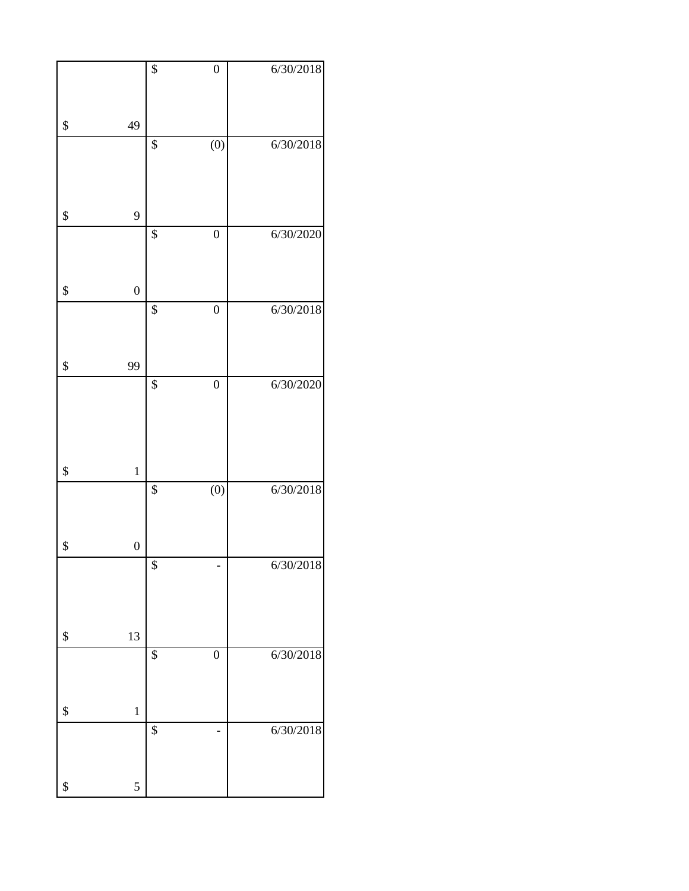| | | |
|---|---|---|
| $ 49 | $ 0 | 6/30/2018 |
| $ 9 | $ (0) | 6/30/2018 |
| $ 0 | $ 0 | 6/30/2020 |
| $ 99 | $ 0 | 6/30/2018 |
| $ 1 | $ 0 | 6/30/2020 |
| $ 0 | $ (0) | 6/30/2018 |
| $ 13 | $ - | 6/30/2018 |
| $ 1 | $ 0 | 6/30/2018 |
| $ 5 | $ - | 6/30/2018 |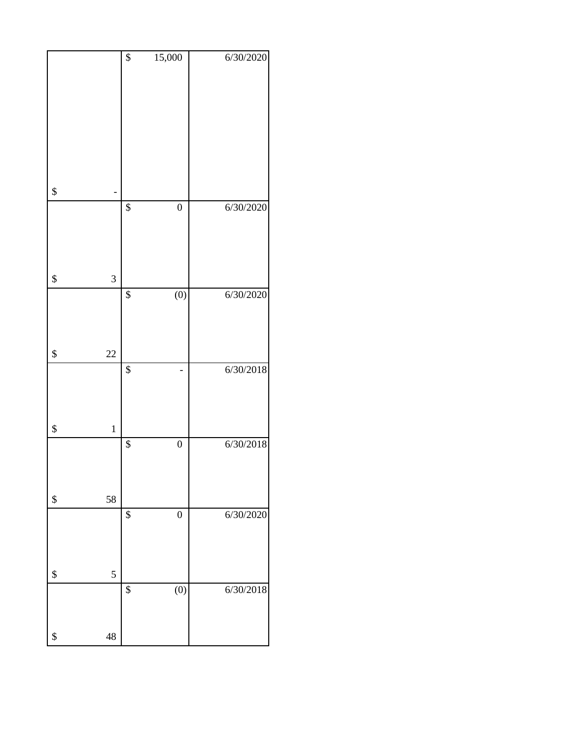| | | |
|---|---|---|
| $ - | $ 15,000 | 6/30/2020 |
| $ 3 | $ 0 | 6/30/2020 |
| $ 22 | $ (0) | 6/30/2020 |
| $ 1 | $ - | 6/30/2018 |
| $ 58 | $ 0 | 6/30/2018 |
| $ 5 | $ 0 | 6/30/2020 |
| $ 48 | $ (0) | 6/30/2018 |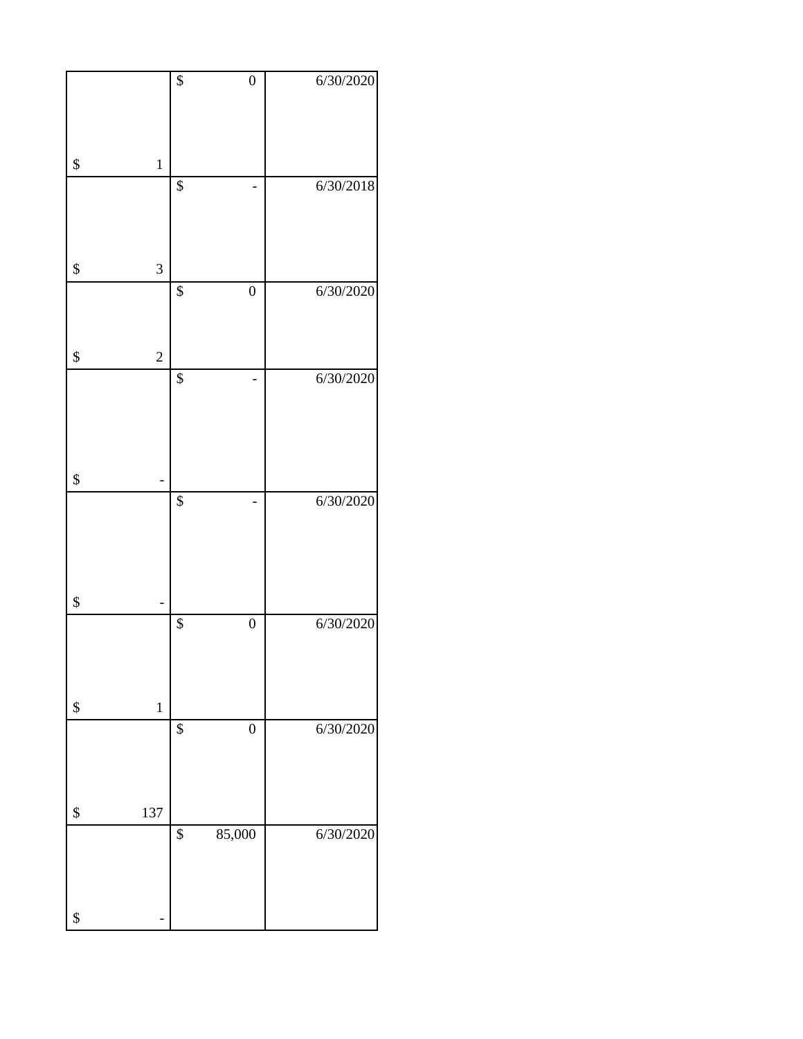| | | |
|---|---|---|
| $ 1 | $ 0 | 6/30/2020 |
| $ 3 | $ - | 6/30/2018 |
| $ 2 | $ 0 | 6/30/2020 |
| $ - | $ - | 6/30/2020 |
| $ - | $ - | 6/30/2020 |
| $ 1 | $ 0 | 6/30/2020 |
| $ 137 | $ 0 | 6/30/2020 |
| $ - | $ 85,000 | 6/30/2020 |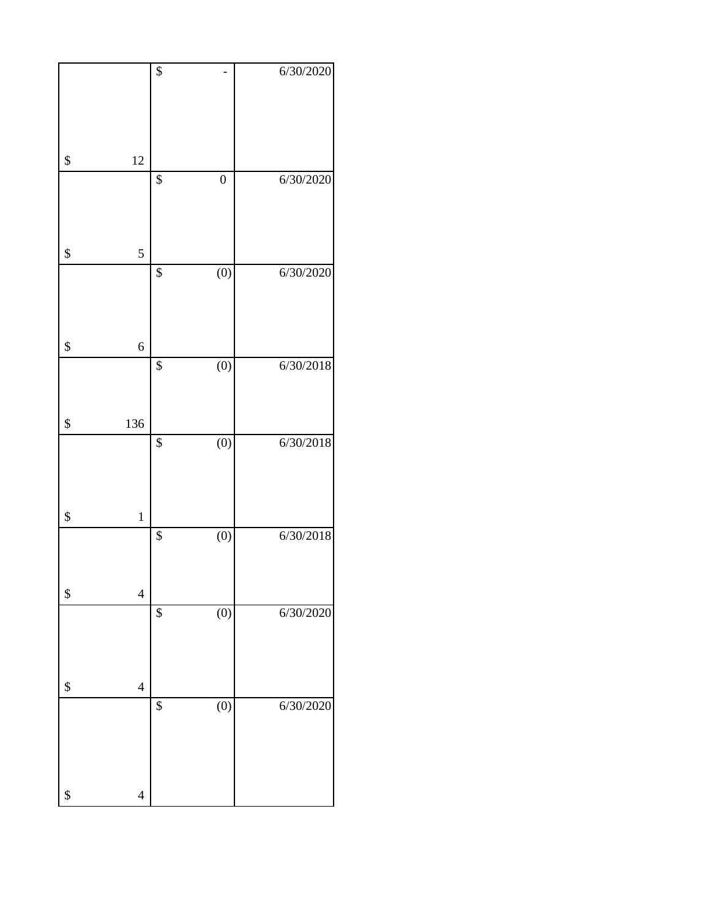| | | |
|---|---|---|
| $ 12 | $ - | 6/30/2020 |
| $ 5 | $ 0 | 6/30/2020 |
| $ 6 | $ (0) | 6/30/2020 |
| $ 136 | $ (0) | 6/30/2018 |
| $ 1 | $ (0) | 6/30/2018 |
| $ 4 | $ (0) | 6/30/2018 |
| $ 4 | $ (0) | 6/30/2020 |
| $ 4 | $ (0) | 6/30/2020 |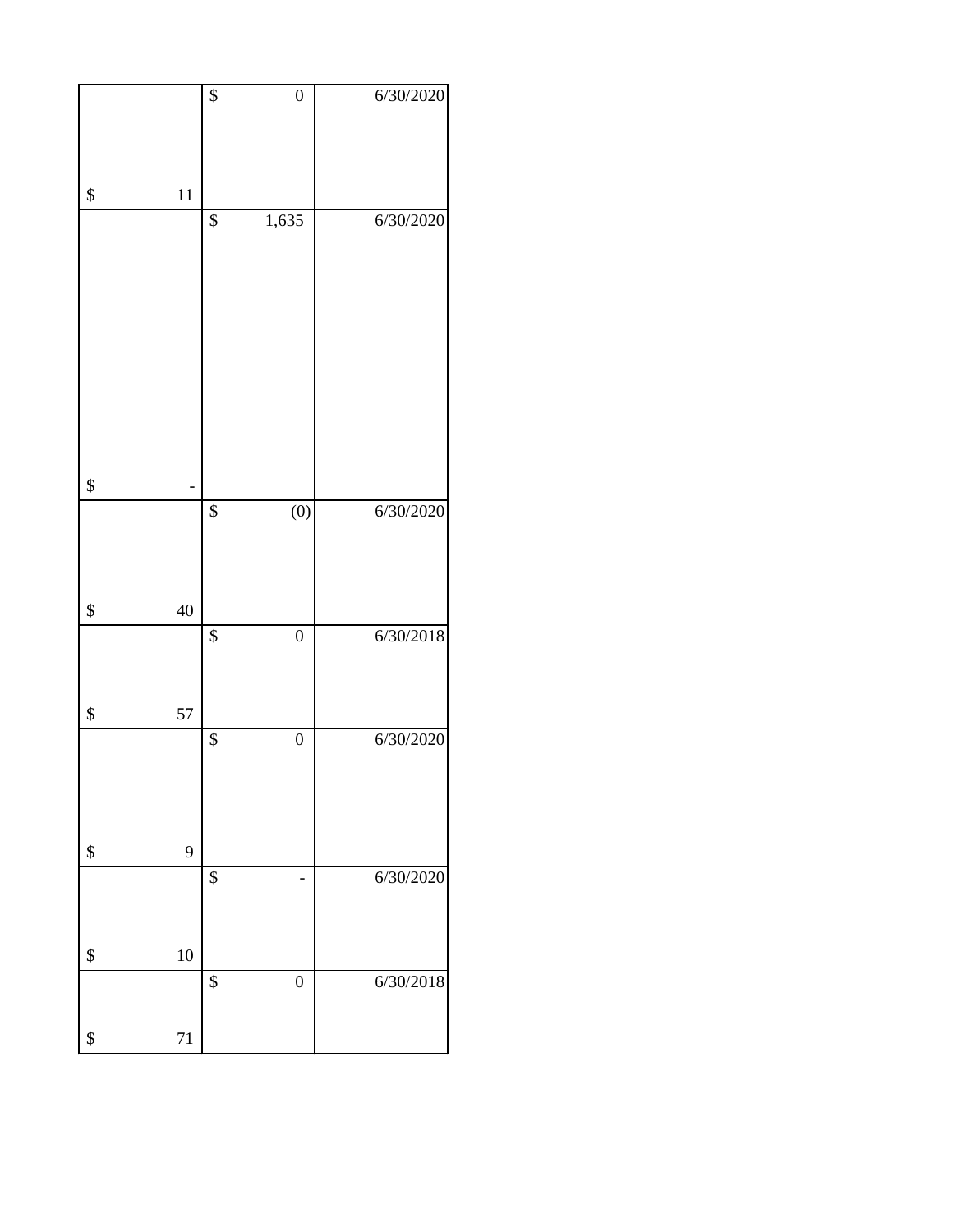| | | |
|---|---|---|
| $ 11 | $ 0 | 6/30/2020 |
| $ - | $ 1,635 | 6/30/2020 |
| $ 40 | $ (0) | 6/30/2020 |
| $ 57 | $ 0 | 6/30/2018 |
| $ 9 | $ 0 | 6/30/2020 |
| $ 10 | $ - | 6/30/2020 |
| $ 71 | $ 0 | 6/30/2018 |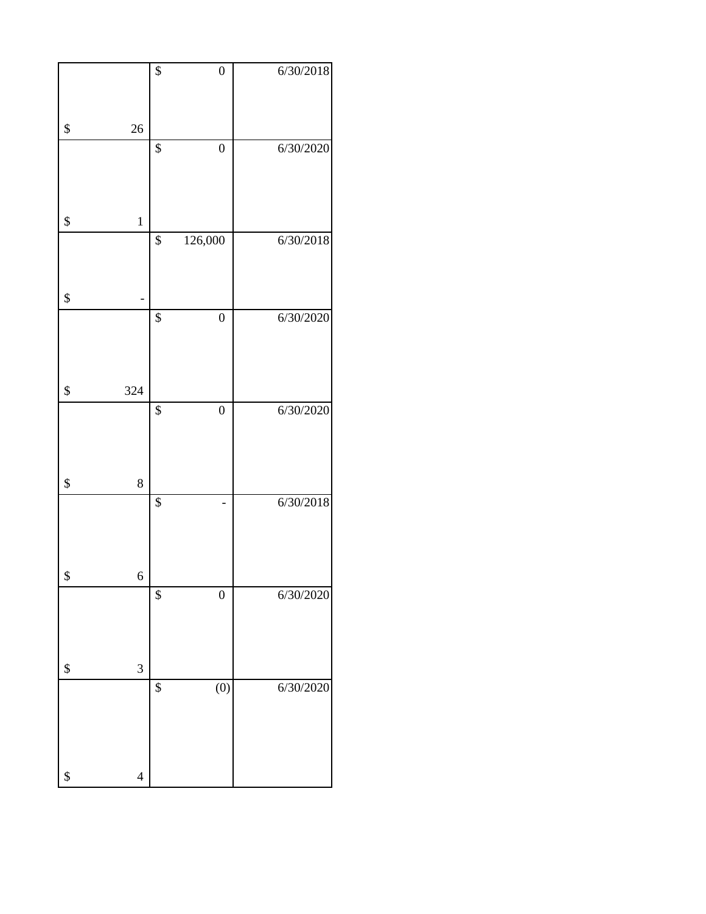| | | |
|---|---|---|
| $ 26 | $ 0 | 6/30/2018 |
| $ 1 | $ 0 | 6/30/2020 |
| $ - | $ 126,000 | 6/30/2018 |
| $ 324 | $ 0 | 6/30/2020 |
| $ 8 | $ 0 | 6/30/2020 |
| $ 6 | $ - | 6/30/2018 |
| $ 3 | $ 0 | 6/30/2020 |
| $ 4 | $ (0) | 6/30/2020 |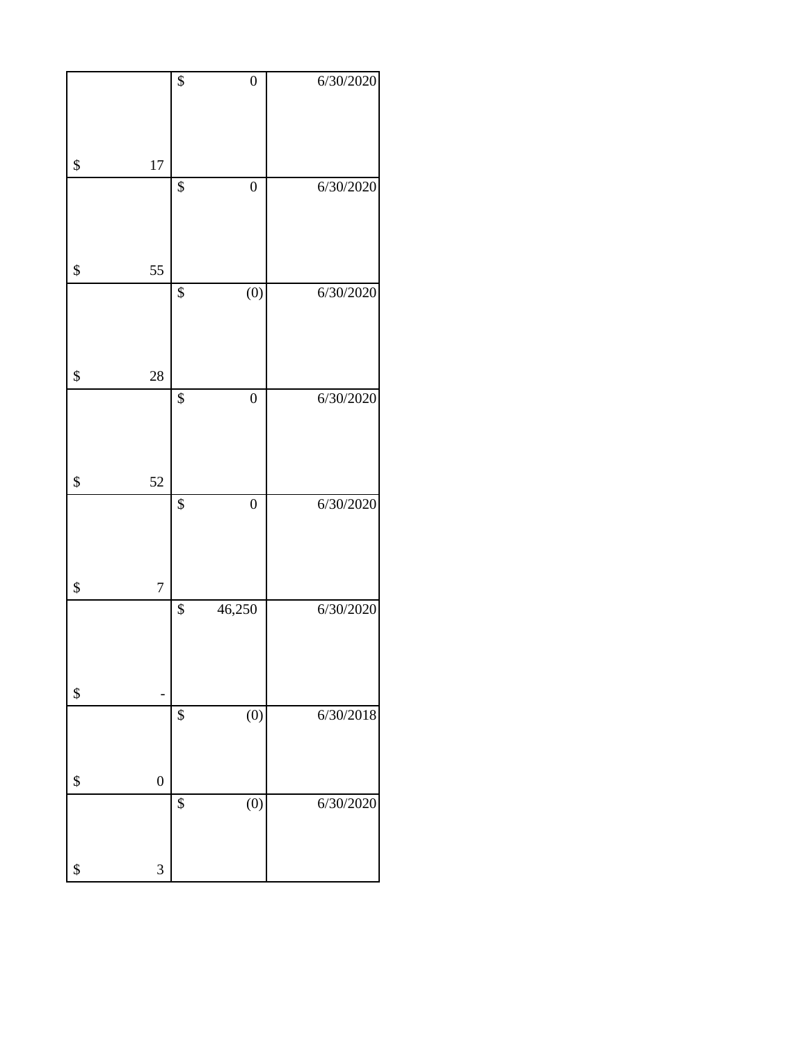| | | |
|---|---|---|
| $ 17 | $ 0 | 6/30/2020 |
| $ 55 | $ 0 | 6/30/2020 |
| $ 28 | $ (0) | 6/30/2020 |
| $ 52 | $ 0 | 6/30/2020 |
| $ 7 | $ 0 | 6/30/2020 |
| $ - | $ 46,250 | 6/30/2020 |
| $ 0 | $ (0) | 6/30/2018 |
| $ 3 | $ (0) | 6/30/2020 |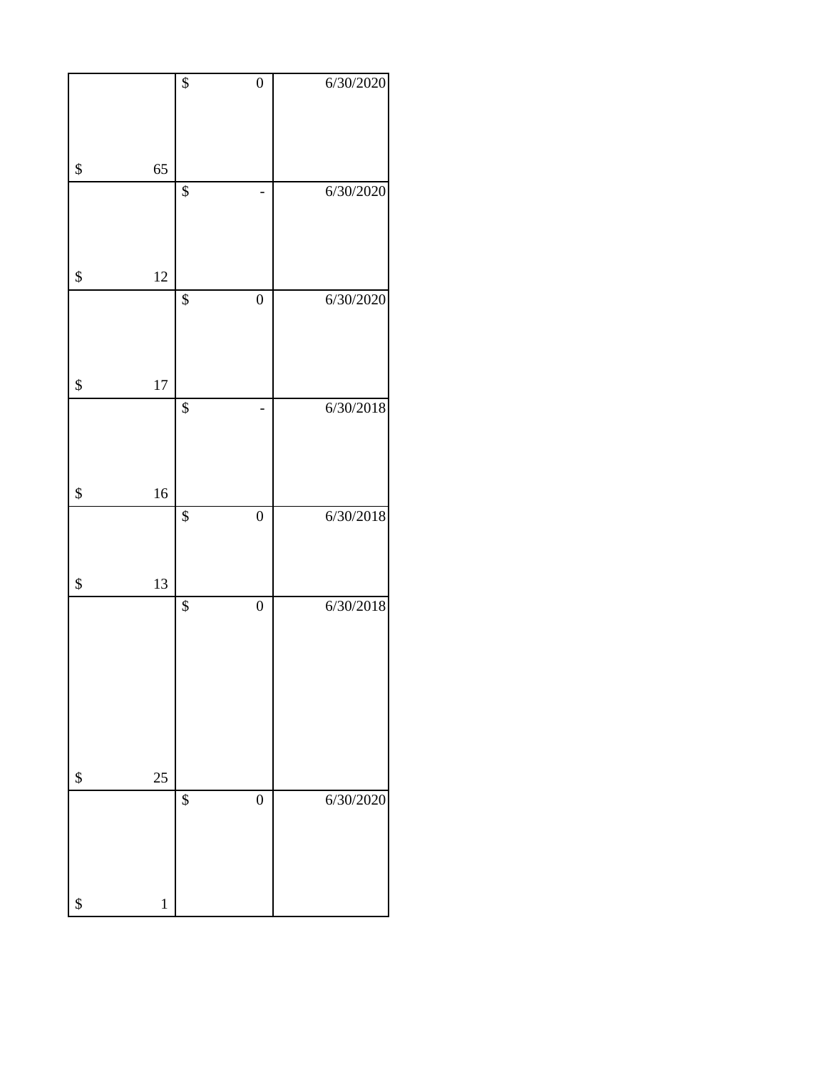| | | |
|---|---|---|
| $ 65 | $ 0 | 6/30/2020 |
| $ 12 | $ - | 6/30/2020 |
| $ 17 | $ 0 | 6/30/2020 |
| $ 16 | $ - | 6/30/2018 |
| $ 13 | $ 0 | 6/30/2018 |
| $ 25 | $ 0 | 6/30/2018 |
| $ 1 | $ 0 | 6/30/2020 |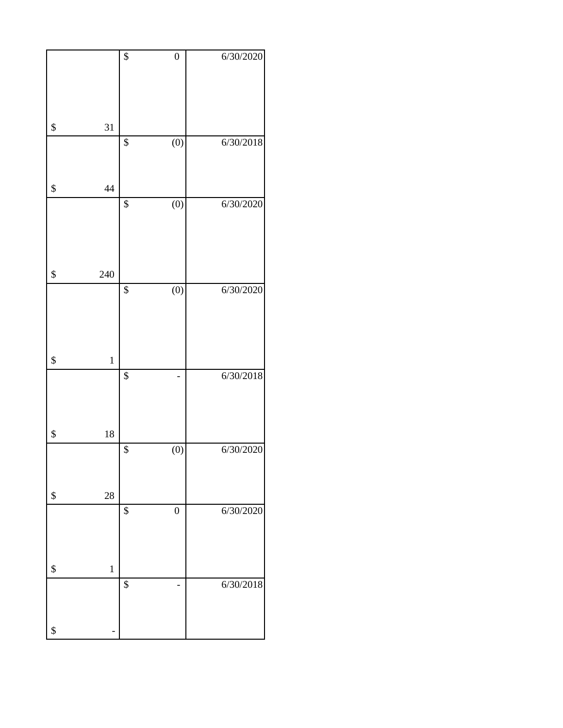| | | |
|---|---|---|
| $ 31 | $ 0 | 6/30/2020 |
| $ 44 | $ (0) | 6/30/2018 |
| $ 240 | $ (0) | 6/30/2020 |
| $ 1 | $ (0) | 6/30/2020 |
| $ 18 | $ - | 6/30/2018 |
| $ 28 | $ (0) | 6/30/2020 |
| $ 1 | $ 0 | 6/30/2020 |
| $ - | $ - | 6/30/2018 |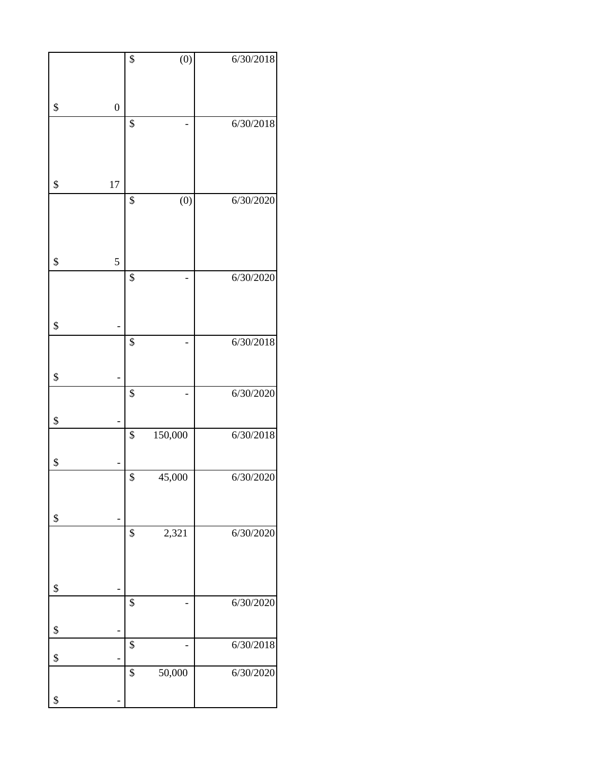| | | |
|---|---|---|
| $ 0 | $ (0) | 6/30/2018 |
| $ 17 | $ - | 6/30/2018 |
| $ 5 | $ (0) | 6/30/2020 |
| $ - | $ - | 6/30/2020 |
| $ - | $ - | 6/30/2018 |
| $ - | $ - | 6/30/2020 |
| $ - | $ 150,000 | 6/30/2018 |
| $ - | $ 45,000 | 6/30/2020 |
| $ - | $ 2,321 | 6/30/2020 |
| $ - | $ - | 6/30/2020 |
| $ - | $ - | 6/30/2018 |
| $ - | $ 50,000 | 6/30/2020 |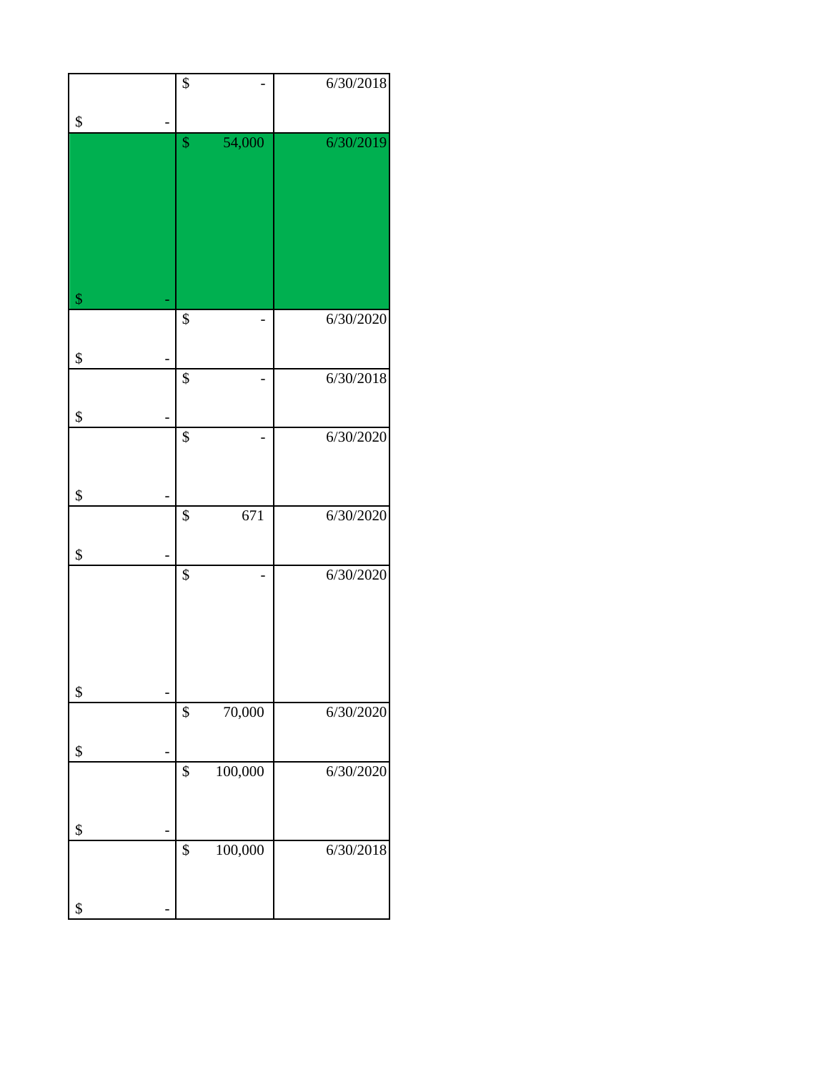| | | |
|---|---|---|
| $ - | $ - | 6/30/2018 |
| $ - | $ 54,000 | 6/30/2019 |
| $ - | $ - | 6/30/2020 |
| $ - | $ - | 6/30/2018 |
| $ - | $ - | 6/30/2020 |
| $ - | $ 671 | 6/30/2020 |
| $ - | $ - | 6/30/2020 |
| $ - | $ 70,000 | 6/30/2020 |
| $ - | $ 100,000 | 6/30/2020 |
| $ - | $ 100,000 | 6/30/2018 |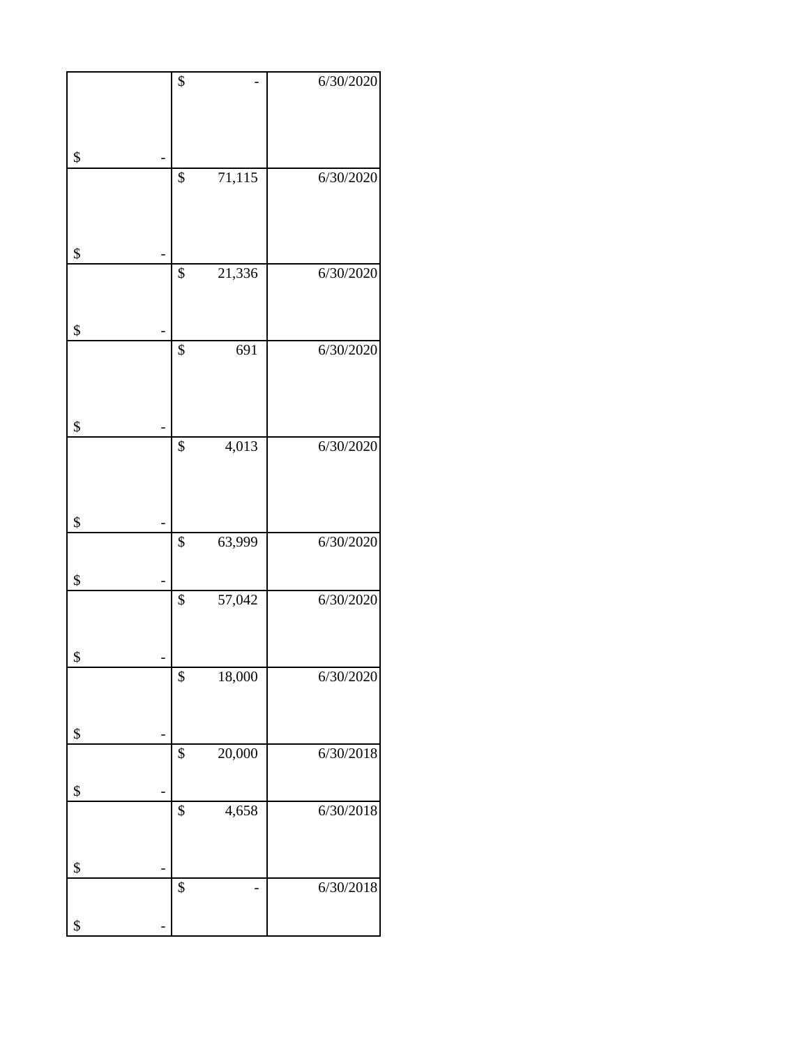| | | |
|---|---|---|
| $ - | $ - | 6/30/2020 |
| $ - | $ 71,115 | 6/30/2020 |
| $ - | $ 21,336 | 6/30/2020 |
| $ - | $ 691 | 6/30/2020 |
| $ - | $ 4,013 | 6/30/2020 |
| $ - | $ 63,999 | 6/30/2020 |
| $ - | $ 57,042 | 6/30/2020 |
| $ - | $ 18,000 | 6/30/2020 |
| $ - | $ 20,000 | 6/30/2018 |
| $ - | $ 4,658 | 6/30/2018 |
| $ - | $ - | 6/30/2018 |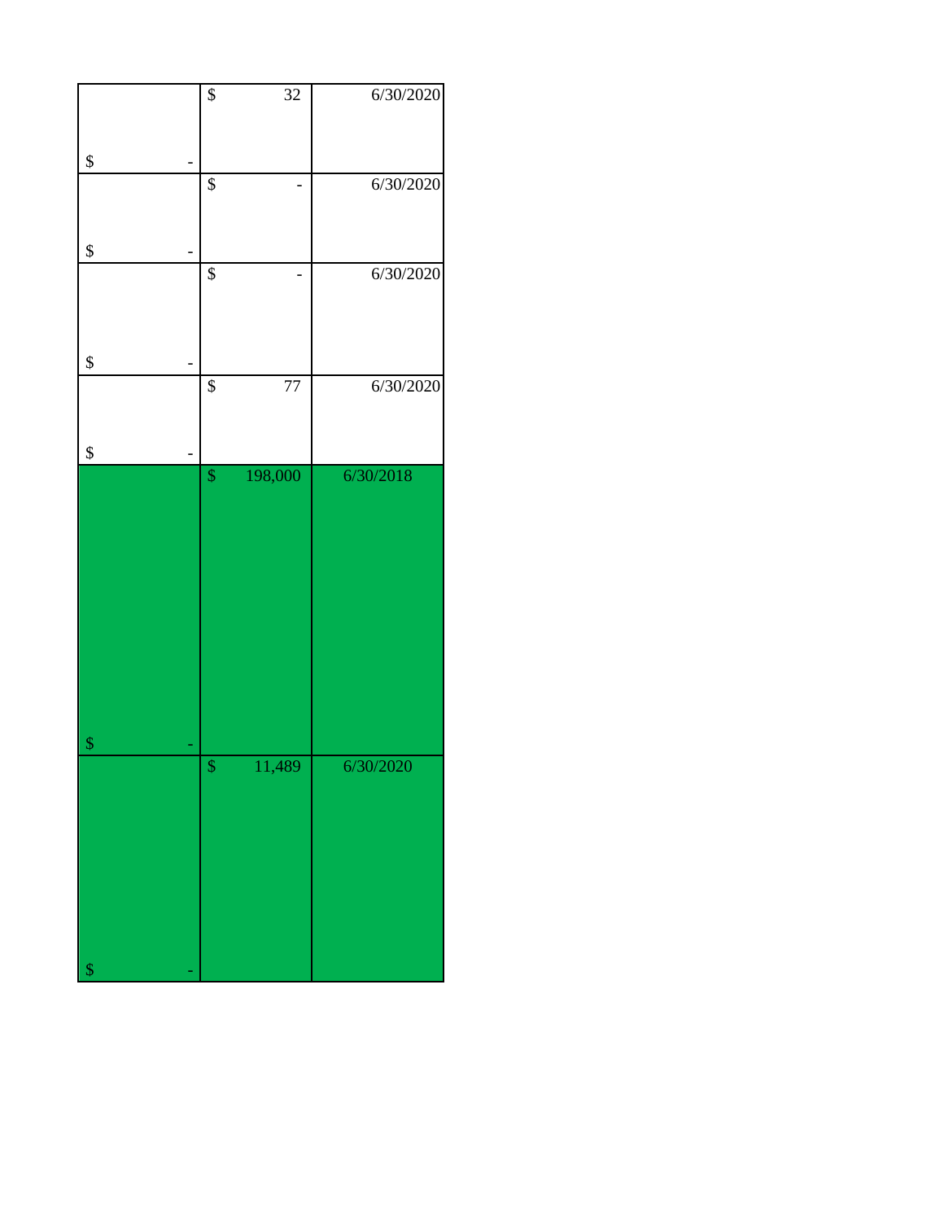| | | |
|---|---|---|
| $ - | $ 32 | 6/30/2020 |
| $ - | $ - | 6/30/2020 |
| $ - | $ - | 6/30/2020 |
| $ - | $ 77 | 6/30/2020 |
| $ - | $ 198,000 | 6/30/2018 |
| $ - | $ 11,489 | 6/30/2020 |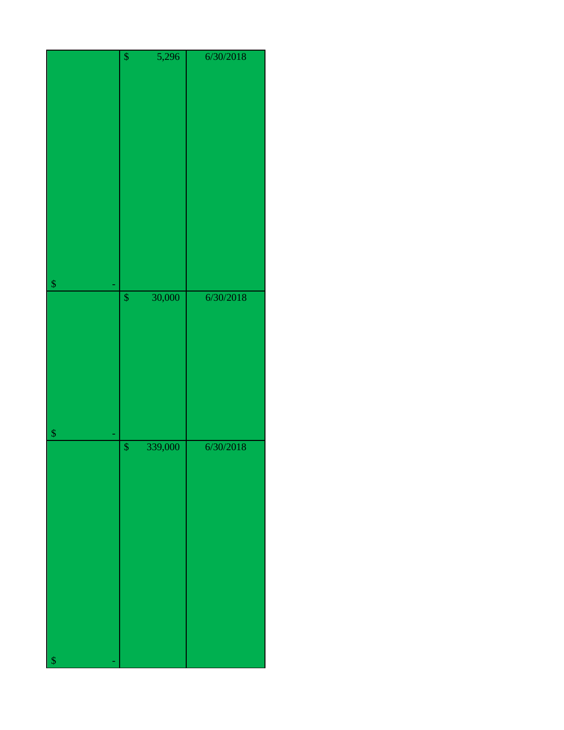| | | |
|---|---|---|
| $ - | $ 5,296 | 6/30/2018 |
| $ - | $ 30,000 | 6/30/2018 |
| $ - | $ 339,000 | 6/30/2018 |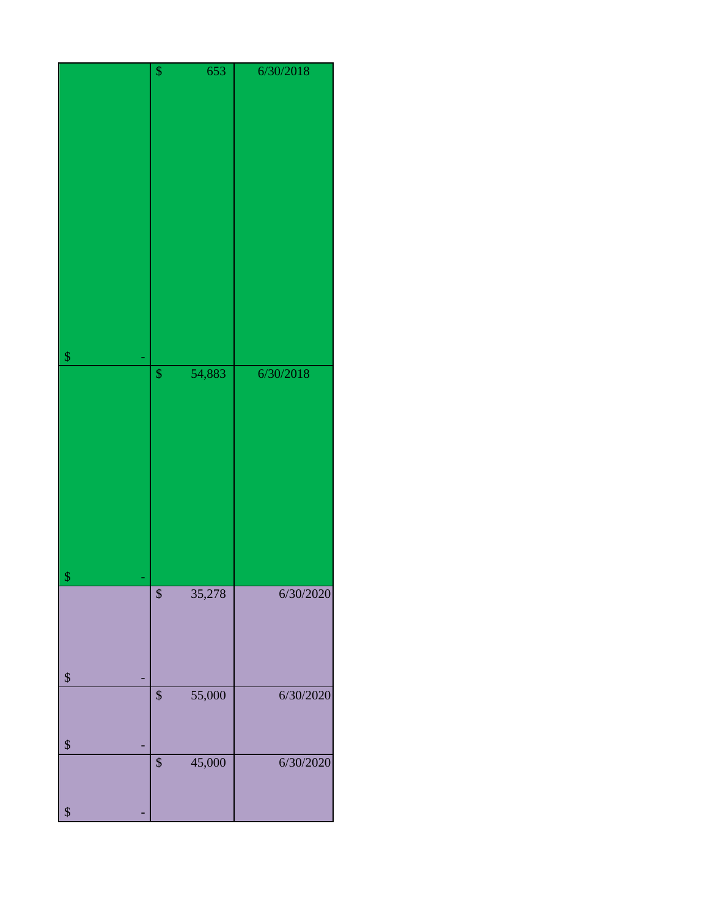| | | |
|---|---|---|
| $ - | $ 653 | 6/30/2018 |
| $ - | $ 54,883 | 6/30/2018 |
| $ - | $ 35,278 | 6/30/2020 |
| $ - | $ 55,000 | 6/30/2020 |
| $ - | $ 45,000 | 6/30/2020 |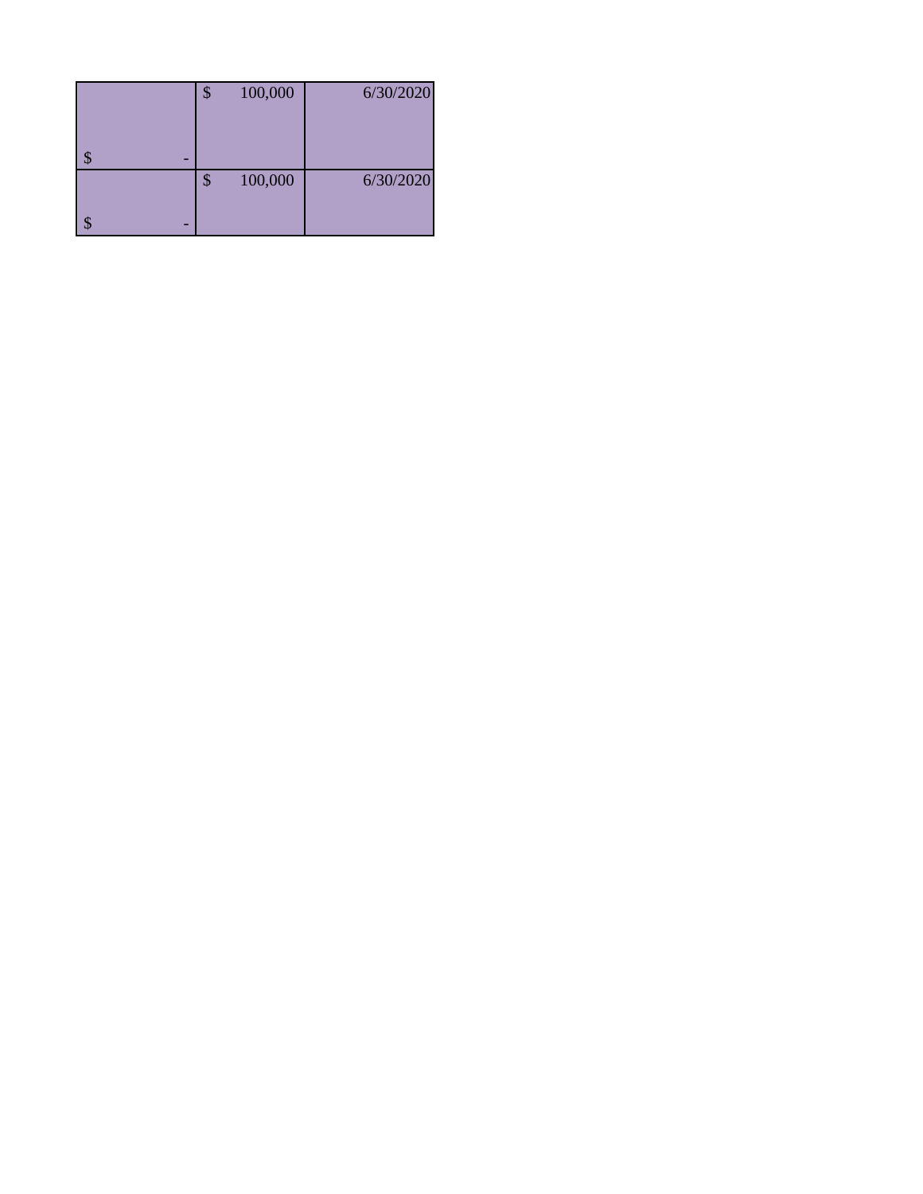| | | |
|---|---|---|
| $ - | $ 100,000 | 6/30/2020 |
| $ - | $ 100,000 | 6/30/2020 |